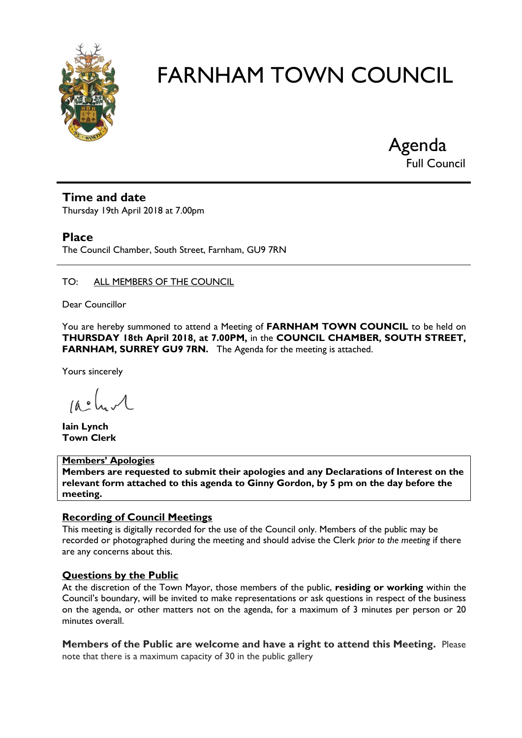# FARNHAM TOWN COUNCIL

## Agenda

Full Council

### Time and date

Thursday 19th April 2018 at 7.00pm

### Place

The Council Chamber, South Street, Farnham, GU9 7RN

---

TO: ALL MEMBERS OF THE COUNCIL

Dear Councillor

You are hereby summoned to attend a Meeting of **FARNHAM TOWN COUNCIL** to be held on **THURSDAY 18th April 2018, at 7.00PM,** in the **COUNCIL CHAMBER, SOUTH STREET, FARNHAM, SURREY GU9 7RN.** The Agenda for the meeting is attached.

Yours sincerely

**Iain Lynch**
**Town Clerk**

**Members' Apologies**
**Members are requested to submit their apologies and any Declarations of Interest on the relevant form attached to this agenda to Ginny Gordon, by 5 pm on the day before the meeting.**

**Recording of Council Meetings**

This meeting is digitally recorded for the use of the Council only. Members of the public may be recorded or photographed during the meeting and should advise the Clerk *prior to the meeting* if there are any concerns about this.

**Questions by the Public**

At the discretion of the Town Mayor, those members of the public, **residing or working** within the Council's boundary, will be invited to make representations or ask questions in respect of the business on the agenda, or other matters not on the agenda, for a maximum of 3 minutes per person or 20 minutes overall.

**Members of the Public are welcome and have a right to attend this Meeting.** Please note that there is a maximum capacity of 30 in the public gallery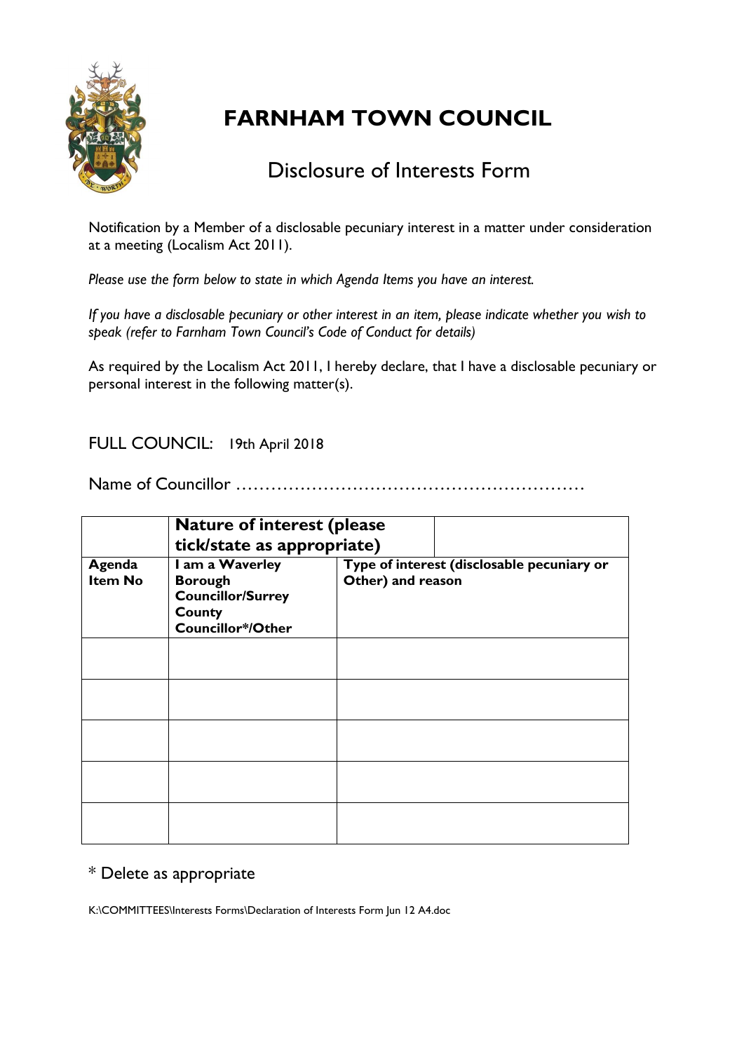# FARNHAM TOWN COUNCIL

## Disclosure of Interests Form

Notification by a Member of a disclosable pecuniary interest in a matter under consideration at a meeting (Localism Act 2011).

*Please use the form below to state in which Agenda Items you have an interest.*

*If you have a disclosable pecuniary or other interest in an item, please indicate whether you wish to speak (refer to Farnham Town Council's Code of Conduct for details)*

As required by the Localism Act 2011, I hereby declare, that I have a disclosable pecuniary or personal interest in the following matter(s).

FULL COUNCIL: 19th April 2018

Name of Councillor ……………………………………………………

| | **Nature of interest (please tick/state as appropriate)** | |
|---|---|---|
| **Agenda Item No** | **I am a Waverley Borough Councillor/Surrey County Councillor*/Other** | **Type of interest (disclosable pecuniary or Other) and reason** |
| | | |
| | | |
| | | |
| | | |
| | | |

\* Delete as appropriate

K:\COMMITTEES\Interests Forms\Declaration of Interests Form Jun 12 A4.doc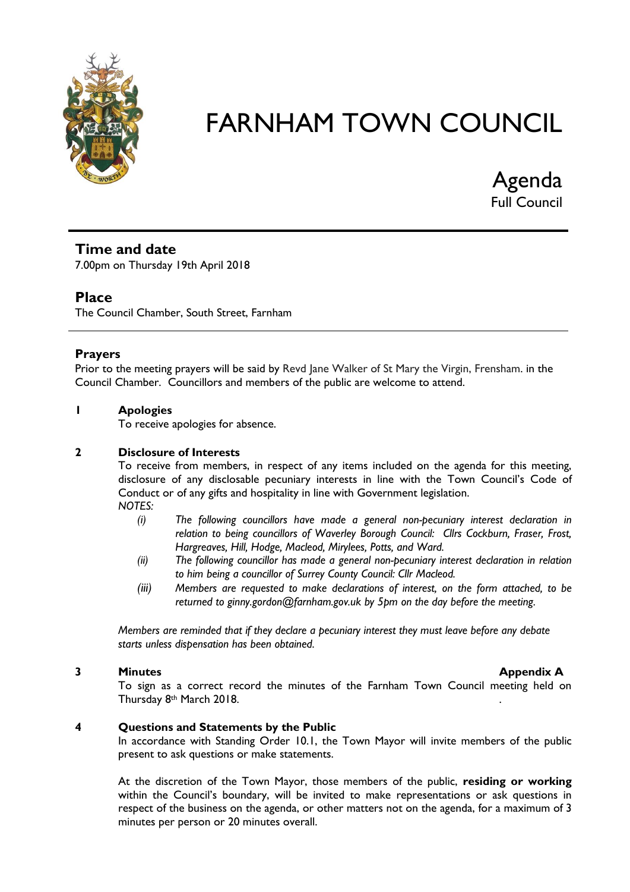# FARNHAM TOWN COUNCIL

## Agenda
Full Council

---

## Time and date
7.00pm on Thursday 19th April 2018

## Place
The Council Chamber, South Street, Farnham

---

### Prayers
Prior to the meeting prayers will be said by Revd Jane Walker of St Mary the Virgin, Frensham. in the Council Chamber. Councillors and members of the public are welcome to attend.

**1 Apologies**

To receive apologies for absence.

**2 Disclosure of Interests**

To receive from members, in respect of any items included on the agenda for this meeting, disclosure of any disclosable pecuniary interests in line with the Town Council's Code of Conduct or of any gifts and hospitality in line with Government legislation.

*NOTES:*

*(i) The following councillors have made a general non-pecuniary interest declaration in relation to being councillors of Waverley Borough Council: Cllrs Cockburn, Fraser, Frost, Hargreaves, Hill, Hodge, Macleod, Mirylees, Potts, and Ward.*

*(ii) The following councillor has made a general non-pecuniary interest declaration in relation to him being a councillor of Surrey County Council: Cllr Macleod.*

*(iii) Members are requested to make declarations of interest, on the form attached, to be returned to ginny.gordon@farnham.gov.uk by 5pm on the day before the meeting.*

*Members are reminded that if they declare a pecuniary interest they must leave before any debate starts unless dispensation has been obtained.*

**3 Minutes** **Appendix A**

To sign as a correct record the minutes of the Farnham Town Council meeting held on Thursday 8th March 2018.

**4 Questions and Statements by the Public**

In accordance with Standing Order 10.1, the Town Mayor will invite members of the public present to ask questions or make statements.

At the discretion of the Town Mayor, those members of the public, **residing or working** within the Council's boundary, will be invited to make representations or ask questions in respect of the business on the agenda, or other matters not on the agenda, for a maximum of 3 minutes per person or 20 minutes overall.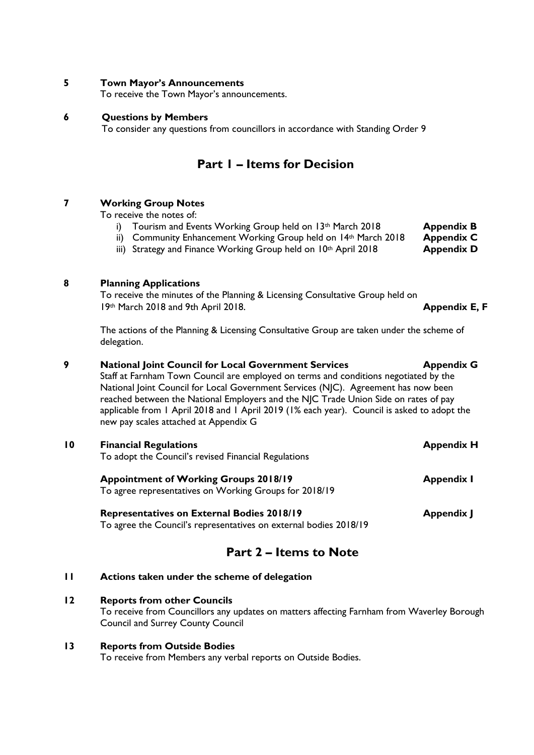**5 Town Mayor's Announcements**

To receive the Town Mayor's announcements.

**6 Questions by Members**

To consider any questions from councillors in accordance with Standing Order 9

## Part 1 – Items for Decision

**7 Working Group Notes**

To receive the notes of:

i) Tourism and Events Working Group held on 13th March 2018 — **Appendix B**
ii) Community Enhancement Working Group held on 14th March 2018 — **Appendix C**
iii) Strategy and Finance Working Group held on 10th April 2018 — **Appendix D**

**8 Planning Applications**

To receive the minutes of the Planning & Licensing Consultative Group held on 19th March 2018 and 9th April 2018. — **Appendix E, F**

The actions of the Planning & Licensing Consultative Group are taken under the scheme of delegation.

**9 National Joint Council for Local Government Services** — **Appendix G**

Staff at Farnham Town Council are employed on terms and conditions negotiated by the National Joint Council for Local Government Services (NJC). Agreement has now been reached between the National Employers and the NJC Trade Union Side on rates of pay applicable from 1 April 2018 and 1 April 2019 (1% each year). Council is asked to adopt the new pay scales attached at Appendix G

**10 Financial Regulations** — **Appendix H**

To adopt the Council's revised Financial Regulations

**Appointment of Working Groups 2018/19** — **Appendix I**

To agree representatives on Working Groups for 2018/19

**Representatives on External Bodies 2018/19** — **Appendix J**

To agree the Council's representatives on external bodies 2018/19

## Part 2 – Items to Note

**11 Actions taken under the scheme of delegation**

**12 Reports from other Councils**

To receive from Councillors any updates on matters affecting Farnham from Waverley Borough Council and Surrey County Council

**13 Reports from Outside Bodies**

To receive from Members any verbal reports on Outside Bodies.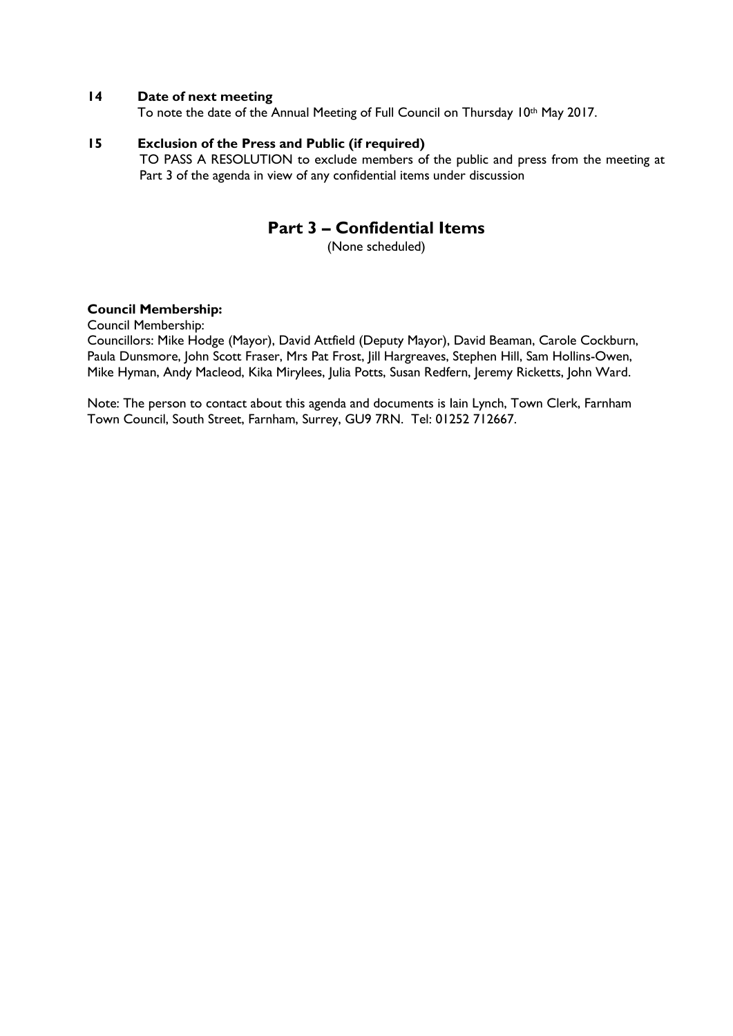**14 Date of next meeting**

To note the date of the Annual Meeting of Full Council on Thursday 10th May 2017.

**15 Exclusion of the Press and Public (if required)**

TO PASS A RESOLUTION to exclude members of the public and press from the meeting at Part 3 of the agenda in view of any confidential items under discussion

## Part 3 – Confidential Items

(None scheduled)

**Council Membership:**

Council Membership:

Councillors: Mike Hodge (Mayor), David Attfield (Deputy Mayor), David Beaman, Carole Cockburn, Paula Dunsmore, John Scott Fraser, Mrs Pat Frost, Jill Hargreaves, Stephen Hill, Sam Hollins-Owen, Mike Hyman, Andy Macleod, Kika Mirylees, Julia Potts, Susan Redfern, Jeremy Ricketts, John Ward.

Note: The person to contact about this agenda and documents is Iain Lynch, Town Clerk, Farnham Town Council, South Street, Farnham, Surrey, GU9 7RN. Tel: 01252 712667.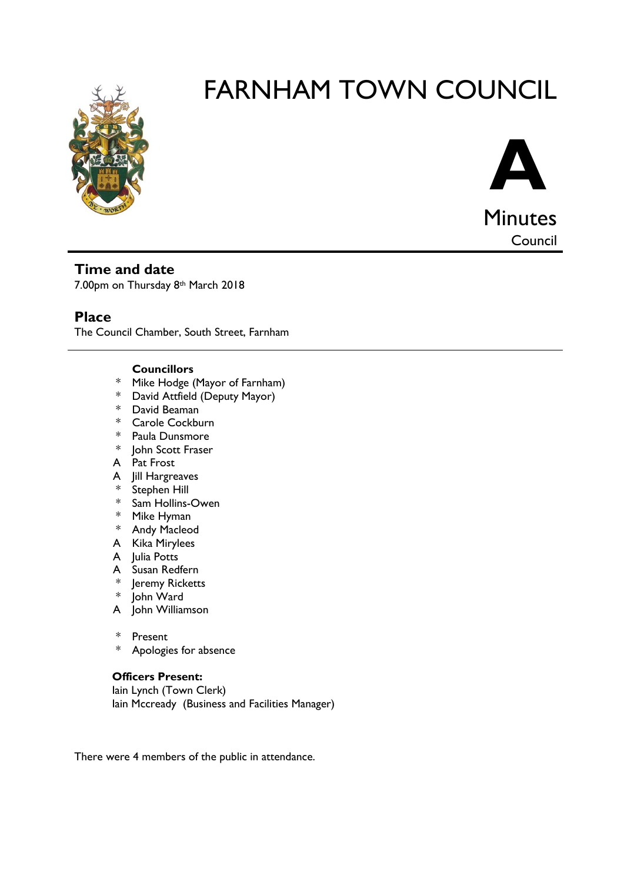# FARNHAM TOWN COUNCIL

**A**

Minutes

Council

## Time and date

7.00pm on Thursday 8th March 2018

## Place

The Council Chamber, South Street, Farnham

**Councillors**

- \* Mike Hodge (Mayor of Farnham)
- \* David Attfield (Deputy Mayor)
- \* David Beaman
- \* Carole Cockburn
- \* Paula Dunsmore
- \* John Scott Fraser
- A Pat Frost
- A Jill Hargreaves
- \* Stephen Hill
- \* Sam Hollins-Owen
- \* Mike Hyman
- \* Andy Macleod
- A Kika Mirylees
- A Julia Potts
- A Susan Redfern
- \* Jeremy Ricketts
- \* John Ward
- A John Williamson

- \* Present
- \* Apologies for absence

**Officers Present:**

Iain Lynch (Town Clerk)

Iain Mccready (Business and Facilities Manager)

There were 4 members of the public in attendance.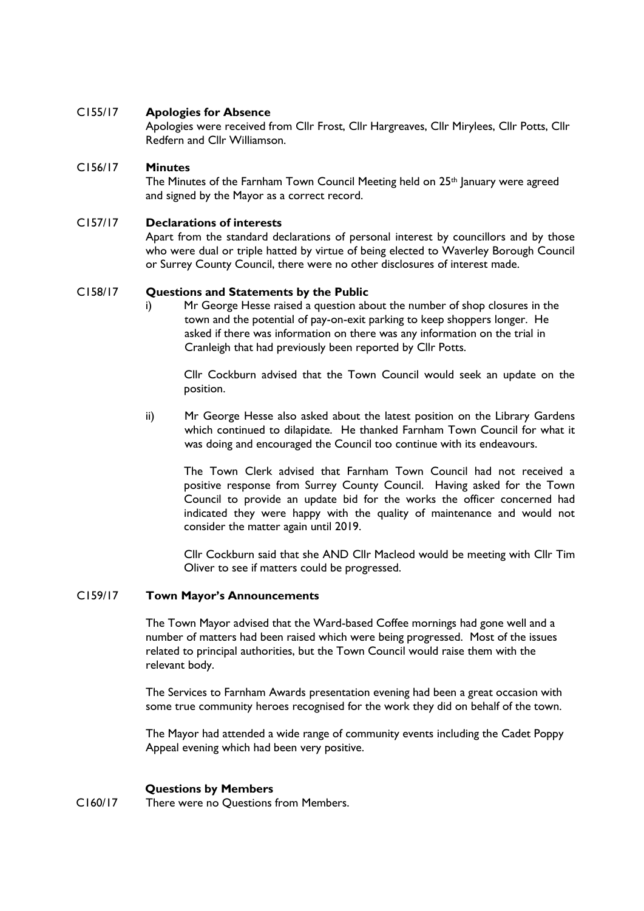**C155/17 Apologies for Absence**

Apologies were received from Cllr Frost, Cllr Hargreaves, Cllr Mirylees, Cllr Potts, Cllr Redfern and Cllr Williamson.

**C156/17 Minutes**

The Minutes of the Farnham Town Council Meeting held on 25th January were agreed and signed by the Mayor as a correct record.

**C157/17 Declarations of interests**

Apart from the standard declarations of personal interest by councillors and by those who were dual or triple hatted by virtue of being elected to Waverley Borough Council or Surrey County Council, there were no other disclosures of interest made.

**C158/17 Questions and Statements by the Public**

i) Mr George Hesse raised a question about the number of shop closures in the town and the potential of pay-on-exit parking to keep shoppers longer. He asked if there was information on there was any information on the trial in Cranleigh that had previously been reported by Cllr Potts.

Cllr Cockburn advised that the Town Council would seek an update on the position.

ii) Mr George Hesse also asked about the latest position on the Library Gardens which continued to dilapidate. He thanked Farnham Town Council for what it was doing and encouraged the Council too continue with its endeavours.

The Town Clerk advised that Farnham Town Council had not received a positive response from Surrey County Council. Having asked for the Town Council to provide an update bid for the works the officer concerned had indicated they were happy with the quality of maintenance and would not consider the matter again until 2019.

Cllr Cockburn said that she AND Cllr Macleod would be meeting with Cllr Tim Oliver to see if matters could be progressed.

**C159/17 Town Mayor's Announcements**

The Town Mayor advised that the Ward-based Coffee mornings had gone well and a number of matters had been raised which were being progressed. Most of the issues related to principal authorities, but the Town Council would raise them with the relevant body.

The Services to Farnham Awards presentation evening had been a great occasion with some true community heroes recognised for the work they did on behalf of the town.

The Mayor had attended a wide range of community events including the Cadet Poppy Appeal evening which had been very positive.

**Questions by Members**

C160/17 There were no Questions from Members.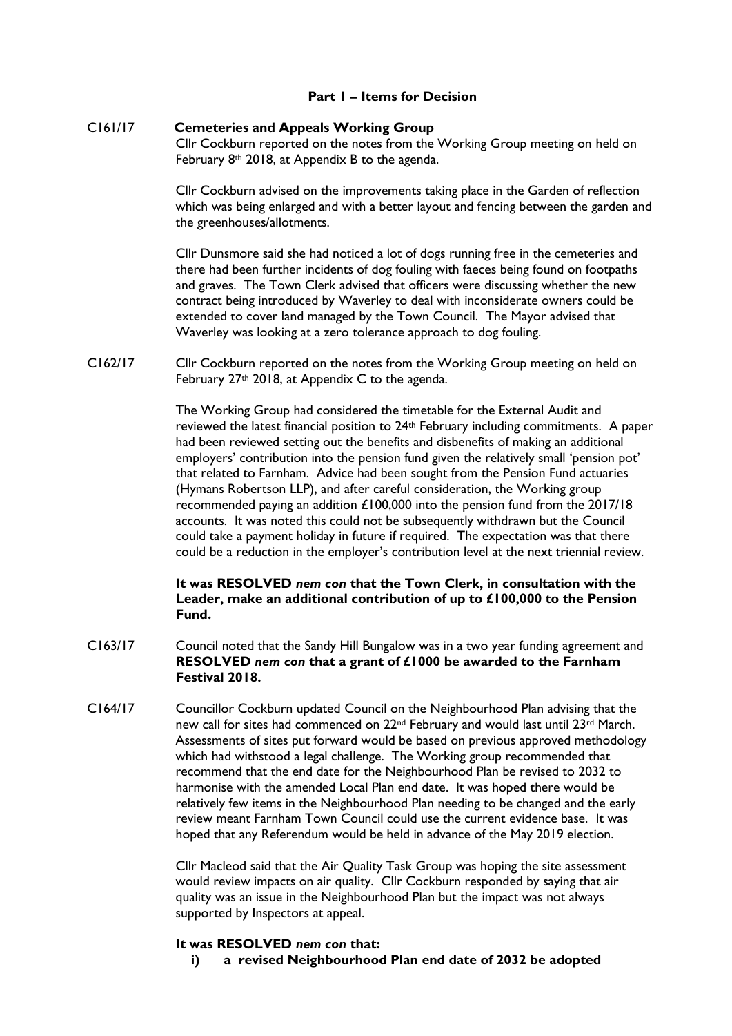**Part 1 – Items for Decision**

C161/17 **Cemeteries and Appeals Working Group**

Cllr Cockburn reported on the notes from the Working Group meeting on held on February 8th 2018, at Appendix B to the agenda.

Cllr Cockburn advised on the improvements taking place in the Garden of reflection which was being enlarged and with a better layout and fencing between the garden and the greenhouses/allotments.

Cllr Dunsmore said she had noticed a lot of dogs running free in the cemeteries and there had been further incidents of dog fouling with faeces being found on footpaths and graves. The Town Clerk advised that officers were discussing whether the new contract being introduced by Waverley to deal with inconsiderate owners could be extended to cover land managed by the Town Council. The Mayor advised that Waverley was looking at a zero tolerance approach to dog fouling.

C162/17 Cllr Cockburn reported on the notes from the Working Group meeting on held on February 27th 2018, at Appendix C to the agenda.

The Working Group had considered the timetable for the External Audit and reviewed the latest financial position to 24th February including commitments. A paper had been reviewed setting out the benefits and disbenefits of making an additional employers' contribution into the pension fund given the relatively small 'pension pot' that related to Farnham. Advice had been sought from the Pension Fund actuaries (Hymans Robertson LLP), and after careful consideration, the Working group recommended paying an addition £100,000 into the pension fund from the 2017/18 accounts. It was noted this could not be subsequently withdrawn but the Council could take a payment holiday in future if required. The expectation was that there could be a reduction in the employer's contribution level at the next triennial review.

**It was RESOLVED *nem con* that the Town Clerk, in consultation with the Leader, make an additional contribution of up to £100,000 to the Pension Fund.**

C163/17 Council noted that the Sandy Hill Bungalow was in a two year funding agreement and **RESOLVED *nem con* that a grant of £1000 be awarded to the Farnham Festival 2018.**

C164/17 Councillor Cockburn updated Council on the Neighbourhood Plan advising that the new call for sites had commenced on 22nd February and would last until 23rd March. Assessments of sites put forward would be based on previous approved methodology which had withstood a legal challenge. The Working group recommended that recommend that the end date for the Neighbourhood Plan be revised to 2032 to harmonise with the amended Local Plan end date. It was hoped there would be relatively few items in the Neighbourhood Plan needing to be changed and the early review meant Farnham Town Council could use the current evidence base. It was hoped that any Referendum would be held in advance of the May 2019 election.

Cllr Macleod said that the Air Quality Task Group was hoping the site assessment would review impacts on air quality. Cllr Cockburn responded by saying that air quality was an issue in the Neighbourhood Plan but the impact was not always supported by Inspectors at appeal.

**It was RESOLVED *nem con* that:**

i) **a revised Neighbourhood Plan end date of 2032 be adopted**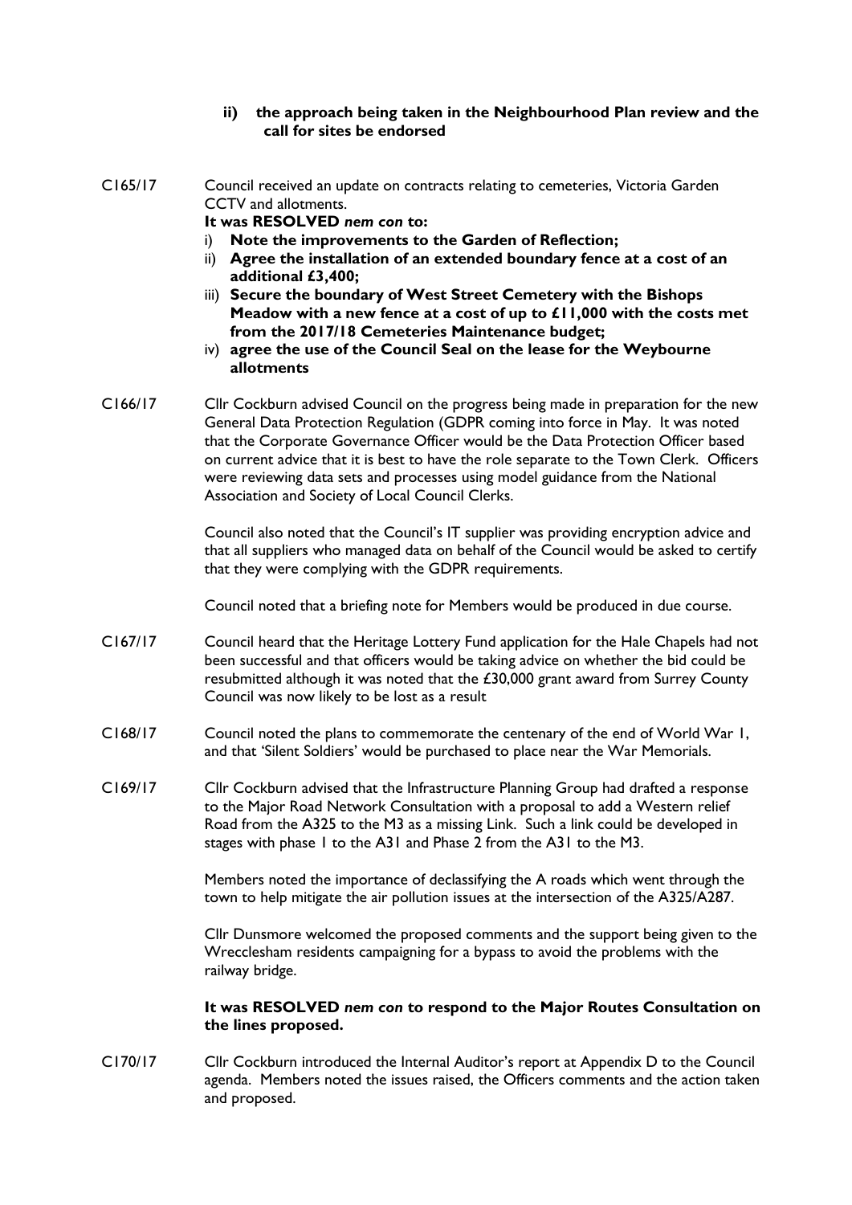**ii) the approach being taken in the Neighbourhood Plan review and the call for sites be endorsed**

C165/17 Council received an update on contracts relating to cemeteries, Victoria Garden CCTV and allotments.

**It was RESOLVED *nem con* to:**

i) **Note the improvements to the Garden of Reflection;**
ii) **Agree the installation of an extended boundary fence at a cost of an additional £3,400;**
iii) **Secure the boundary of West Street Cemetery with the Bishops Meadow with a new fence at a cost of up to £11,000 with the costs met from the 2017/18 Cemeteries Maintenance budget;**
iv) **agree the use of the Council Seal on the lease for the Weybourne allotments**

C166/17 Cllr Cockburn advised Council on the progress being made in preparation for the new General Data Protection Regulation (GDPR coming into force in May. It was noted that the Corporate Governance Officer would be the Data Protection Officer based on current advice that it is best to have the role separate to the Town Clerk. Officers were reviewing data sets and processes using model guidance from the National Association and Society of Local Council Clerks.

Council also noted that the Council's IT supplier was providing encryption advice and that all suppliers who managed data on behalf of the Council would be asked to certify that they were complying with the GDPR requirements.

Council noted that a briefing note for Members would be produced in due course.

C167/17 Council heard that the Heritage Lottery Fund application for the Hale Chapels had not been successful and that officers would be taking advice on whether the bid could be resubmitted although it was noted that the £30,000 grant award from Surrey County Council was now likely to be lost as a result

C168/17 Council noted the plans to commemorate the centenary of the end of World War 1, and that 'Silent Soldiers' would be purchased to place near the War Memorials.

C169/17 Cllr Cockburn advised that the Infrastructure Planning Group had drafted a response to the Major Road Network Consultation with a proposal to add a Western relief Road from the A325 to the M3 as a missing Link. Such a link could be developed in stages with phase 1 to the A31 and Phase 2 from the A31 to the M3.

Members noted the importance of declassifying the A roads which went through the town to help mitigate the air pollution issues at the intersection of the A325/A287.

Cllr Dunsmore welcomed the proposed comments and the support being given to the Wrecclesham residents campaigning for a bypass to avoid the problems with the railway bridge.

**It was RESOLVED *nem con* to respond to the Major Routes Consultation on the lines proposed.**

C170/17 Cllr Cockburn introduced the Internal Auditor's report at Appendix D to the Council agenda. Members noted the issues raised, the Officers comments and the action taken and proposed.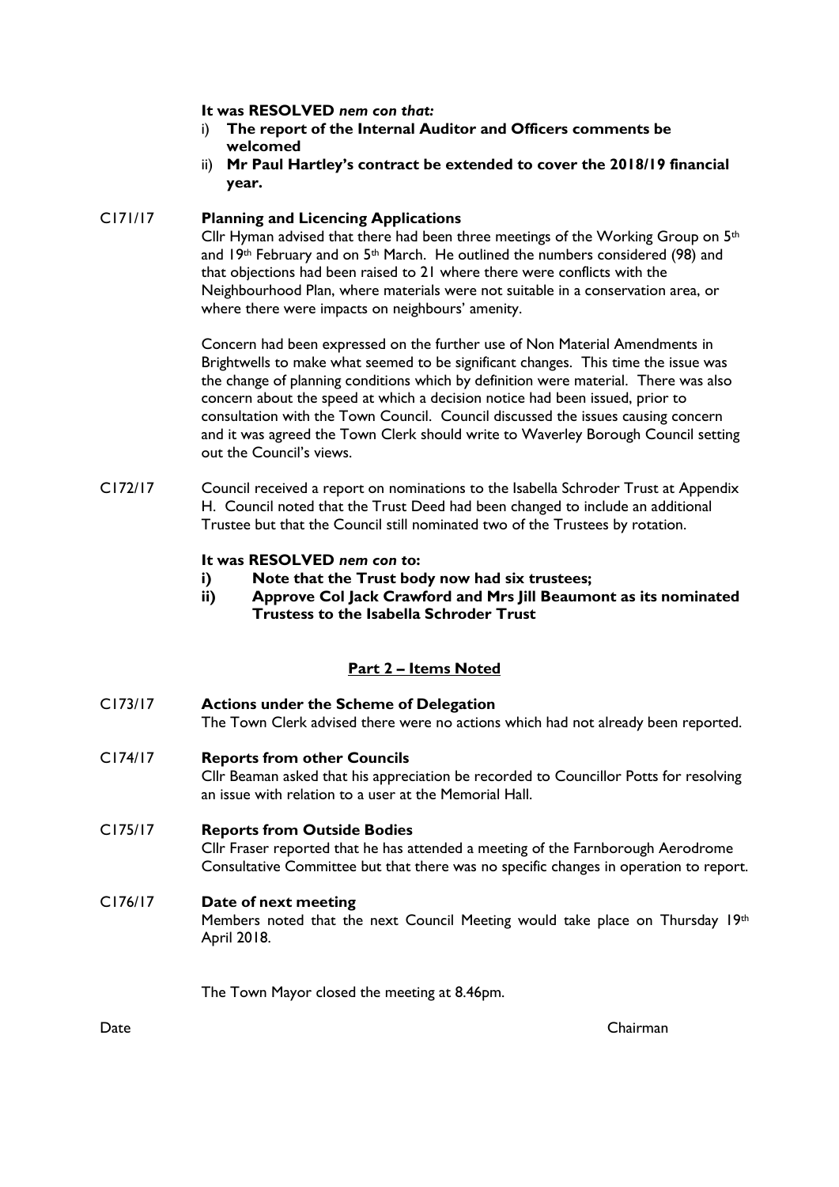**It was RESOLVED** ***nem con that:***

i) **The report of the Internal Auditor and Officers comments be welcomed**
ii) **Mr Paul Hartley's contract be extended to cover the 2018/19 financial year.**

C171/17 **Planning and Licencing Applications**

Cllr Hyman advised that there had been three meetings of the Working Group on 5th and 19th February and on 5th March. He outlined the numbers considered (98) and that objections had been raised to 21 where there were conflicts with the Neighbourhood Plan, where materials were not suitable in a conservation area, or where there were impacts on neighbours' amenity.

Concern had been expressed on the further use of Non Material Amendments in Brightwells to make what seemed to be significant changes. This time the issue was the change of planning conditions which by definition were material. There was also concern about the speed at which a decision notice had been issued, prior to consultation with the Town Council. Council discussed the issues causing concern and it was agreed the Town Clerk should write to Waverley Borough Council setting out the Council's views.

C172/17 Council received a report on nominations to the Isabella Schroder Trust at Appendix H. Council noted that the Trust Deed had been changed to include an additional Trustee but that the Council still nominated two of the Trustees by rotation.

**It was RESOLVED** ***nem con*** **to:**

i) **Note that the Trust body now had six trustees;**
ii) **Approve Col Jack Crawford and Mrs Jill Beaumont as its nominated Trustess to the Isabella Schroder Trust**

## Part 2 – Items Noted

C173/17 **Actions under the Scheme of Delegation**

The Town Clerk advised there were no actions which had not already been reported.

C174/17 **Reports from other Councils**

Cllr Beaman asked that his appreciation be recorded to Councillor Potts for resolving an issue with relation to a user at the Memorial Hall.

C175/17 **Reports from Outside Bodies**

Cllr Fraser reported that he has attended a meeting of the Farnborough Aerodrome Consultative Committee but that there was no specific changes in operation to report.

C176/17 **Date of next meeting**

Members noted that the next Council Meeting would take place on Thursday 19th April 2018.

The Town Mayor closed the meeting at 8.46pm.

Date Chairman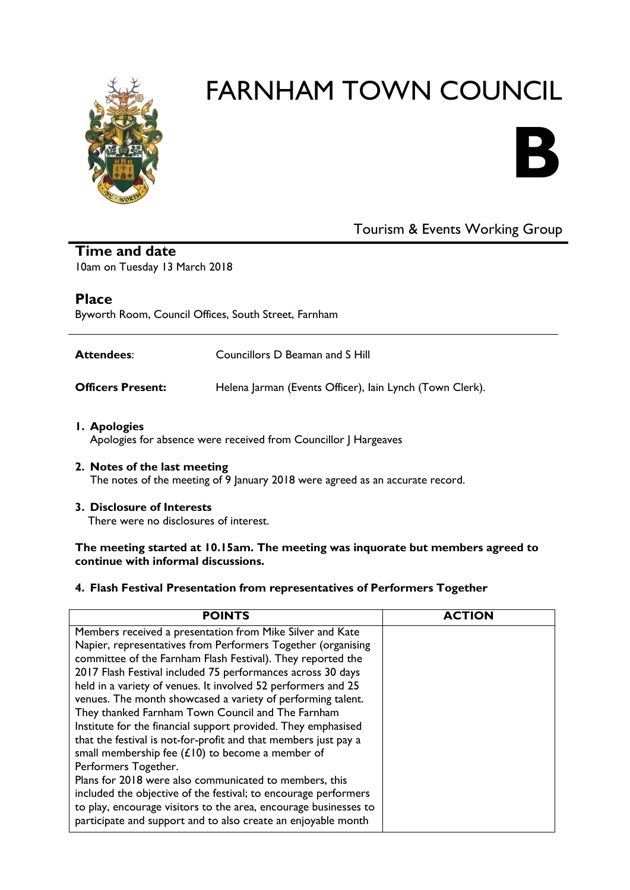# FARNHAM TOWN COUNCIL

# B

Tourism & Events Working Group

## Time and date

10am on Tuesday 13 March 2018

## Place

Byworth Room, Council Offices, South Street, Farnham

---

**Attendees**: Councillors D Beaman and S Hill

**Officers Present:** Helena Jarman (Events Officer), Iain Lynch (Town Clerk).

1. **Apologies**
   Apologies for absence were received from Councillor J Hargeaves

2. **Notes of the last meeting**
   The notes of the meeting of 9 January 2018 were agreed as an accurate record.

3. **Disclosure of Interests**
   There were no disclosures of interest.

**The meeting started at 10.15am. The meeting was inquorate but members agreed to continue with informal discussions.**

4. **Flash Festival Presentation from representatives of Performers Together**

| POINTS | ACTION |
|---|---|
| Members received a presentation from Mike Silver and Kate Napier, representatives from Performers Together (organising committee of the Farnham Flash Festival). They reported the 2017 Flash Festival included 75 performances across 30 days held in a variety of venues. It involved 52 performers and 25 venues. The month showcased a variety of performing talent. They thanked Farnham Town Council and The Farnham Institute for the financial support provided. They emphasised that the festival is not-for-profit and that members just pay a small membership fee (£10) to become a member of Performers Together.<br>Plans for 2018 were also communicated to members, this included the objective of the festival; to encourage performers to play, encourage visitors to the area, encourage businesses to participate and support and to also create an enjoyable month | |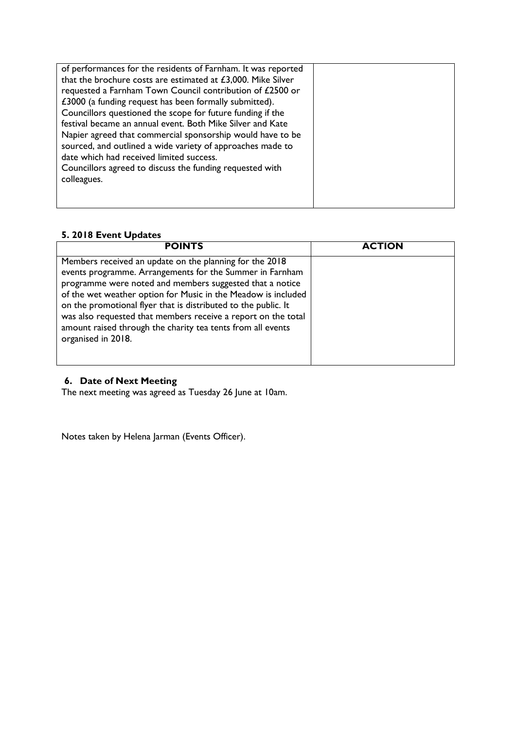| | |
|---|---|
| of performances for the residents of Farnham. It was reported that the brochure costs are estimated at £3,000. Mike Silver requested a Farnham Town Council contribution of £2500 or £3000 (a funding request has been formally submitted). Councillors questioned the scope for future funding if the festival became an annual event. Both Mike Silver and Kate Napier agreed that commercial sponsorship would have to be sourced, and outlined a wide variety of approaches made to date which had received limited success. Councillors agreed to discuss the funding requested with colleagues. | |

### 5. 2018 Event Updates

| POINTS | ACTION |
|---|---|
| Members received an update on the planning for the 2018 events programme. Arrangements for the Summer in Farnham programme were noted and members suggested that a notice of the wet weather option for Music in the Meadow is included on the promotional flyer that is distributed to the public. It was also requested that members receive a report on the total amount raised through the charity tea tents from all events organised in 2018. | |

### 6. Date of Next Meeting

The next meeting was agreed as Tuesday 26 June at 10am.

Notes taken by Helena Jarman (Events Officer).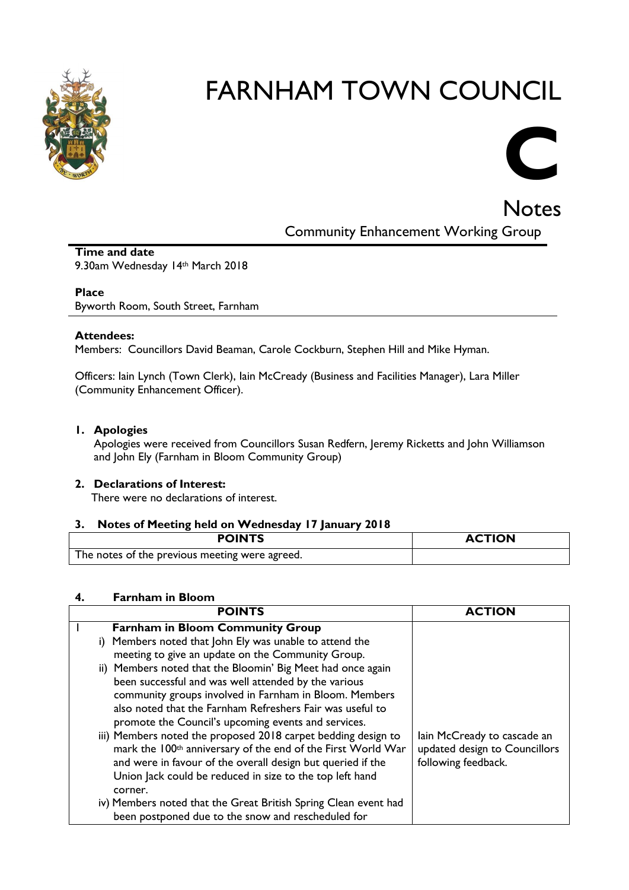# FARNHAM TOWN COUNCIL

**C**

## Notes

### Community Enhancement Working Group

**Time and date**
9.30am Wednesday 14th March 2018

**Place**
Byworth Room, South Street, Farnham

**Attendees:**
Members: Councillors David Beaman, Carole Cockburn, Stephen Hill and Mike Hyman.

Officers: Iain Lynch (Town Clerk), Iain McCready (Business and Facilities Manager), Lara Miller (Community Enhancement Officer).

**1. Apologies**

Apologies were received from Councillors Susan Redfern, Jeremy Ricketts and John Williamson and John Ely (Farnham in Bloom Community Group)

**2. Declarations of Interest:**

There were no declarations of interest.

**3. Notes of Meeting held on Wednesday 17 January 2018**

| POINTS | ACTION |
|---|---|
| The notes of the previous meeting were agreed. | |

**4. Farnham in Bloom**

| POINTS | ACTION |
|---|---|
| 1 **Farnham in Bloom Community Group**<br>i) Members noted that John Ely was unable to attend the meeting to give an update on the Community Group.<br>ii) Members noted that the Bloomin' Big Meet had once again been successful and was well attended by the various community groups involved in Farnham in Bloom. Members also noted that the Farnham Refreshers Fair was useful to promote the Council's upcoming events and services.<br>iii) Members noted the proposed 2018 carpet bedding design to mark the 100th anniversary of the end of the First World War and were in favour of the overall design but queried if the Union Jack could be reduced in size to the top left hand corner.<br>iv) Members noted that the Great British Spring Clean event had been postponed due to the snow and rescheduled for | Iain McCready to cascade an updated design to Councillors following feedback. |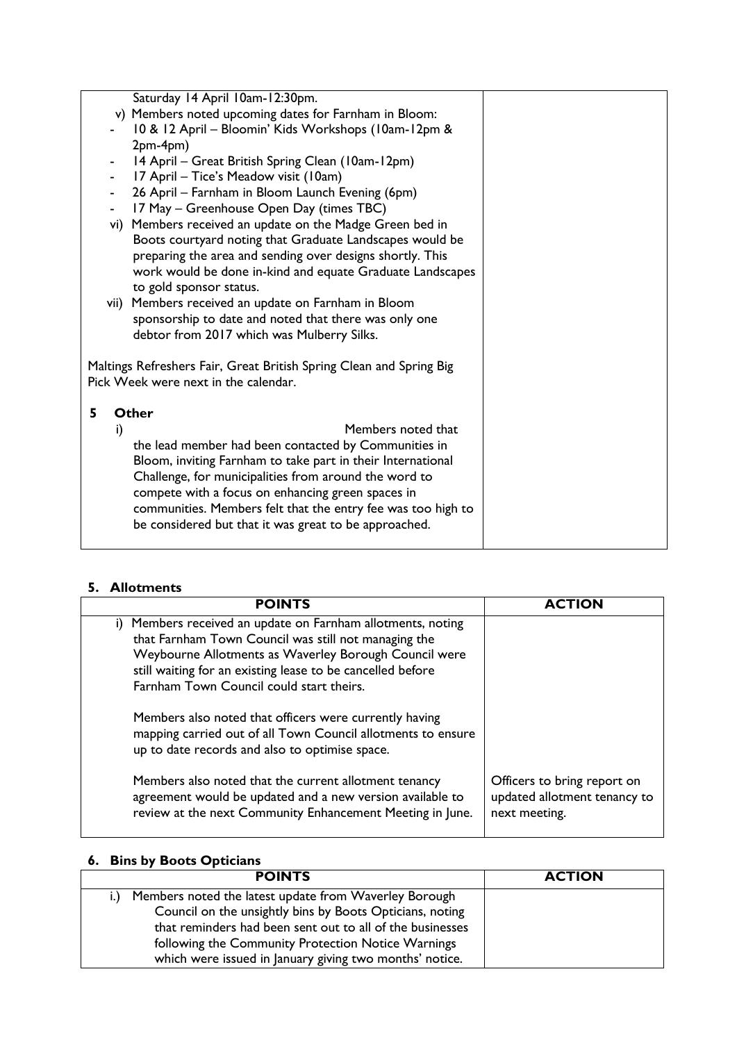| | |
|---|---|
| Saturday 14 April 10am-12:30pm.<br>v) Members noted upcoming dates for Farnham in Bloom:<br>- 10 & 12 April – Bloomin' Kids Workshops (10am-12pm & 2pm-4pm)<br>- 14 April – Great British Spring Clean (10am-12pm)<br>- 17 April – Tice's Meadow visit (10am)<br>- 26 April – Farnham in Bloom Launch Evening (6pm)<br>- 17 May – Greenhouse Open Day (times TBC)<br>vi) Members received an update on the Madge Green bed in Boots courtyard noting that Graduate Landscapes would be preparing the area and sending over designs shortly. This work would be done in-kind and equate Graduate Landscapes to gold sponsor status.<br>vii) Members received an update on Farnham in Bloom sponsorship to date and noted that there was only one debtor from 2017 which was Mulberry Silks.<br><br>Maltings Refreshers Fair, Great British Spring Clean and Spring Big Pick Week were next in the calendar.<br><br>**5 Other**<br>i) Members noted that the lead member had been contacted by Communities in Bloom, inviting Farnham to take part in their International Challenge, for municipalities from around the word to compete with a focus on enhancing green spaces in communities. Members felt that the entry fee was too high to be considered but that it was great to be approached. | |

## 5. Allotments

| POINTS | ACTION |
|---|---|
| i) Members received an update on Farnham allotments, noting that Farnham Town Council was still not managing the Weybourne Allotments as Waverley Borough Council were still waiting for an existing lease to be cancelled before Farnham Town Council could start theirs.<br><br>Members also noted that officers were currently having mapping carried out of all Town Council allotments to ensure up to date records and also to optimise space.<br><br>Members also noted that the current allotment tenancy agreement would be updated and a new version available to review at the next Community Enhancement Meeting in June. | Officers to bring report on updated allotment tenancy to next meeting. |

## 6. Bins by Boots Opticians

| POINTS | ACTION |
|---|---|
| i.) Members noted the latest update from Waverley Borough Council on the unsightly bins by Boots Opticians, noting that reminders had been sent out to all of the businesses following the Community Protection Notice Warnings which were issued in January giving two months' notice. | |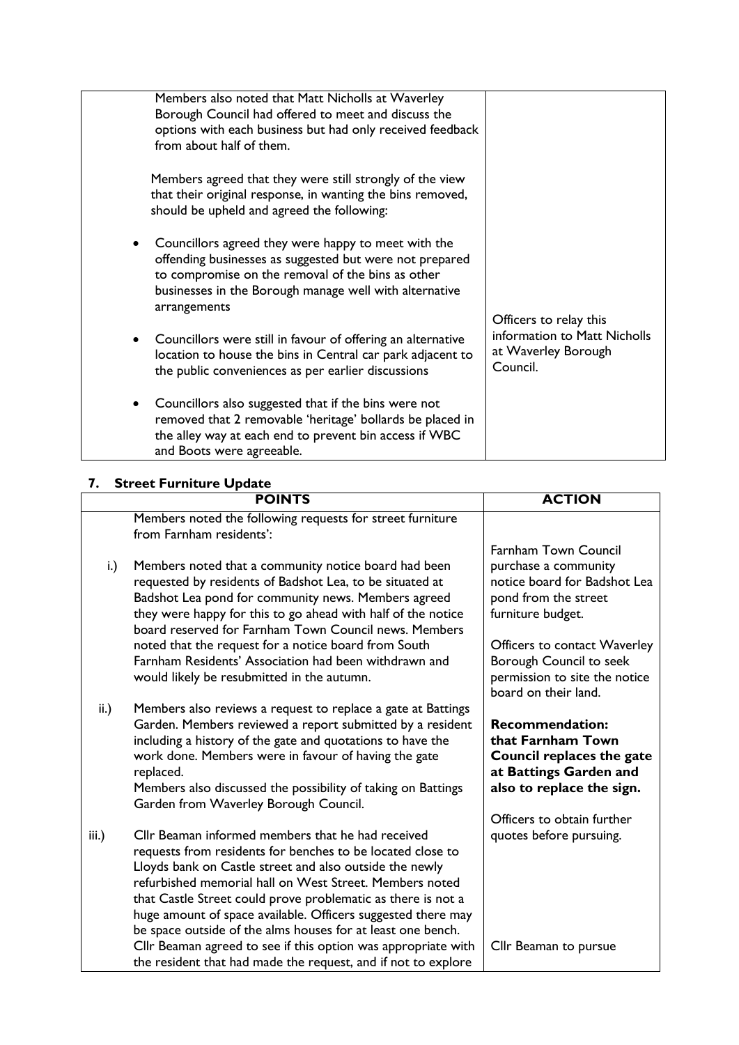| | |
|---|---|
| Members also noted that Matt Nicholls at Waverley Borough Council had offered to meet and discuss the options with each business but had only received feedback from about half of them.<br><br>Members agreed that they were still strongly of the view that their original response, in wanting the bins removed, should be upheld and agreed the following:<br><br>• Councillors agreed they were happy to meet with the offending businesses as suggested but were not prepared to compromise on the removal of the bins as other businesses in the Borough manage well with alternative arrangements<br><br>• Councillors were still in favour of offering an alternative location to house the bins in Central car park adjacent to the public conveniences as per earlier discussions<br><br>• Councillors also suggested that if the bins were not removed that 2 removable 'heritage' bollards be placed in the alley way at each end to prevent bin access if WBC and Boots were agreeable. | Officers to relay this information to Matt Nicholls at Waverley Borough Council. |

## 7. Street Furniture Update

| | POINTS | ACTION |
|---|---|---|
| | Members noted the following requests for street furniture from Farnham residents': | |
| i.) | Members noted that a community notice board had been requested by residents of Badshot Lea, to be situated at Badshot Lea pond for community news. Members agreed they were happy for this to go ahead with half of the notice board reserved for Farnham Town Council news. Members noted that the request for a notice board from South Farnham Residents' Association had been withdrawn and would likely be resubmitted in the autumn. | Farnham Town Council purchase a community notice board for Badshot Lea pond from the street furniture budget.<br><br>Officers to contact Waverley Borough Council to seek permission to site the notice board on their land. |
| ii.) | Members also reviews a request to replace a gate at Battings Garden. Members reviewed a report submitted by a resident including a history of the gate and quotations to have the work done. Members were in favour of having the gate replaced.<br>Members also discussed the possibility of taking on Battings Garden from Waverley Borough Council. | **Recommendation: that Farnham Town Council replaces the gate at Battings Garden and also to replace the sign.**<br><br>Officers to obtain further quotes before pursuing. |
| iii.) | Cllr Beaman informed members that he had received requests from residents for benches to be located close to Lloyds bank on Castle street and also outside the newly refurbished memorial hall on West Street. Members noted that Castle Street could prove problematic as there is not a huge amount of space available. Officers suggested there may be space outside of the alms houses for at least one bench. Cllr Beaman agreed to see if this option was appropriate with the resident that had made the request, and if not to explore | Cllr Beaman to pursue |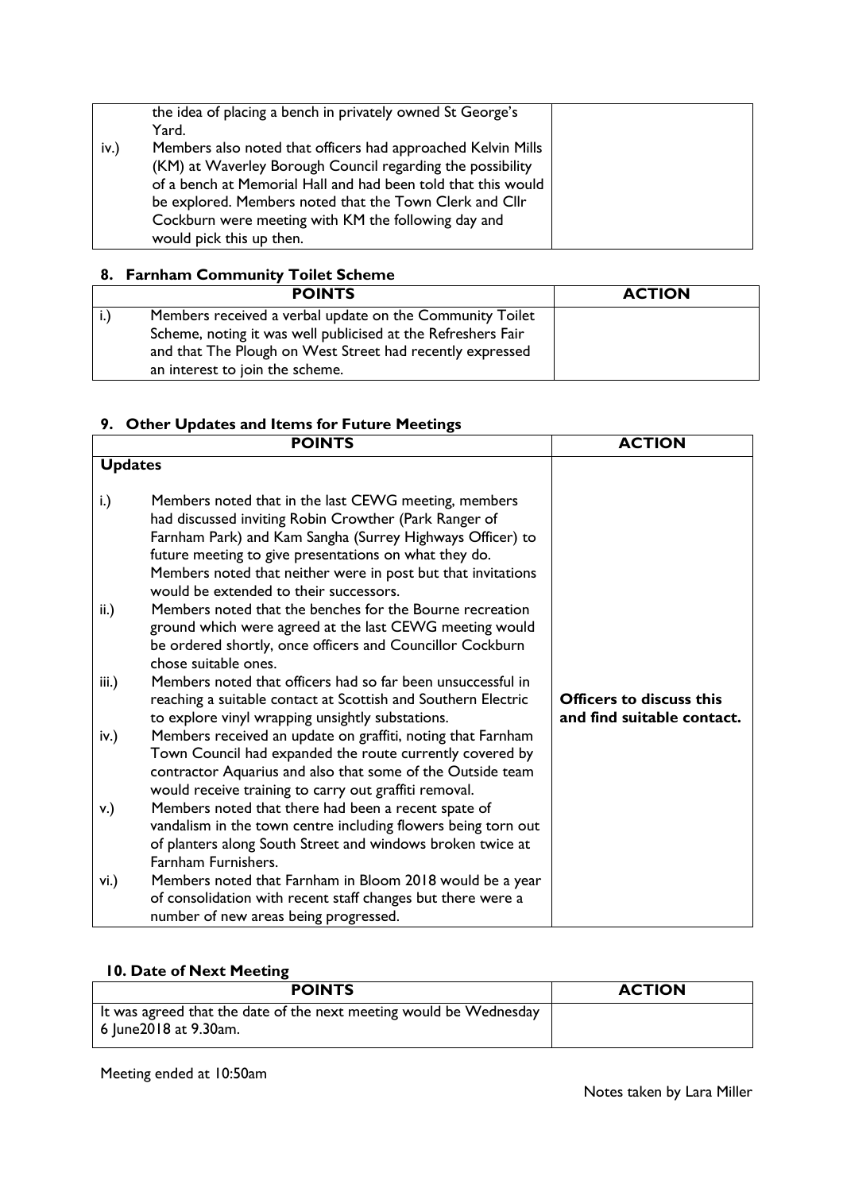| | |
|---|---|
| the idea of placing a bench in privately owned St George's Yard.<br>iv.) Members also noted that officers had approached Kelvin Mills (KM) at Waverley Borough Council regarding the possibility of a bench at Memorial Hall and had been told that this would be explored. Members noted that the Town Clerk and Cllr Cockburn were meeting with KM the following day and would pick this up then. | |

## 8. Farnham Community Toilet Scheme

| POINTS | ACTION |
|---|---|
| i.) Members received a verbal update on the Community Toilet Scheme, noting it was well publicised at the Refreshers Fair and that The Plough on West Street had recently expressed an interest to join the scheme. | |

## 9. Other Updates and Items for Future Meetings

| POINTS | ACTION |
|---|---|
| **Updates** | |
| i.) Members noted that in the last CEWG meeting, members had discussed inviting Robin Crowther (Park Ranger of Farnham Park) and Kam Sangha (Surrey Highways Officer) to future meeting to give presentations on what they do. Members noted that neither were in post but that invitations would be extended to their successors. | |
| ii.) Members noted that the benches for the Bourne recreation ground which were agreed at the last CEWG meeting would be ordered shortly, once officers and Councillor Cockburn chose suitable ones. | |
| iii.) Members noted that officers had so far been unsuccessful in reaching a suitable contact at Scottish and Southern Electric to explore vinyl wrapping unsightly substations. | **Officers to discuss this and find suitable contact.** |
| iv.) Members received an update on graffiti, noting that Farnham Town Council had expanded the route currently covered by contractor Aquarius and also that some of the Outside team would receive training to carry out graffiti removal. | |
| v.) Members noted that there had been a recent spate of vandalism in the town centre including flowers being torn out of planters along South Street and windows broken twice at Farnham Furnishers. | |
| vi.) Members noted that Farnham in Bloom 2018 would be a year of consolidation with recent staff changes but there were a number of new areas being progressed. | |

## 10. Date of Next Meeting

| POINTS | ACTION |
|---|---|
| It was agreed that the date of the next meeting would be Wednesday 6 June2018 at 9.30am. | |

Meeting ended at 10:50am

Notes taken by Lara Miller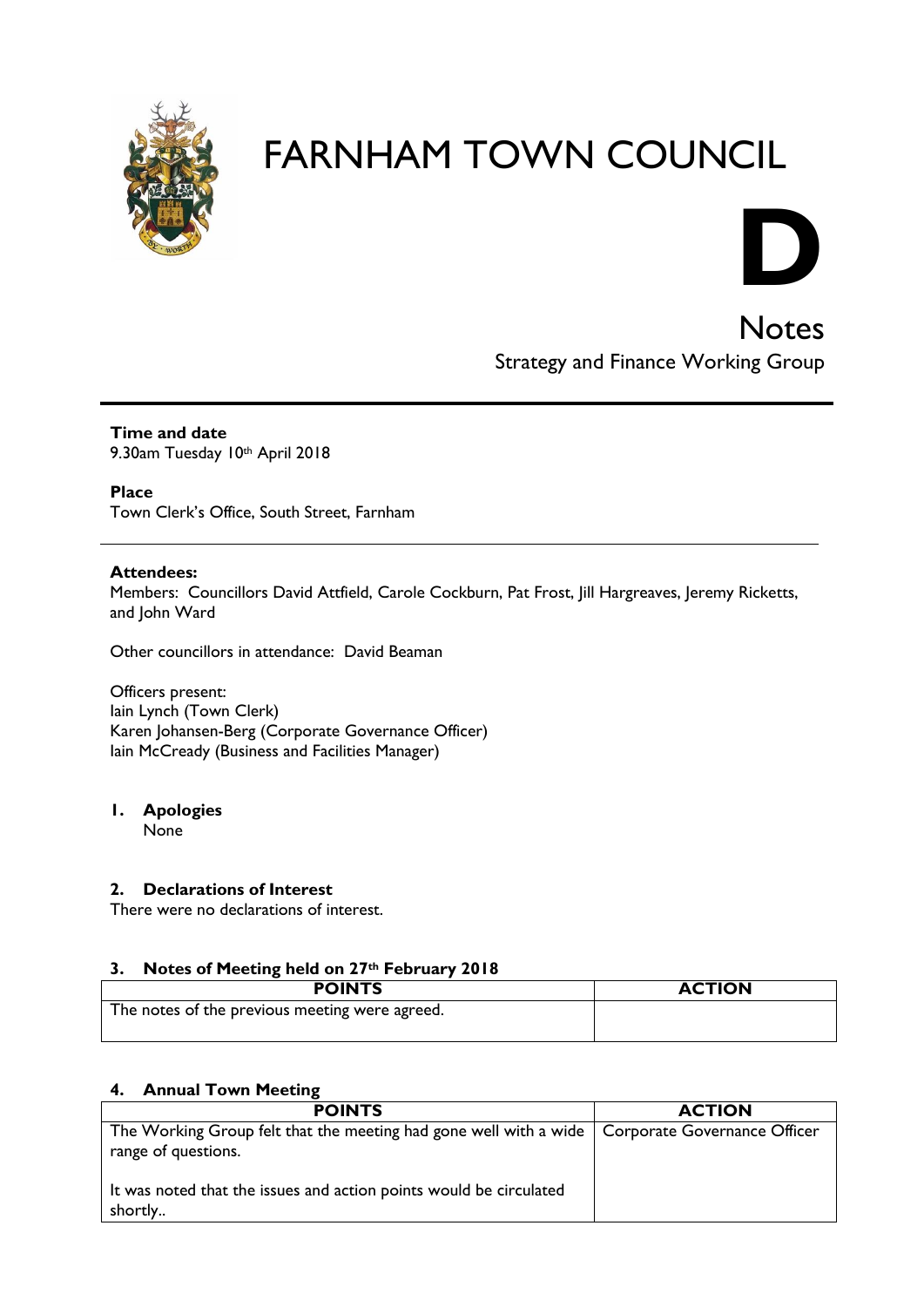# FARNHAM TOWN COUNCIL

**D**

## Notes

Strategy and Finance Working Group

---

**Time and date**
9.30am Tuesday 10th April 2018

**Place**
Town Clerk's Office, South Street, Farnham

---

**Attendees:**
Members: Councillors David Attfield, Carole Cockburn, Pat Frost, Jill Hargreaves, Jeremy Ricketts, and John Ward

Other councillors in attendance: David Beaman

Officers present:
Iain Lynch (Town Clerk)
Karen Johansen-Berg (Corporate Governance Officer)
Iain McCready (Business and Facilities Manager)

### 1. Apologies

None

### 2. Declarations of Interest

There were no declarations of interest.

### 3. Notes of Meeting held on 27th February 2018

| POINTS | ACTION |
|---|---|
| The notes of the previous meeting were agreed. | |

### 4. Annual Town Meeting

| POINTS | ACTION |
|---|---|
| The Working Group felt that the meeting had gone well with a wide range of questions.<br><br>It was noted that the issues and action points would be circulated shortly.. | Corporate Governance Officer |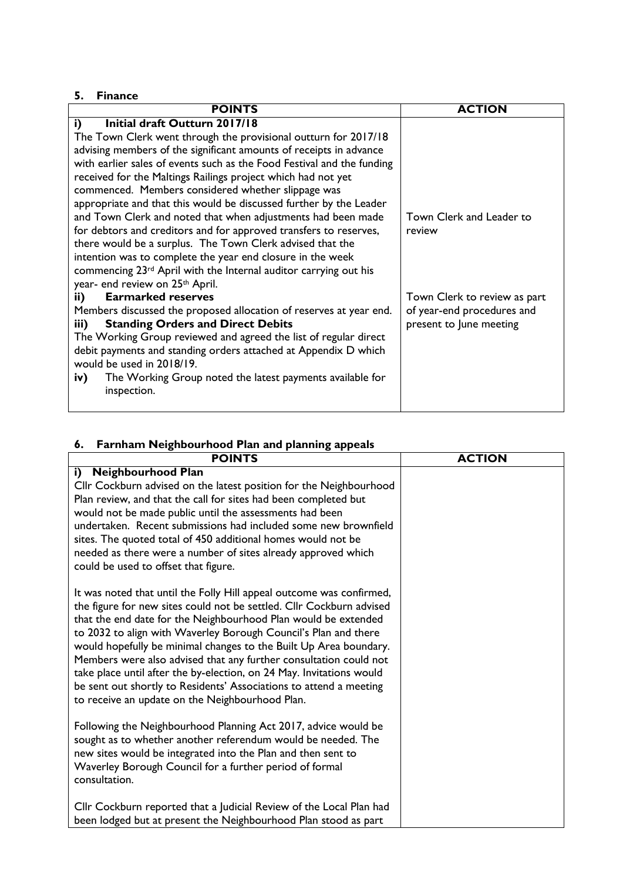## 5. Finance

| POINTS | ACTION |
|---|---|
| **i) Initial draft Outturn 2017/18**<br>The Town Clerk went through the provisional outturn for 2017/18 advising members of the significant amounts of receipts in advance with earlier sales of events such as the Food Festival and the funding received for the Maltings Railings project which had not yet commenced. Members considered whether slippage was appropriate and that this would be discussed further by the Leader and Town Clerk and noted that when adjustments had been made for debtors and creditors and for approved transfers to reserves, there would be a surplus. The Town Clerk advised that the intention was to complete the year end closure in the week commencing 23rd April with the Internal auditor carrying out his year- end review on 25th April. | Town Clerk and Leader to review |
| **ii) Earmarked reserves**<br>Members discussed the proposed allocation of reserves at year end. | Town Clerk to review as part of year-end procedures and present to June meeting |
| **iii) Standing Orders and Direct Debits**<br>The Working Group reviewed and agreed the list of regular direct debit payments and standing orders attached at Appendix D which would be used in 2018/19. | |
| **iv)** The Working Group noted the latest payments available for inspection. | |

## 6. Farnham Neighbourhood Plan and planning appeals

| POINTS | ACTION |
|---|---|
| **i) Neighbourhood Plan**<br>Cllr Cockburn advised on the latest position for the Neighbourhood Plan review, and that the call for sites had been completed but would not be made public until the assessments had been undertaken. Recent submissions had included some new brownfield sites. The quoted total of 450 additional homes would not be needed as there were a number of sites already approved which could be used to offset that figure.<br><br>It was noted that until the Folly Hill appeal outcome was confirmed, the figure for new sites could not be settled. Cllr Cockburn advised that the end date for the Neighbourhood Plan would be extended to 2032 to align with Waverley Borough Council's Plan and there would hopefully be minimal changes to the Built Up Area boundary. Members were also advised that any further consultation could not take place until after the by-election, on 24 May. Invitations would be sent out shortly to Residents' Associations to attend a meeting to receive an update on the Neighbourhood Plan.<br><br>Following the Neighbourhood Planning Act 2017, advice would be sought as to whether another referendum would be needed. The new sites would be integrated into the Plan and then sent to Waverley Borough Council for a further period of formal consultation.<br><br>Cllr Cockburn reported that a Judicial Review of the Local Plan had been lodged but at present the Neighbourhood Plan stood as part | |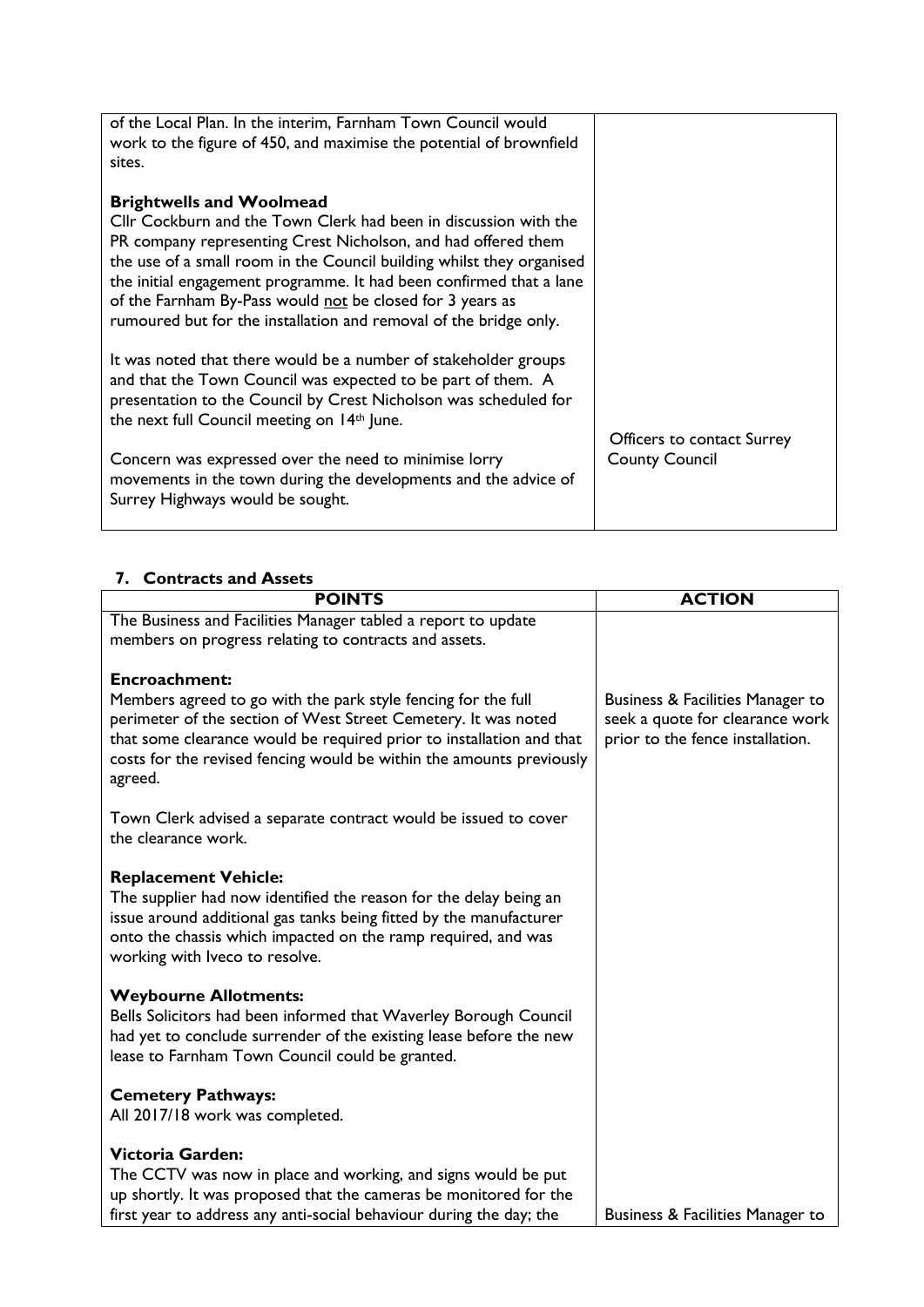| | |
|---|---|
| of the Local Plan. In the interim, Farnham Town Council would work to the figure of 450, and maximise the potential of brownfield sites.<br><br>**Brightwells and Woolmead**<br>Cllr Cockburn and the Town Clerk had been in discussion with the PR company representing Crest Nicholson, and had offered them the use of a small room in the Council building whilst they organised the initial engagement programme. It had been confirmed that a lane of the Farnham By-Pass would <u>not</u> be closed for 3 years as rumoured but for the installation and removal of the bridge only.<br><br>It was noted that there would be a number of stakeholder groups and that the Town Council was expected to be part of them. A presentation to the Council by Crest Nicholson was scheduled for the next full Council meeting on 14th June.<br><br>Concern was expressed over the need to minimise lorry movements in the town during the developments and the advice of Surrey Highways would be sought. | Officers to contact Surrey County Council |

### 7. Contracts and Assets

| POINTS | ACTION |
|---|---|
| The Business and Facilities Manager tabled a report to update members on progress relating to contracts and assets. | |
| **Encroachment:**<br>Members agreed to go with the park style fencing for the full perimeter of the section of West Street Cemetery. It was noted that some clearance would be required prior to installation and that costs for the revised fencing would be within the amounts previously agreed. | Business & Facilities Manager to seek a quote for clearance work prior to the fence installation. |
| Town Clerk advised a separate contract would be issued to cover the clearance work. | |
| **Replacement Vehicle:**<br>The supplier had now identified the reason for the delay being an issue around additional gas tanks being fitted by the manufacturer onto the chassis which impacted on the ramp required, and was working with Iveco to resolve. | |
| **Weybourne Allotments:**<br>Bells Solicitors had been informed that Waverley Borough Council had yet to conclude surrender of the existing lease before the new lease to Farnham Town Council could be granted. | |
| **Cemetery Pathways:**<br>All 2017/18 work was completed. | |
| **Victoria Garden:**<br>The CCTV was now in place and working, and signs would be put up shortly. It was proposed that the cameras be monitored for the first year to address any anti-social behaviour during the day; the | Business & Facilities Manager to |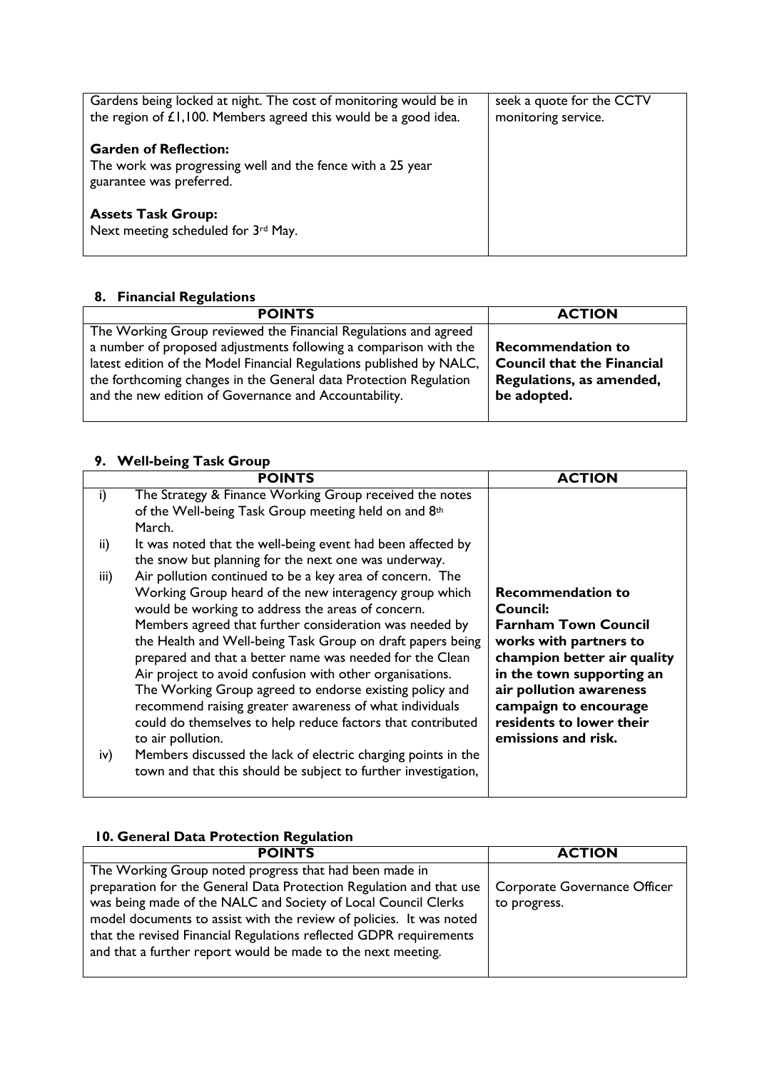| | |
|---|---|
| Gardens being locked at night. The cost of monitoring would be in the region of £1,100. Members agreed this would be a good idea.<br><br>**Garden of Reflection:**<br>The work was progressing well and the fence with a 25 year guarantee was preferred.<br><br>**Assets Task Group:**<br>Next meeting scheduled for 3rd May. | seek a quote for the CCTV monitoring service. |

## 8. Financial Regulations

| POINTS | ACTION |
|---|---|
| The Working Group reviewed the Financial Regulations and agreed a number of proposed adjustments following a comparison with the latest edition of the Model Financial Regulations published by NALC, the forthcoming changes in the General data Protection Regulation and the new edition of Governance and Accountability. | **Recommendation to Council that the Financial Regulations, as amended, be adopted.** |

## 9. Well-being Task Group

| POINTS | ACTION |
|---|---|
| i) The Strategy & Finance Working Group received the notes of the Well-being Task Group meeting held on and 8th March.<br>ii) It was noted that the well-being event had been affected by the snow but planning for the next one was underway.<br>iii) Air pollution continued to be a key area of concern. The Working Group heard of the new interagency group which would be working to address the areas of concern. Members agreed that further consideration was needed by the Health and Well-being Task Group on draft papers being prepared and that a better name was needed for the Clean Air project to avoid confusion with other organisations. The Working Group agreed to endorse existing policy and recommend raising greater awareness of what individuals could do themselves to help reduce factors that contributed to air pollution.<br>iv) Members discussed the lack of electric charging points in the town and that this should be subject to further investigation, | **Recommendation to Council:**<br>**Farnham Town Council works with partners to champion better air quality in the town supporting an air pollution awareness campaign to encourage residents to lower their emissions and risk.** |

## 10. General Data Protection Regulation

| POINTS | ACTION |
|---|---|
| The Working Group noted progress that had been made in preparation for the General Data Protection Regulation and that use was being made of the NALC and Society of Local Council Clerks model documents to assist with the review of policies. It was noted that the revised Financial Regulations reflected GDPR requirements and that a further report would be made to the next meeting. | Corporate Governance Officer to progress. |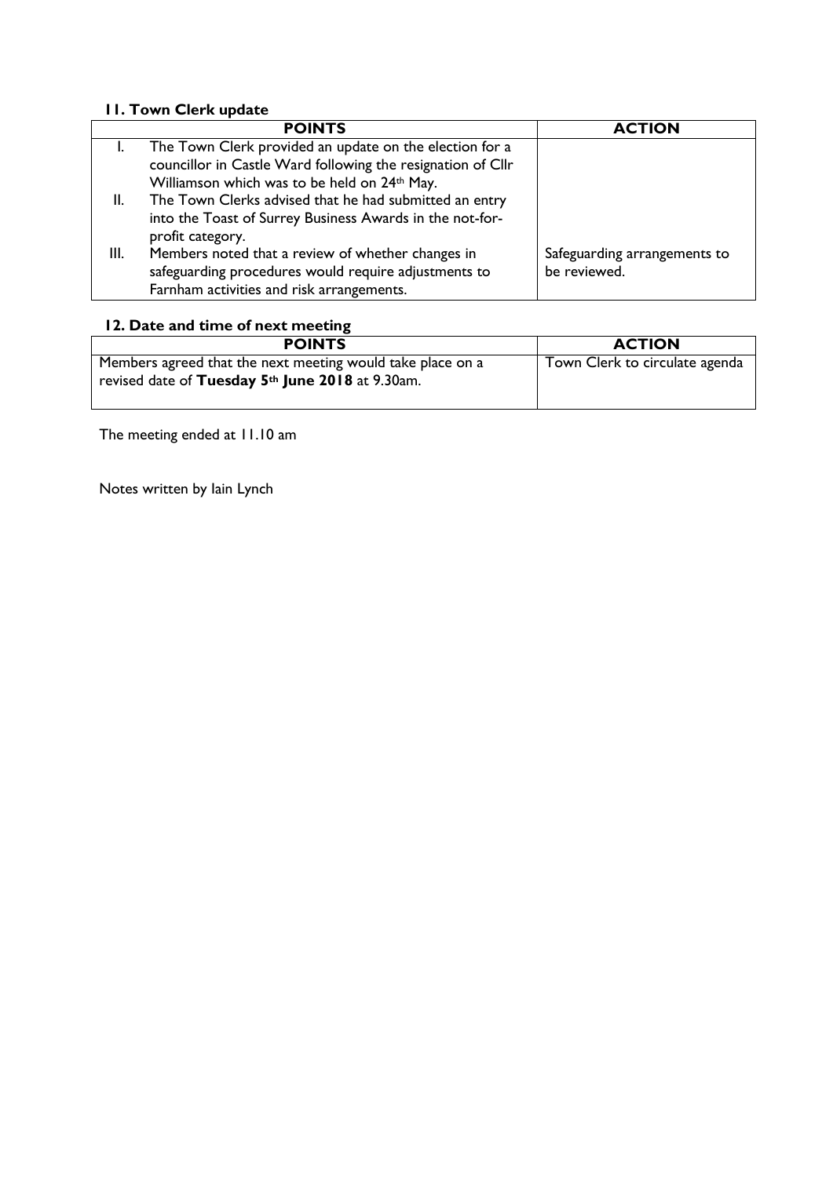### 11. Town Clerk update

| POINTS | ACTION |
|---|---|
| I. The Town Clerk provided an update on the election for a councillor in Castle Ward following the resignation of Cllr Williamson which was to be held on 24th May.<br>II. The Town Clerks advised that he had submitted an entry into the Toast of Surrey Business Awards in the not-for-profit category.<br>III. Members noted that a review of whether changes in safeguarding procedures would require adjustments to Farnham activities and risk arrangements. | Safeguarding arrangements to be reviewed. |

### 12. Date and time of next meeting

| POINTS | ACTION |
|---|---|
| Members agreed that the next meeting would take place on a revised date of **Tuesday 5th June 2018** at 9.30am. | Town Clerk to circulate agenda |

The meeting ended at 11.10 am

Notes written by Iain Lynch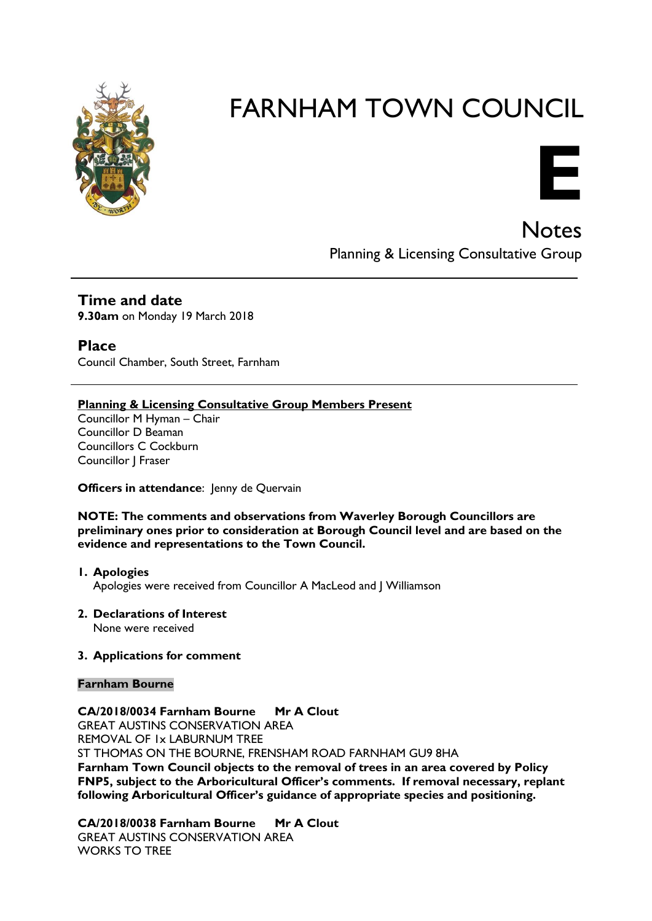# FARNHAM TOWN COUNCIL

# E

## Notes

Planning & Licensing Consultative Group

---

## Time and date

**9.30am** on Monday 19 March 2018

## Place

Council Chamber, South Street, Farnham

---

**Planning & Licensing Consultative Group Members Present**

Councillor M Hyman – Chair
Councillor D Beaman
Councillors C Cockburn
Councillor J Fraser

**Officers in attendance**: Jenny de Quervain

**NOTE: The comments and observations from Waverley Borough Councillors are preliminary ones prior to consideration at Borough Council level and are based on the evidence and representations to the Town Council.**

1. **Apologies**
   Apologies were received from Councillor A MacLeod and J Williamson

2. **Declarations of Interest**
   None were received

3. **Applications for comment**

**Farnham Bourne**

**CA/2018/0034 Farnham Bourne Mr A Clout**
GREAT AUSTINS CONSERVATION AREA
REMOVAL OF 1x LABURNUM TREE
ST THOMAS ON THE BOURNE, FRENSHAM ROAD FARNHAM GU9 8HA
**Farnham Town Council objects to the removal of trees in an area covered by Policy FNP5, subject to the Arboricultural Officer's comments. If removal necessary, replant following Arboricultural Officer's guidance of appropriate species and positioning.**

**CA/2018/0038 Farnham Bourne Mr A Clout**
GREAT AUSTINS CONSERVATION AREA
WORKS TO TREE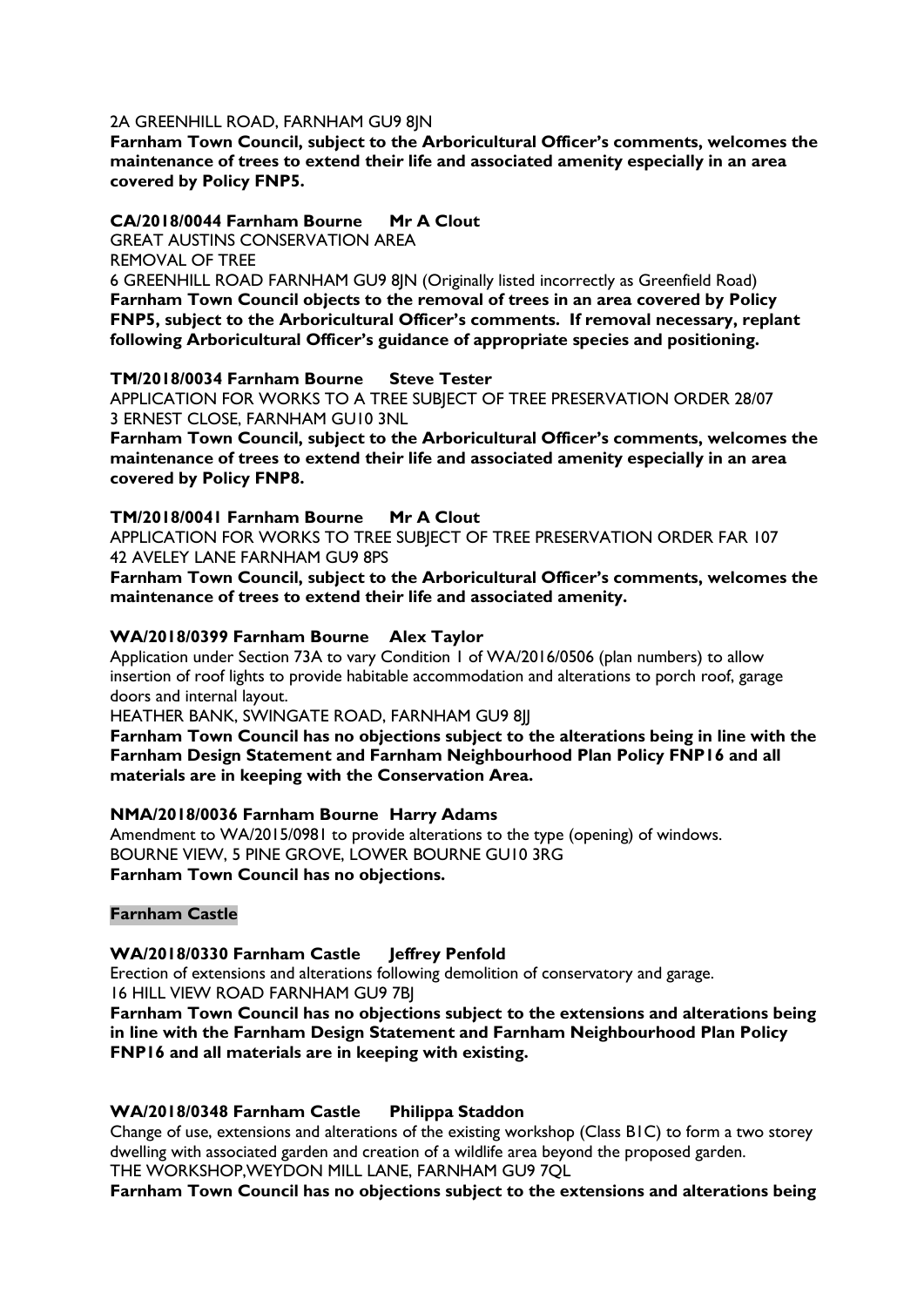2A GREENHILL ROAD, FARNHAM GU9 8JN

**Farnham Town Council, subject to the Arboricultural Officer's comments, welcomes the maintenance of trees to extend their life and associated amenity especially in an area covered by Policy FNP5.**

**CA/2018/0044 Farnham Bourne Mr A Clout**

GREAT AUSTINS CONSERVATION AREA

REMOVAL OF TREE

6 GREENHILL ROAD FARNHAM GU9 8JN (Originally listed incorrectly as Greenfield Road)

**Farnham Town Council objects to the removal of trees in an area covered by Policy FNP5, subject to the Arboricultural Officer's comments. If removal necessary, replant following Arboricultural Officer's guidance of appropriate species and positioning.**

**TM/2018/0034 Farnham Bourne Steve Tester**

APPLICATION FOR WORKS TO A TREE SUBJECT OF TREE PRESERVATION ORDER 28/07

3 ERNEST CLOSE, FARNHAM GU10 3NL

**Farnham Town Council, subject to the Arboricultural Officer's comments, welcomes the maintenance of trees to extend their life and associated amenity especially in an area covered by Policy FNP8.**

**TM/2018/0041 Farnham Bourne Mr A Clout**

APPLICATION FOR WORKS TO TREE SUBJECT OF TREE PRESERVATION ORDER FAR 107

42 AVELEY LANE FARNHAM GU9 8PS

**Farnham Town Council, subject to the Arboricultural Officer's comments, welcomes the maintenance of trees to extend their life and associated amenity.**

**WA/2018/0399 Farnham Bourne Alex Taylor**

Application under Section 73A to vary Condition 1 of WA/2016/0506 (plan numbers) to allow insertion of roof lights to provide habitable accommodation and alterations to porch roof, garage doors and internal layout.

HEATHER BANK, SWINGATE ROAD, FARNHAM GU9 8JJ

**Farnham Town Council has no objections subject to the alterations being in line with the Farnham Design Statement and Farnham Neighbourhood Plan Policy FNP16 and all materials are in keeping with the Conservation Area.**

**NMA/2018/0036 Farnham Bourne Harry Adams**

Amendment to WA/2015/0981 to provide alterations to the type (opening) of windows.

BOURNE VIEW, 5 PINE GROVE, LOWER BOURNE GU10 3RG

**Farnham Town Council has no objections.**

**Farnham Castle**

**WA/2018/0330 Farnham Castle Jeffrey Penfold**

Erection of extensions and alterations following demolition of conservatory and garage.

16 HILL VIEW ROAD FARNHAM GU9 7BJ

**Farnham Town Council has no objections subject to the extensions and alterations being in line with the Farnham Design Statement and Farnham Neighbourhood Plan Policy FNP16 and all materials are in keeping with existing.**

**WA/2018/0348 Farnham Castle Philippa Staddon**

Change of use, extensions and alterations of the existing workshop (Class B1C) to form a two storey dwelling with associated garden and creation of a wildlife area beyond the proposed garden.

THE WORKSHOP,WEYDON MILL LANE, FARNHAM GU9 7QL

**Farnham Town Council has no objections subject to the extensions and alterations being**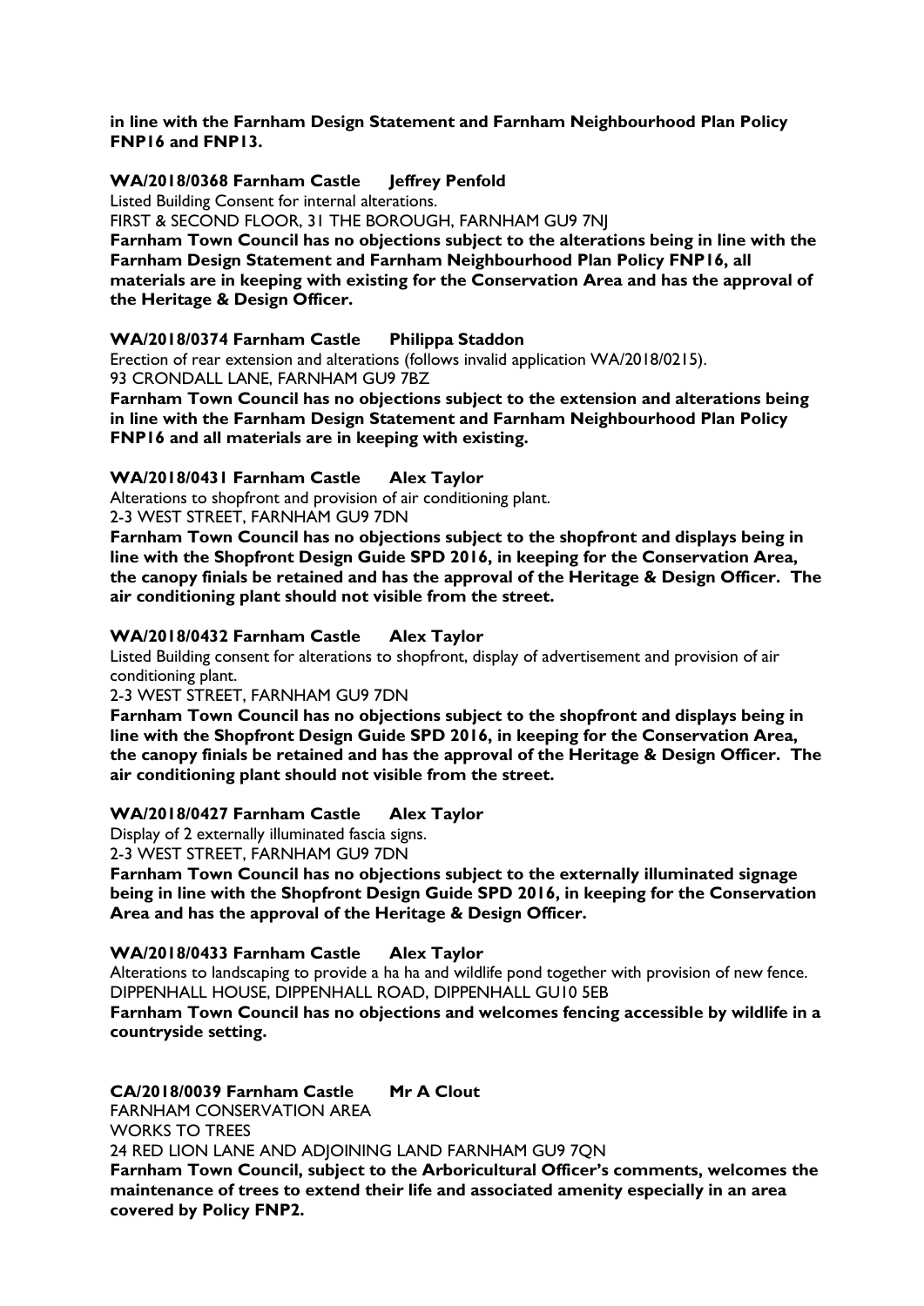**in line with the Farnham Design Statement and Farnham Neighbourhood Plan Policy FNP16 and FNP13.**

**WA/2018/0368 Farnham Castle Jeffrey Penfold**

Listed Building Consent for internal alterations.

FIRST & SECOND FLOOR, 31 THE BOROUGH, FARNHAM GU9 7NJ

**Farnham Town Council has no objections subject to the alterations being in line with the Farnham Design Statement and Farnham Neighbourhood Plan Policy FNP16, all materials are in keeping with existing for the Conservation Area and has the approval of the Heritage & Design Officer.**

**WA/2018/0374 Farnham Castle Philippa Staddon**

Erection of rear extension and alterations (follows invalid application WA/2018/0215).

93 CRONDALL LANE, FARNHAM GU9 7BZ

**Farnham Town Council has no objections subject to the extension and alterations being in line with the Farnham Design Statement and Farnham Neighbourhood Plan Policy FNP16 and all materials are in keeping with existing.**

**WA/2018/0431 Farnham Castle Alex Taylor**

Alterations to shopfront and provision of air conditioning plant.

2-3 WEST STREET, FARNHAM GU9 7DN

**Farnham Town Council has no objections subject to the shopfront and displays being in line with the Shopfront Design Guide SPD 2016, in keeping for the Conservation Area, the canopy finials be retained and has the approval of the Heritage & Design Officer. The air conditioning plant should not visible from the street.**

**WA/2018/0432 Farnham Castle Alex Taylor**

Listed Building consent for alterations to shopfront, display of advertisement and provision of air conditioning plant.

2-3 WEST STREET, FARNHAM GU9 7DN

**Farnham Town Council has no objections subject to the shopfront and displays being in line with the Shopfront Design Guide SPD 2016, in keeping for the Conservation Area, the canopy finials be retained and has the approval of the Heritage & Design Officer. The air conditioning plant should not visible from the street.**

**WA/2018/0427 Farnham Castle Alex Taylor**

Display of 2 externally illuminated fascia signs.

2-3 WEST STREET, FARNHAM GU9 7DN

**Farnham Town Council has no objections subject to the externally illuminated signage being in line with the Shopfront Design Guide SPD 2016, in keeping for the Conservation Area and has the approval of the Heritage & Design Officer.**

**WA/2018/0433 Farnham Castle Alex Taylor**

Alterations to landscaping to provide a ha ha and wildlife pond together with provision of new fence.

DIPPENHALL HOUSE, DIPPENHALL ROAD, DIPPENHALL GU10 5EB

**Farnham Town Council has no objections and welcomes fencing accessible by wildlife in a countryside setting.**

**CA/2018/0039 Farnham Castle Mr A Clout**

FARNHAM CONSERVATION AREA

WORKS TO TREES

24 RED LION LANE AND ADJOINING LAND FARNHAM GU9 7QN

**Farnham Town Council, subject to the Arboricultural Officer's comments, welcomes the maintenance of trees to extend their life and associated amenity especially in an area covered by Policy FNP2.**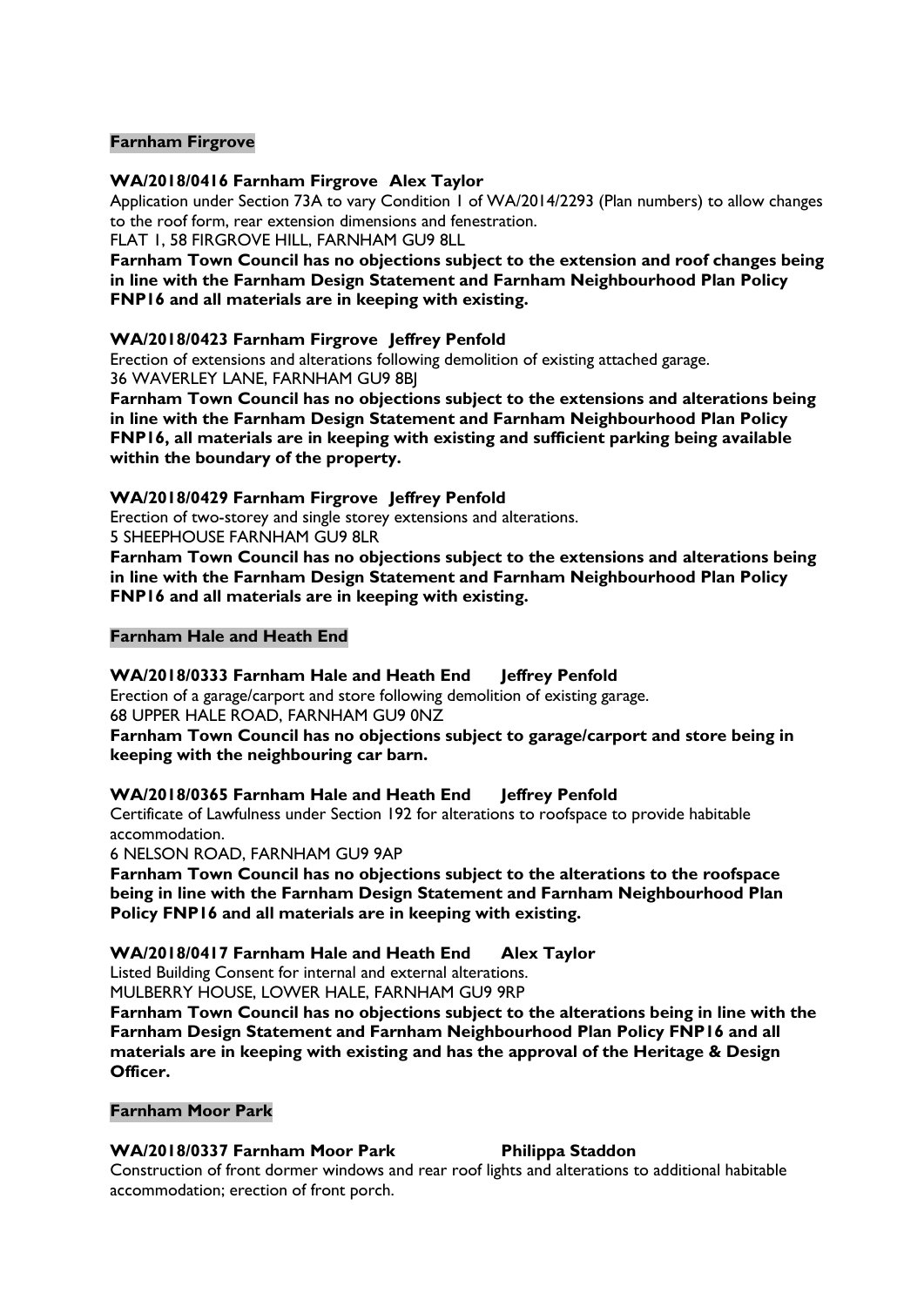**Farnham Firgrove**

**WA/2018/0416 Farnham Firgrove Alex Taylor**

Application under Section 73A to vary Condition 1 of WA/2014/2293 (Plan numbers) to allow changes to the roof form, rear extension dimensions and fenestration.

FLAT 1, 58 FIRGROVE HILL, FARNHAM GU9 8LL

**Farnham Town Council has no objections subject to the extension and roof changes being in line with the Farnham Design Statement and Farnham Neighbourhood Plan Policy FNP16 and all materials are in keeping with existing.**

**WA/2018/0423 Farnham Firgrove Jeffrey Penfold**

Erection of extensions and alterations following demolition of existing attached garage.

36 WAVERLEY LANE, FARNHAM GU9 8BJ

**Farnham Town Council has no objections subject to the extensions and alterations being in line with the Farnham Design Statement and Farnham Neighbourhood Plan Policy FNP16, all materials are in keeping with existing and sufficient parking being available within the boundary of the property.**

**WA/2018/0429 Farnham Firgrove Jeffrey Penfold**

Erection of two-storey and single storey extensions and alterations.

5 SHEEPHOUSE FARNHAM GU9 8LR

**Farnham Town Council has no objections subject to the extensions and alterations being in line with the Farnham Design Statement and Farnham Neighbourhood Plan Policy FNP16 and all materials are in keeping with existing.**

**Farnham Hale and Heath End**

**WA/2018/0333 Farnham Hale and Heath End Jeffrey Penfold**

Erection of a garage/carport and store following demolition of existing garage.

68 UPPER HALE ROAD, FARNHAM GU9 0NZ

**Farnham Town Council has no objections subject to garage/carport and store being in keeping with the neighbouring car barn.**

**WA/2018/0365 Farnham Hale and Heath End Jeffrey Penfold**

Certificate of Lawfulness under Section 192 for alterations to roofspace to provide habitable accommodation.

6 NELSON ROAD, FARNHAM GU9 9AP

**Farnham Town Council has no objections subject to the alterations to the roofspace being in line with the Farnham Design Statement and Farnham Neighbourhood Plan Policy FNP16 and all materials are in keeping with existing.**

**WA/2018/0417 Farnham Hale and Heath End Alex Taylor**

Listed Building Consent for internal and external alterations.

MULBERRY HOUSE, LOWER HALE, FARNHAM GU9 9RP

**Farnham Town Council has no objections subject to the alterations being in line with the Farnham Design Statement and Farnham Neighbourhood Plan Policy FNP16 and all materials are in keeping with existing and has the approval of the Heritage & Design Officer.**

**Farnham Moor Park**

**WA/2018/0337 Farnham Moor Park Philippa Staddon**

Construction of front dormer windows and rear roof lights and alterations to additional habitable accommodation; erection of front porch.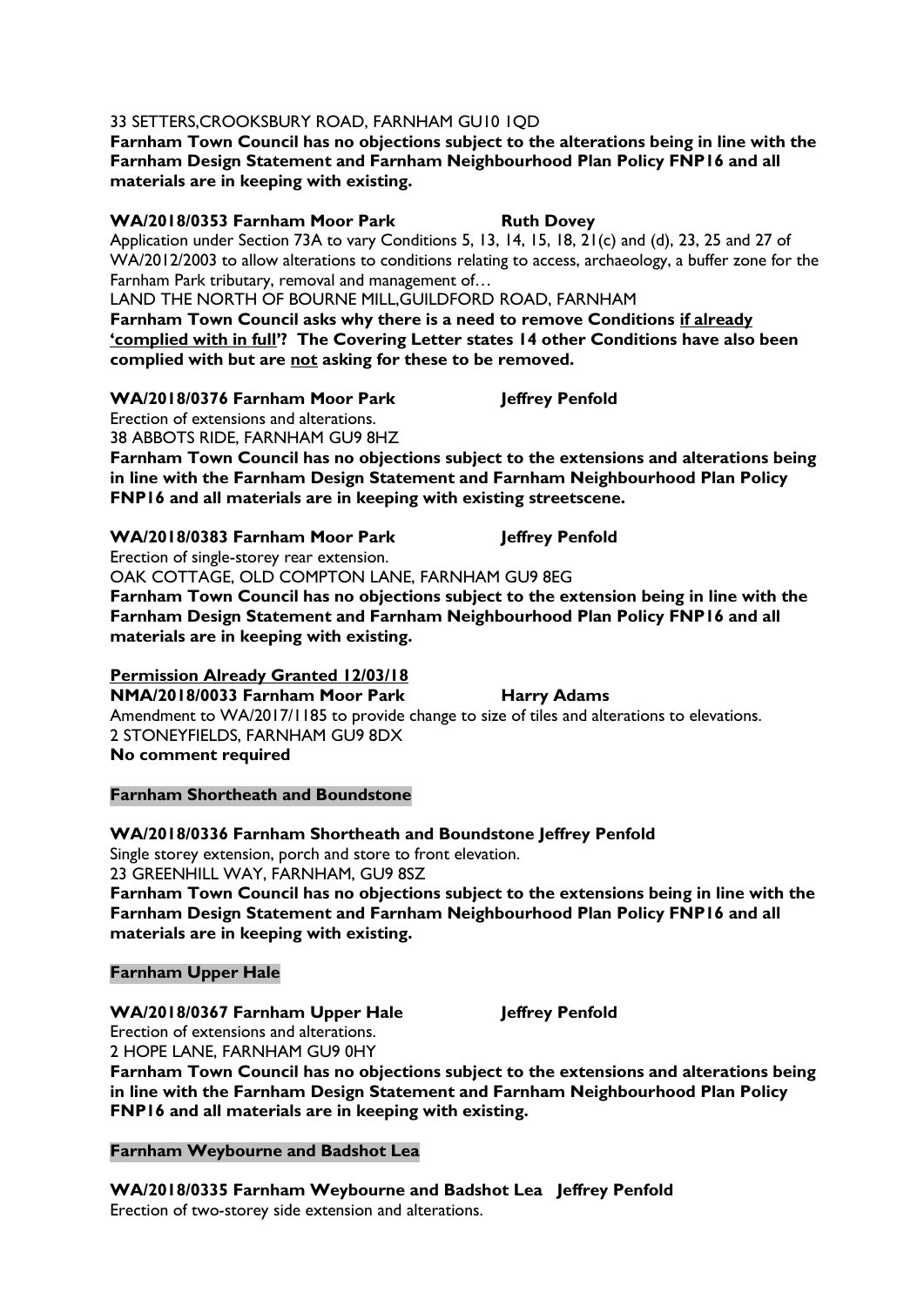33 SETTERS,CROOKSBURY ROAD, FARNHAM GU10 1QD

**Farnham Town Council has no objections subject to the alterations being in line with the Farnham Design Statement and Farnham Neighbourhood Plan Policy FNP16 and all materials are in keeping with existing.**

**WA/2018/0353 Farnham Moor Park Ruth Dovey**

Application under Section 73A to vary Conditions 5, 13, 14, 15, 18, 21(c) and (d), 23, 25 and 27 of WA/2012/2003 to allow alterations to conditions relating to access, archaeology, a buffer zone for the Farnham Park tributary, removal and management of…

LAND THE NORTH OF BOURNE MILL,GUILDFORD ROAD, FARNHAM

**Farnham Town Council asks why there is a need to remove Conditions <u>if already 'complied with in full'</u>? The Covering Letter states 14 other Conditions have also been complied with but are <u>not</u> asking for these to be removed.**

**WA/2018/0376 Farnham Moor Park Jeffrey Penfold**

Erection of extensions and alterations.

38 ABBOTS RIDE, FARNHAM GU9 8HZ

**Farnham Town Council has no objections subject to the extensions and alterations being in line with the Farnham Design Statement and Farnham Neighbourhood Plan Policy FNP16 and all materials are in keeping with existing streetscene.**

**WA/2018/0383 Farnham Moor Park Jeffrey Penfold**

Erection of single-storey rear extension.

OAK COTTAGE, OLD COMPTON LANE, FARNHAM GU9 8EG

**Farnham Town Council has no objections subject to the extension being in line with the Farnham Design Statement and Farnham Neighbourhood Plan Policy FNP16 and all materials are in keeping with existing.**

**<u>Permission Already Granted 12/03/18</u>**

**NMA/2018/0033 Farnham Moor Park Harry Adams**

Amendment to WA/2017/1185 to provide change to size of tiles and alterations to elevations.

2 STONEYFIELDS, FARNHAM GU9 8DX

**No comment required**

**Farnham Shortheath and Boundstone**

**WA/2018/0336 Farnham Shortheath and Boundstone Jeffrey Penfold**

Single storey extension, porch and store to front elevation.

23 GREENHILL WAY, FARNHAM, GU9 8SZ

**Farnham Town Council has no objections subject to the extensions being in line with the Farnham Design Statement and Farnham Neighbourhood Plan Policy FNP16 and all materials are in keeping with existing.**

**Farnham Upper Hale**

**WA/2018/0367 Farnham Upper Hale Jeffrey Penfold**

Erection of extensions and alterations.

2 HOPE LANE, FARNHAM GU9 0HY

**Farnham Town Council has no objections subject to the extensions and alterations being in line with the Farnham Design Statement and Farnham Neighbourhood Plan Policy FNP16 and all materials are in keeping with existing.**

**Farnham Weybourne and Badshot Lea**

**WA/2018/0335 Farnham Weybourne and Badshot Lea Jeffrey Penfold**

Erection of two-storey side extension and alterations.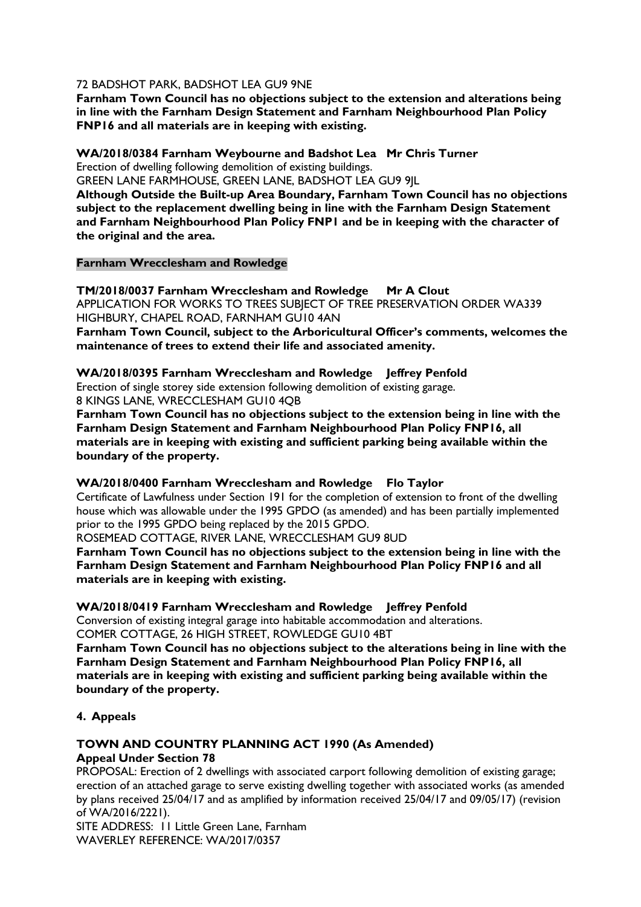72 BADSHOT PARK, BADSHOT LEA GU9 9NE

**Farnham Town Council has no objections subject to the extension and alterations being in line with the Farnham Design Statement and Farnham Neighbourhood Plan Policy FNP16 and all materials are in keeping with existing.**

**WA/2018/0384 Farnham Weybourne and Badshot Lea Mr Chris Turner**

Erection of dwelling following demolition of existing buildings.

GREEN LANE FARMHOUSE, GREEN LANE, BADSHOT LEA GU9 9JL

**Although Outside the Built-up Area Boundary, Farnham Town Council has no objections subject to the replacement dwelling being in line with the Farnham Design Statement and Farnham Neighbourhood Plan Policy FNP1 and be in keeping with the character of the original and the area.**

**Farnham Wrecclesham and Rowledge**

**TM/2018/0037 Farnham Wrecclesham and Rowledge Mr A Clout**

APPLICATION FOR WORKS TO TREES SUBJECT OF TREE PRESERVATION ORDER WA339

HIGHBURY, CHAPEL ROAD, FARNHAM GU10 4AN

**Farnham Town Council, subject to the Arboricultural Officer's comments, welcomes the maintenance of trees to extend their life and associated amenity.**

**WA/2018/0395 Farnham Wrecclesham and Rowledge Jeffrey Penfold**

Erection of single storey side extension following demolition of existing garage.

8 KINGS LANE, WRECCLESHAM GU10 4QB

**Farnham Town Council has no objections subject to the extension being in line with the Farnham Design Statement and Farnham Neighbourhood Plan Policy FNP16, all materials are in keeping with existing and sufficient parking being available within the boundary of the property.**

**WA/2018/0400 Farnham Wrecclesham and Rowledge Flo Taylor**

Certificate of Lawfulness under Section 191 for the completion of extension to front of the dwelling house which was allowable under the 1995 GPDO (as amended) and has been partially implemented prior to the 1995 GPDO being replaced by the 2015 GPDO.

ROSEMEAD COTTAGE, RIVER LANE, WRECCLESHAM GU9 8UD

**Farnham Town Council has no objections subject to the extension being in line with the Farnham Design Statement and Farnham Neighbourhood Plan Policy FNP16 and all materials are in keeping with existing.**

**WA/2018/0419 Farnham Wrecclesham and Rowledge Jeffrey Penfold**

Conversion of existing integral garage into habitable accommodation and alterations.

COMER COTTAGE, 26 HIGH STREET, ROWLEDGE GU10 4BT

**Farnham Town Council has no objections subject to the alterations being in line with the Farnham Design Statement and Farnham Neighbourhood Plan Policy FNP16, all materials are in keeping with existing and sufficient parking being available within the boundary of the property.**

**4. Appeals**

**TOWN AND COUNTRY PLANNING ACT 1990 (As Amended)**

**Appeal Under Section 78**

PROPOSAL: Erection of 2 dwellings with associated carport following demolition of existing garage; erection of an attached garage to serve existing dwelling together with associated works (as amended by plans received 25/04/17 and as amplified by information received 25/04/17 and 09/05/17) (revision of WA/2016/2221).

SITE ADDRESS: 11 Little Green Lane, Farnham

WAVERLEY REFERENCE: WA/2017/0357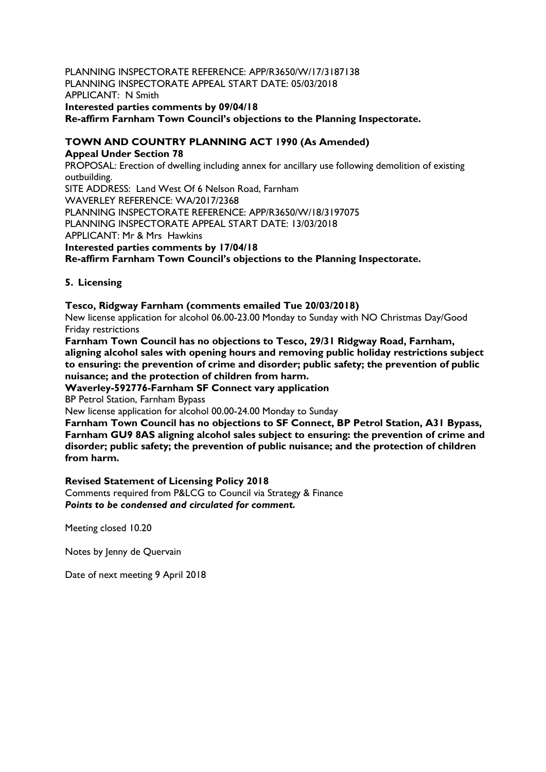PLANNING INSPECTORATE REFERENCE: APP/R3650/W/17/3187138
PLANNING INSPECTORATE APPEAL START DATE: 05/03/2018
APPLICANT: N Smith
**Interested parties comments by 09/04/18**
**Re-affirm Farnham Town Council's objections to the Planning Inspectorate.**

**TOWN AND COUNTRY PLANNING ACT 1990 (As Amended)**
**Appeal Under Section 78**
PROPOSAL: Erection of dwelling including annex for ancillary use following demolition of existing outbuilding.
SITE ADDRESS: Land West Of 6 Nelson Road, Farnham
WAVERLEY REFERENCE: WA/2017/2368
PLANNING INSPECTORATE REFERENCE: APP/R3650/W/18/3197075
PLANNING INSPECTORATE APPEAL START DATE: 13/03/2018
APPLICANT: Mr & Mrs Hawkins
**Interested parties comments by 17/04/18**
**Re-affirm Farnham Town Council's objections to the Planning Inspectorate.**

**5. Licensing**

**Tesco, Ridgway Farnham (comments emailed Tue 20/03/2018)**
New license application for alcohol 06.00-23.00 Monday to Sunday with NO Christmas Day/Good Friday restrictions
**Farnham Town Council has no objections to Tesco, 29/31 Ridgway Road, Farnham, aligning alcohol sales with opening hours and removing public holiday restrictions subject to ensuring: the prevention of crime and disorder; public safety; the prevention of public nuisance; and the protection of children from harm.**
**Waverley-592776-Farnham SF Connect vary application**
BP Petrol Station, Farnham Bypass
New license application for alcohol 00.00-24.00 Monday to Sunday
**Farnham Town Council has no objections to SF Connect, BP Petrol Station, A31 Bypass, Farnham GU9 8AS aligning alcohol sales subject to ensuring: the prevention of crime and disorder; public safety; the prevention of public nuisance; and the protection of children from harm.**

**Revised Statement of Licensing Policy 2018**
Comments required from P&LCG to Council via Strategy & Finance
***Points to be condensed and circulated for comment.***

Meeting closed 10.20

Notes by Jenny de Quervain

Date of next meeting 9 April 2018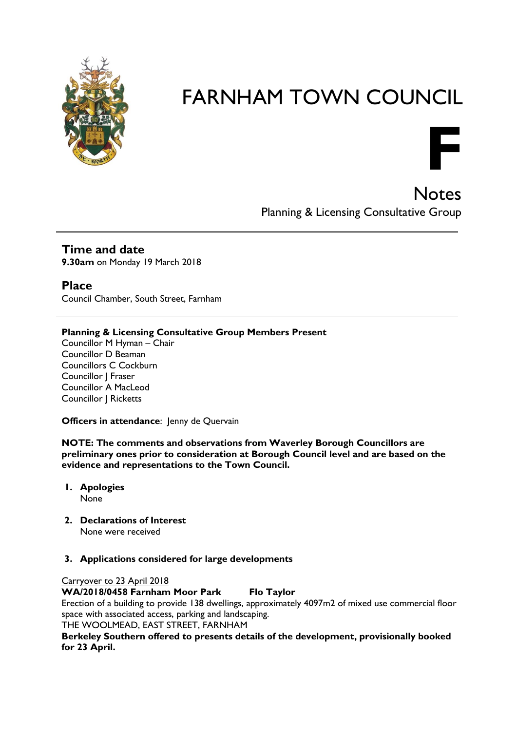# FARNHAM TOWN COUNCIL

**F**

## Notes

Planning & Licensing Consultative Group

---

### Time and date

**9.30am** on Monday 19 March 2018

### Place

Council Chamber, South Street, Farnham

---

**Planning & Licensing Consultative Group Members Present**

Councillor M Hyman – Chair
Councillor D Beaman
Councillors C Cockburn
Councillor J Fraser
Councillor A MacLeod
Councillor J Ricketts

**Officers in attendance**: Jenny de Quervain

**NOTE: The comments and observations from Waverley Borough Councillors are preliminary ones prior to consideration at Borough Council level and are based on the evidence and representations to the Town Council.**

1. **Apologies**
   None

2. **Declarations of Interest**
   None were received

3. **Applications considered for large developments**

Carryover to 23 April 2018

**WA/2018/0458 Farnham Moor Park Flo Taylor**

Erection of a building to provide 138 dwellings, approximately 4097m2 of mixed use commercial floor space with associated access, parking and landscaping.

THE WOOLMEAD, EAST STREET, FARNHAM

**Berkeley Southern offered to presents details of the development, provisionally booked for 23 April.**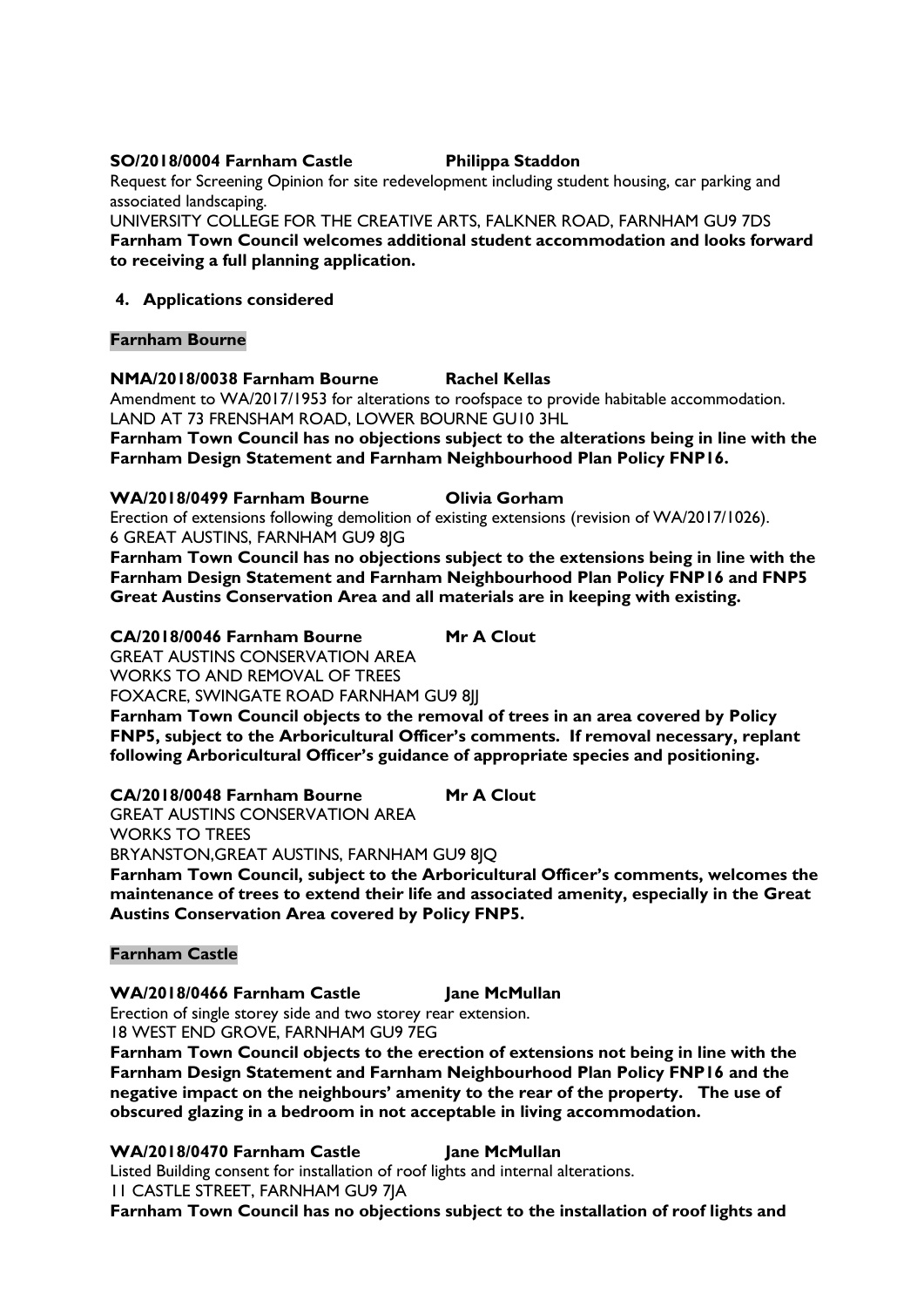**SO/2018/0004 Farnham Castle Philippa Staddon**

Request for Screening Opinion for site redevelopment including student housing, car parking and associated landscaping.

UNIVERSITY COLLEGE FOR THE CREATIVE ARTS, FALKNER ROAD, FARNHAM GU9 7DS

**Farnham Town Council welcomes additional student accommodation and looks forward to receiving a full planning application.**

## 4. Applications considered

### Farnham Bourne

**NMA/2018/0038 Farnham Bourne Rachel Kellas**

Amendment to WA/2017/1953 for alterations to roofspace to provide habitable accommodation.

LAND AT 73 FRENSHAM ROAD, LOWER BOURNE GU10 3HL

**Farnham Town Council has no objections subject to the alterations being in line with the Farnham Design Statement and Farnham Neighbourhood Plan Policy FNP16.**

**WA/2018/0499 Farnham Bourne Olivia Gorham**

Erection of extensions following demolition of existing extensions (revision of WA/2017/1026).

6 GREAT AUSTINS, FARNHAM GU9 8JG

**Farnham Town Council has no objections subject to the extensions being in line with the Farnham Design Statement and Farnham Neighbourhood Plan Policy FNP16 and FNP5 Great Austins Conservation Area and all materials are in keeping with existing.**

**CA/2018/0046 Farnham Bourne Mr A Clout**

GREAT AUSTINS CONSERVATION AREA

WORKS TO AND REMOVAL OF TREES

FOXACRE, SWINGATE ROAD FARNHAM GU9 8JJ

**Farnham Town Council objects to the removal of trees in an area covered by Policy FNP5, subject to the Arboricultural Officer's comments. If removal necessary, replant following Arboricultural Officer's guidance of appropriate species and positioning.**

**CA/2018/0048 Farnham Bourne Mr A Clout**

GREAT AUSTINS CONSERVATION AREA

WORKS TO TREES

BRYANSTON,GREAT AUSTINS, FARNHAM GU9 8JQ

**Farnham Town Council, subject to the Arboricultural Officer's comments, welcomes the maintenance of trees to extend their life and associated amenity, especially in the Great Austins Conservation Area covered by Policy FNP5.**

### Farnham Castle

**WA/2018/0466 Farnham Castle Jane McMullan**

Erection of single storey side and two storey rear extension.

18 WEST END GROVE, FARNHAM GU9 7EG

**Farnham Town Council objects to the erection of extensions not being in line with the Farnham Design Statement and Farnham Neighbourhood Plan Policy FNP16 and the negative impact on the neighbours' amenity to the rear of the property. The use of obscured glazing in a bedroom in not acceptable in living accommodation.**

**WA/2018/0470 Farnham Castle Jane McMullan**

Listed Building consent for installation of roof lights and internal alterations.

11 CASTLE STREET, FARNHAM GU9 7JA

**Farnham Town Council has no objections subject to the installation of roof lights and**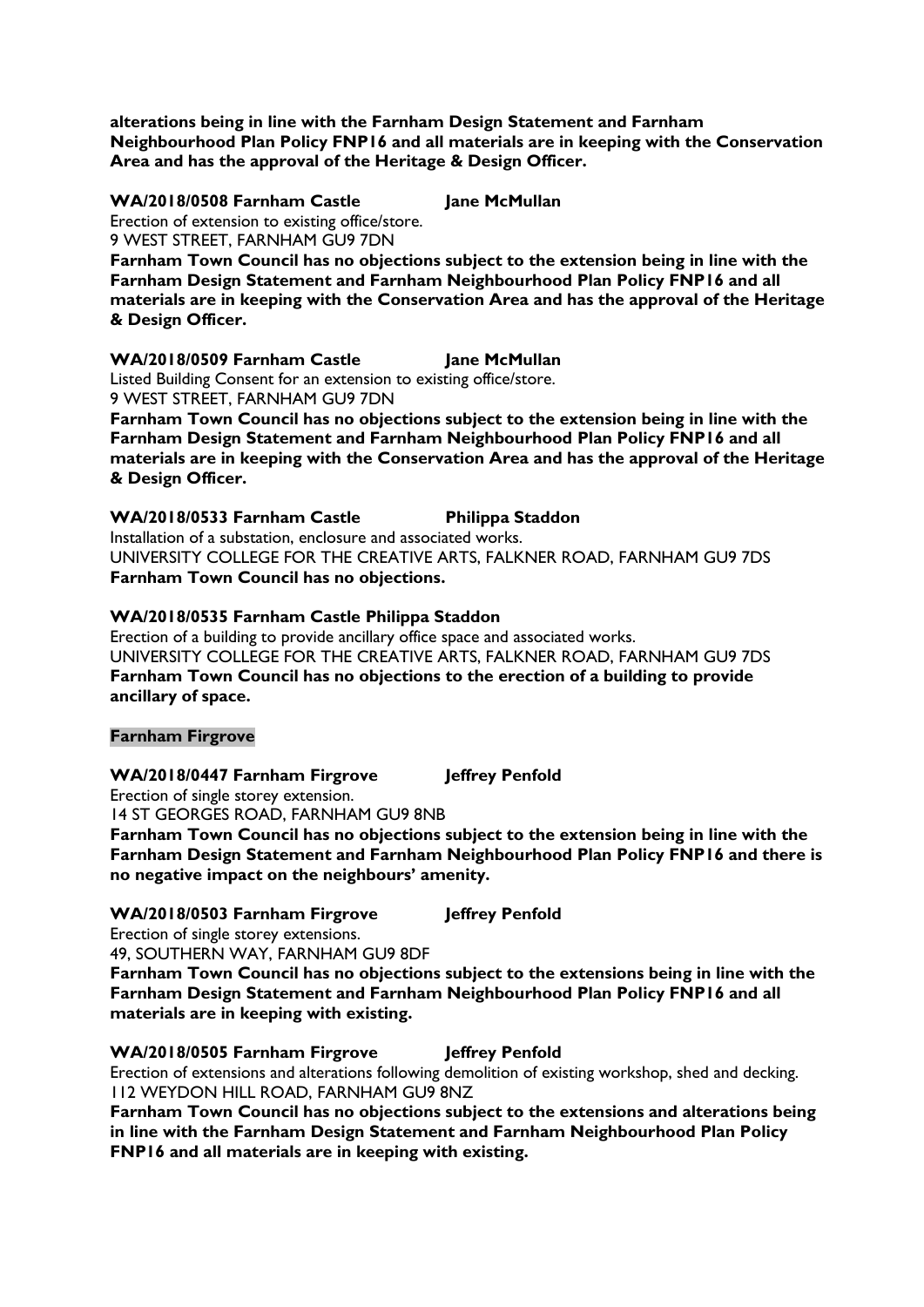**alterations being in line with the Farnham Design Statement and Farnham Neighbourhood Plan Policy FNP16 and all materials are in keeping with the Conservation Area and has the approval of the Heritage & Design Officer.**

**WA/2018/0508 Farnham Castle Jane McMullan**

Erection of extension to existing office/store.
9 WEST STREET, FARNHAM GU9 7DN

**Farnham Town Council has no objections subject to the extension being in line with the Farnham Design Statement and Farnham Neighbourhood Plan Policy FNP16 and all materials are in keeping with the Conservation Area and has the approval of the Heritage & Design Officer.**

**WA/2018/0509 Farnham Castle Jane McMullan**

Listed Building Consent for an extension to existing office/store.
9 WEST STREET, FARNHAM GU9 7DN

**Farnham Town Council has no objections subject to the extension being in line with the Farnham Design Statement and Farnham Neighbourhood Plan Policy FNP16 and all materials are in keeping with the Conservation Area and has the approval of the Heritage & Design Officer.**

**WA/2018/0533 Farnham Castle Philippa Staddon**

Installation of a substation, enclosure and associated works.
UNIVERSITY COLLEGE FOR THE CREATIVE ARTS, FALKNER ROAD, FARNHAM GU9 7DS

**Farnham Town Council has no objections.**

**WA/2018/0535 Farnham Castle Philippa Staddon**

Erection of a building to provide ancillary office space and associated works.
UNIVERSITY COLLEGE FOR THE CREATIVE ARTS, FALKNER ROAD, FARNHAM GU9 7DS

**Farnham Town Council has no objections to the erection of a building to provide ancillary of space.**

**Farnham Firgrove**

**WA/2018/0447 Farnham Firgrove Jeffrey Penfold**

Erection of single storey extension.
14 ST GEORGES ROAD, FARNHAM GU9 8NB

**Farnham Town Council has no objections subject to the extension being in line with the Farnham Design Statement and Farnham Neighbourhood Plan Policy FNP16 and there is no negative impact on the neighbours' amenity.**

**WA/2018/0503 Farnham Firgrove Jeffrey Penfold**

Erection of single storey extensions.
49, SOUTHERN WAY, FARNHAM GU9 8DF

**Farnham Town Council has no objections subject to the extensions being in line with the Farnham Design Statement and Farnham Neighbourhood Plan Policy FNP16 and all materials are in keeping with existing.**

**WA/2018/0505 Farnham Firgrove Jeffrey Penfold**

Erection of extensions and alterations following demolition of existing workshop, shed and decking.
112 WEYDON HILL ROAD, FARNHAM GU9 8NZ

**Farnham Town Council has no objections subject to the extensions and alterations being in line with the Farnham Design Statement and Farnham Neighbourhood Plan Policy FNP16 and all materials are in keeping with existing.**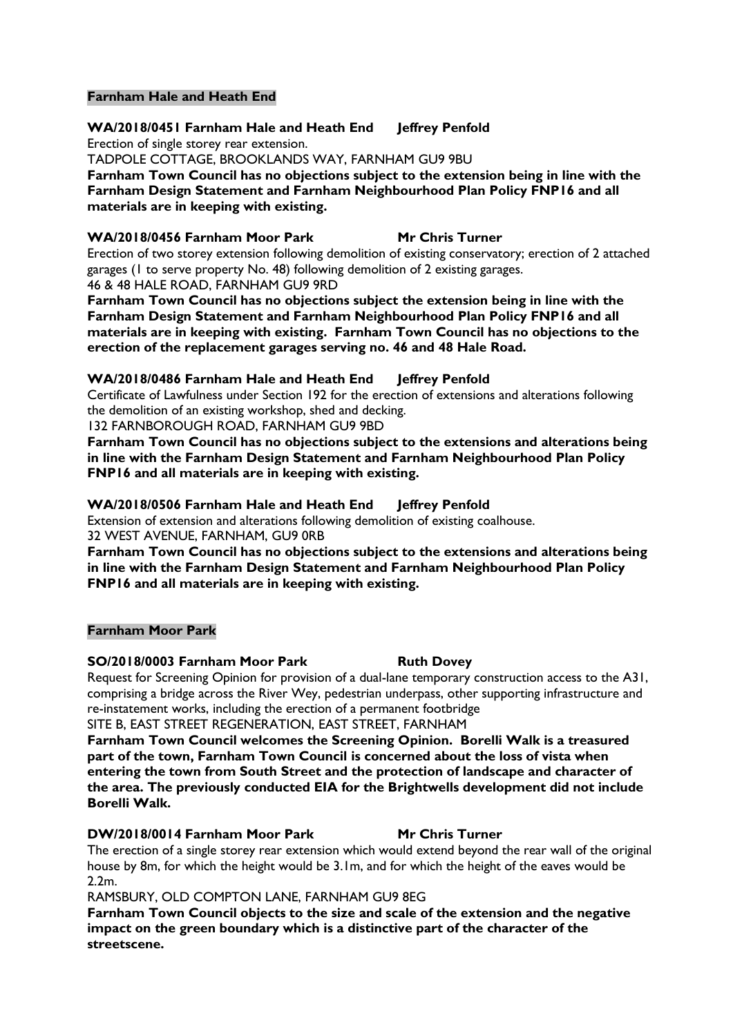## Farnham Hale and Heath End

**WA/2018/0451 Farnham Hale and Heath End Jeffrey Penfold**

Erection of single storey rear extension.

TADPOLE COTTAGE, BROOKLANDS WAY, FARNHAM GU9 9BU

**Farnham Town Council has no objections subject to the extension being in line with the Farnham Design Statement and Farnham Neighbourhood Plan Policy FNP16 and all materials are in keeping with existing.**

**WA/2018/0456 Farnham Moor Park Mr Chris Turner**

Erection of two storey extension following demolition of existing conservatory; erection of 2 attached garages (1 to serve property No. 48) following demolition of 2 existing garages.

46 & 48 HALE ROAD, FARNHAM GU9 9RD

**Farnham Town Council has no objections subject the extension being in line with the Farnham Design Statement and Farnham Neighbourhood Plan Policy FNP16 and all materials are in keeping with existing. Farnham Town Council has no objections to the erection of the replacement garages serving no. 46 and 48 Hale Road.**

**WA/2018/0486 Farnham Hale and Heath End Jeffrey Penfold**

Certificate of Lawfulness under Section 192 for the erection of extensions and alterations following the demolition of an existing workshop, shed and decking.

132 FARNBOROUGH ROAD, FARNHAM GU9 9BD

**Farnham Town Council has no objections subject to the extensions and alterations being in line with the Farnham Design Statement and Farnham Neighbourhood Plan Policy FNP16 and all materials are in keeping with existing.**

**WA/2018/0506 Farnham Hale and Heath End Jeffrey Penfold**

Extension of extension and alterations following demolition of existing coalhouse.

32 WEST AVENUE, FARNHAM, GU9 0RB

**Farnham Town Council has no objections subject to the extensions and alterations being in line with the Farnham Design Statement and Farnham Neighbourhood Plan Policy FNP16 and all materials are in keeping with existing.**

## Farnham Moor Park

**SO/2018/0003 Farnham Moor Park Ruth Dovey**

Request for Screening Opinion for provision of a dual-lane temporary construction access to the A31, comprising a bridge across the River Wey, pedestrian underpass, other supporting infrastructure and re-instatement works, including the erection of a permanent footbridge

SITE B, EAST STREET REGENERATION, EAST STREET, FARNHAM

**Farnham Town Council welcomes the Screening Opinion. Borelli Walk is a treasured part of the town, Farnham Town Council is concerned about the loss of vista when entering the town from South Street and the protection of landscape and character of the area. The previously conducted EIA for the Brightwells development did not include Borelli Walk.**

**DW/2018/0014 Farnham Moor Park Mr Chris Turner**

The erection of a single storey rear extension which would extend beyond the rear wall of the original house by 8m, for which the height would be 3.1m, and for which the height of the eaves would be 2.2m.

RAMSBURY, OLD COMPTON LANE, FARNHAM GU9 8EG

**Farnham Town Council objects to the size and scale of the extension and the negative impact on the green boundary which is a distinctive part of the character of the streetscene.**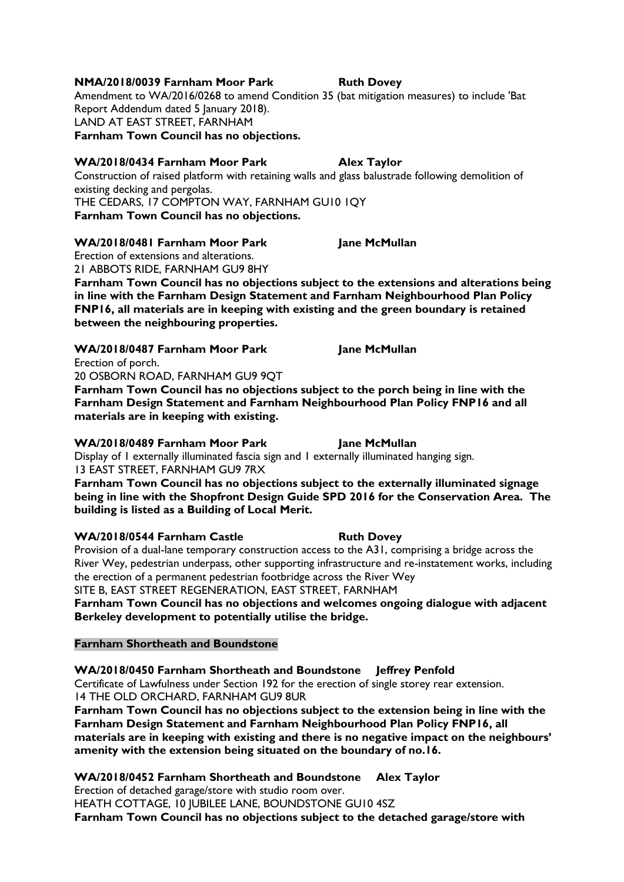**NMA/2018/0039 Farnham Moor Park Ruth Dovey**

Amendment to WA/2016/0268 to amend Condition 35 (bat mitigation measures) to include 'Bat Report Addendum dated 5 January 2018).

LAND AT EAST STREET, FARNHAM

**Farnham Town Council has no objections.**

**WA/2018/0434 Farnham Moor Park Alex Taylor**

Construction of raised platform with retaining walls and glass balustrade following demolition of existing decking and pergolas.

THE CEDARS, 17 COMPTON WAY, FARNHAM GU10 1QY

**Farnham Town Council has no objections.**

**WA/2018/0481 Farnham Moor Park Jane McMullan**

Erection of extensions and alterations.

21 ABBOTS RIDE, FARNHAM GU9 8HY

**Farnham Town Council has no objections subject to the extensions and alterations being in line with the Farnham Design Statement and Farnham Neighbourhood Plan Policy FNP16, all materials are in keeping with existing and the green boundary is retained between the neighbouring properties.**

**WA/2018/0487 Farnham Moor Park Jane McMullan**

Erection of porch.

20 OSBORN ROAD, FARNHAM GU9 9QT

**Farnham Town Council has no objections subject to the porch being in line with the Farnham Design Statement and Farnham Neighbourhood Plan Policy FNP16 and all materials are in keeping with existing.**

**WA/2018/0489 Farnham Moor Park Jane McMullan**

Display of 1 externally illuminated fascia sign and 1 externally illuminated hanging sign.

13 EAST STREET, FARNHAM GU9 7RX

**Farnham Town Council has no objections subject to the externally illuminated signage being in line with the Shopfront Design Guide SPD 2016 for the Conservation Area. The building is listed as a Building of Local Merit.**

**WA/2018/0544 Farnham Castle Ruth Dovey**

Provision of a dual-lane temporary construction access to the A31, comprising a bridge across the River Wey, pedestrian underpass, other supporting infrastructure and re-instatement works, including the erection of a permanent pedestrian footbridge across the River Wey

SITE B, EAST STREET REGENERATION, EAST STREET, FARNHAM

**Farnham Town Council has no objections and welcomes ongoing dialogue with adjacent Berkeley development to potentially utilise the bridge.**

**Farnham Shortheath and Boundstone**

**WA/2018/0450 Farnham Shortheath and Boundstone Jeffrey Penfold**

Certificate of Lawfulness under Section 192 for the erection of single storey rear extension.

14 THE OLD ORCHARD, FARNHAM GU9 8UR

**Farnham Town Council has no objections subject to the extension being in line with the Farnham Design Statement and Farnham Neighbourhood Plan Policy FNP16, all materials are in keeping with existing and there is no negative impact on the neighbours' amenity with the extension being situated on the boundary of no.16.**

**WA/2018/0452 Farnham Shortheath and Boundstone Alex Taylor**

Erection of detached garage/store with studio room over.

HEATH COTTAGE, 10 JUBILEE LANE, BOUNDSTONE GU10 4SZ

**Farnham Town Council has no objections subject to the detached garage/store with**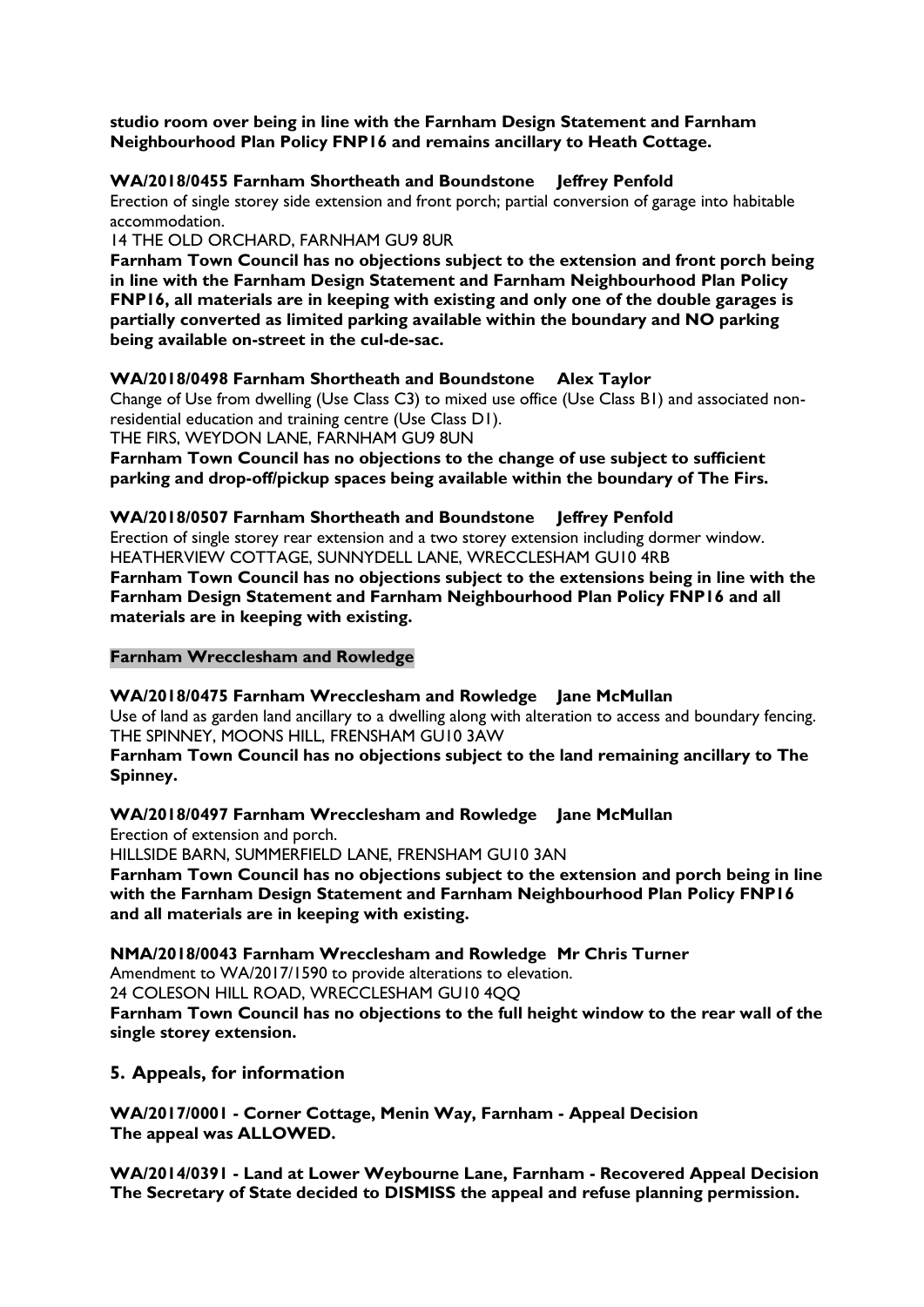**studio room over being in line with the Farnham Design Statement and Farnham Neighbourhood Plan Policy FNP16 and remains ancillary to Heath Cottage.**

**WA/2018/0455 Farnham Shortheath and Boundstone Jeffrey Penfold**

Erection of single storey side extension and front porch; partial conversion of garage into habitable accommodation.

14 THE OLD ORCHARD, FARNHAM GU9 8UR

**Farnham Town Council has no objections subject to the extension and front porch being in line with the Farnham Design Statement and Farnham Neighbourhood Plan Policy FNP16, all materials are in keeping with existing and only one of the double garages is partially converted as limited parking available within the boundary and NO parking being available on-street in the cul-de-sac.**

**WA/2018/0498 Farnham Shortheath and Boundstone Alex Taylor**

Change of Use from dwelling (Use Class C3) to mixed use office (Use Class B1) and associated non-residential education and training centre (Use Class D1).

THE FIRS, WEYDON LANE, FARNHAM GU9 8UN

**Farnham Town Council has no objections to the change of use subject to sufficient parking and drop-off/pickup spaces being available within the boundary of The Firs.**

**WA/2018/0507 Farnham Shortheath and Boundstone Jeffrey Penfold**

Erection of single storey rear extension and a two storey extension including dormer window.

HEATHERVIEW COTTAGE, SUNNYDELL LANE, WRECCLESHAM GU10 4RB

**Farnham Town Council has no objections subject to the extensions being in line with the Farnham Design Statement and Farnham Neighbourhood Plan Policy FNP16 and all materials are in keeping with existing.**

**Farnham Wrecclesham and Rowledge**

**WA/2018/0475 Farnham Wrecclesham and Rowledge Jane McMullan**

Use of land as garden land ancillary to a dwelling along with alteration to access and boundary fencing.

THE SPINNEY, MOONS HILL, FRENSHAM GU10 3AW

**Farnham Town Council has no objections subject to the land remaining ancillary to The Spinney.**

**WA/2018/0497 Farnham Wrecclesham and Rowledge Jane McMullan**

Erection of extension and porch.

HILLSIDE BARN, SUMMERFIELD LANE, FRENSHAM GU10 3AN

**Farnham Town Council has no objections subject to the extension and porch being in line with the Farnham Design Statement and Farnham Neighbourhood Plan Policy FNP16 and all materials are in keeping with existing.**

**NMA/2018/0043 Farnham Wrecclesham and Rowledge Mr Chris Turner**

Amendment to WA/2017/1590 to provide alterations to elevation.

24 COLESON HILL ROAD, WRECCLESHAM GU10 4QQ

**Farnham Town Council has no objections to the full height window to the rear wall of the single storey extension.**

## 5. Appeals, for information

**WA/2017/0001 - Corner Cottage, Menin Way, Farnham - Appeal Decision**
**The appeal was ALLOWED.**

**WA/2014/0391 - Land at Lower Weybourne Lane, Farnham - Recovered Appeal Decision**
**The Secretary of State decided to DISMISS the appeal and refuse planning permission.**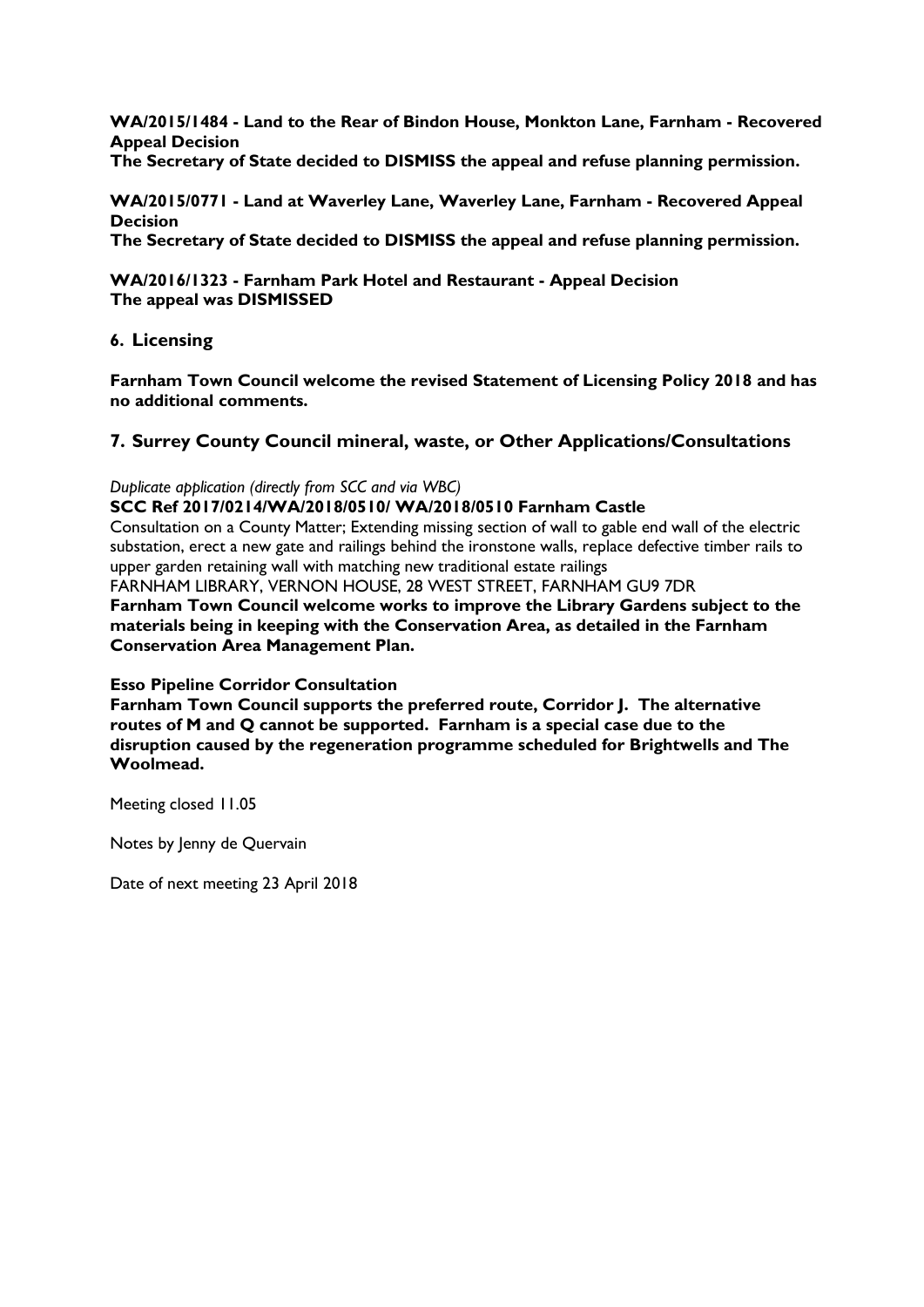**WA/2015/1484 - Land to the Rear of Bindon House, Monkton Lane, Farnham - Recovered Appeal Decision**
**The Secretary of State decided to DISMISS the appeal and refuse planning permission.**

**WA/2015/0771 - Land at Waverley Lane, Waverley Lane, Farnham - Recovered Appeal Decision**
**The Secretary of State decided to DISMISS the appeal and refuse planning permission.**

**WA/2016/1323 - Farnham Park Hotel and Restaurant - Appeal Decision**
**The appeal was DISMISSED**

## 6. Licensing

**Farnham Town Council welcome the revised Statement of Licensing Policy 2018 and has no additional comments.**

## 7. Surrey County Council mineral, waste, or Other Applications/Consultations

*Duplicate application (directly from SCC and via WBC)*

**SCC Ref 2017/0214/WA/2018/0510/ WA/2018/0510 Farnham Castle**
Consultation on a County Matter; Extending missing section of wall to gable end wall of the electric substation, erect a new gate and railings behind the ironstone walls, replace defective timber rails to upper garden retaining wall with matching new traditional estate railings
FARNHAM LIBRARY, VERNON HOUSE, 28 WEST STREET, FARNHAM GU9 7DR
**Farnham Town Council welcome works to improve the Library Gardens subject to the materials being in keeping with the Conservation Area, as detailed in the Farnham Conservation Area Management Plan.**

**Esso Pipeline Corridor Consultation**
**Farnham Town Council supports the preferred route, Corridor J. The alternative routes of M and Q cannot be supported. Farnham is a special case due to the disruption caused by the regeneration programme scheduled for Brightwells and The Woolmead.**

Meeting closed 11.05

Notes by Jenny de Quervain

Date of next meeting 23 April 2018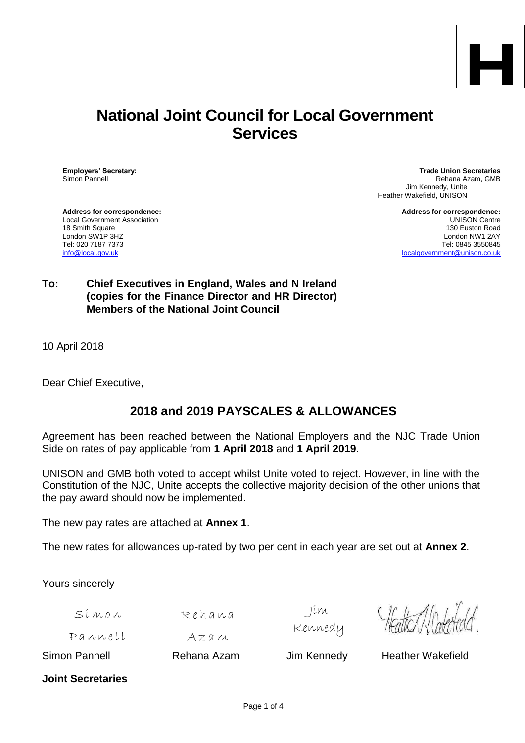H

# National Joint Council for Local Government Services

**Employers' Secretary:**
Simon Pannell

**Trade Union Secretaries**
Rehana Azam, GMB
Jim Kennedy, Unite
Heather Wakefield, UNISON

**Address for correspondence:**
Local Government Association
18 Smith Square
London SW1P 3HZ
Tel: 020 7187 7373
info@local.gov.uk

**Address for correspondence:**
UNISON Centre
130 Euston Road
London NW1 2AY
Tel: 0845 3550845
localgovernment@unison.co.uk

**To: Chief Executives in England, Wales and N Ireland (copies for the Finance Director and HR Director) Members of the National Joint Council**

10 April 2018

Dear Chief Executive,

## 2018 and 2019 PAYSCALES & ALLOWANCES

Agreement has been reached between the National Employers and the NJC Trade Union Side on rates of pay applicable from **1 April 2018** and **1 April 2019**.

UNISON and GMB both voted to accept whilst Unite voted to reject. However, in line with the Constitution of the NJC, Unite accepts the collective majority decision of the other unions that the pay award should now be implemented.

The new pay rates are attached at **Annex 1**.

The new rates for allowances up-rated by two per cent in each year are set out at **Annex 2**.

Yours sincerely

Simon Pannell | Rehana Azam | Jim Kennedy | Heather Wakefield

Simon Pannell | Rehana Azam | Jim Kennedy | Heather Wakefield

**Joint Secretaries**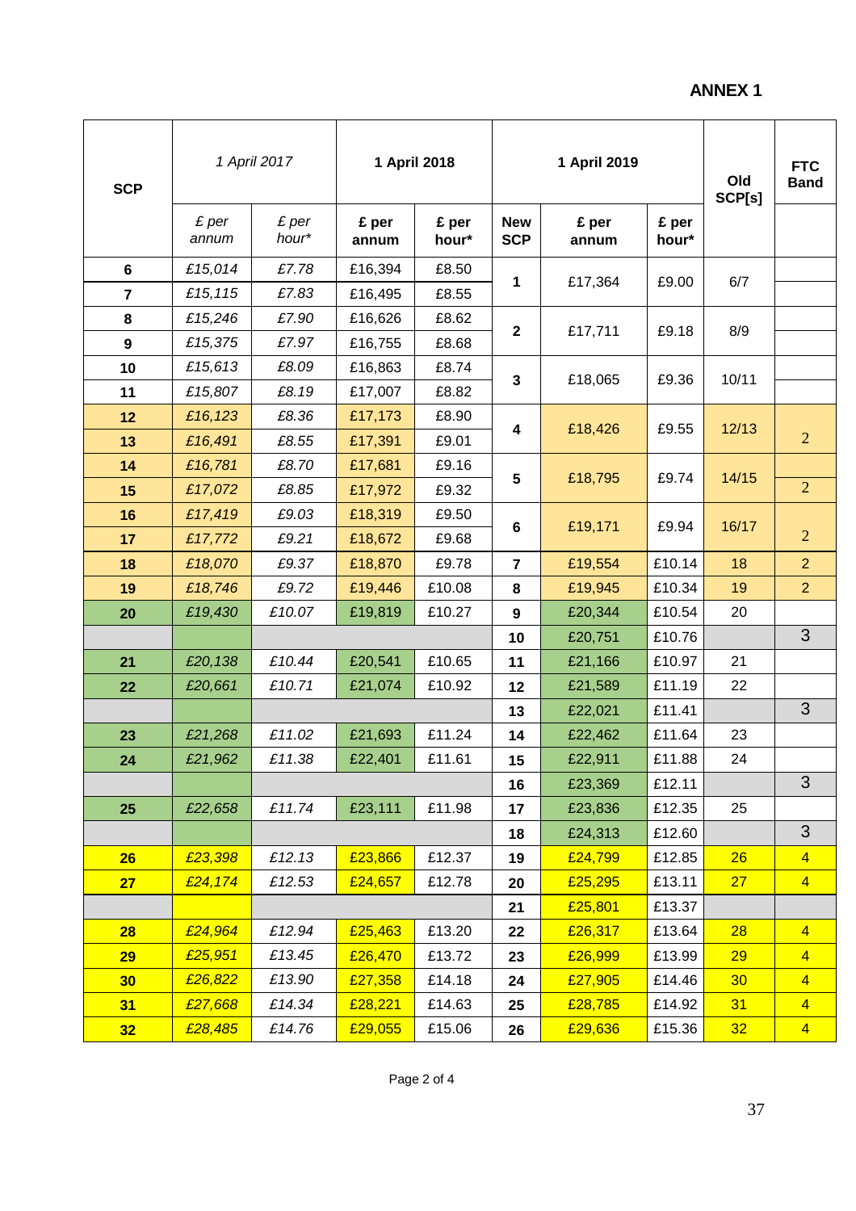**ANNEX 1**

| SCP | *1 April 2017* | | 1 April 2018 | | 1 April 2019 | | | Old SCP[s] | FTC Band |
|---|---|---|---|---|---|---|---|---|---|
| | *£ per annum* | *£ per hour** | £ per annum | £ per hour* | New SCP | £ per annum | £ per hour* | | |
| 6 | *£15,014* | *£7.78* | £16,394 | £8.50 | 1 | £17,364 | £9.00 | 6/7 | |
| 7 | *£15,115* | *£7.83* | £16,495 | £8.55 | | | | | |
| 8 | *£15,246* | *£7.90* | £16,626 | £8.62 | 2 | £17,711 | £9.18 | 8/9 | |
| 9 | *£15,375* | *£7.97* | £16,755 | £8.68 | | | | | |
| 10 | *£15,613* | *£8.09* | £16,863 | £8.74 | 3 | £18,065 | £9.36 | 10/11 | |
| 11 | *£15,807* | *£8.19* | £17,007 | £8.82 | | | | | |
| 12 | *£16,123* | *£8.36* | £17,173 | £8.90 | 4 | £18,426 | £9.55 | 12/13 | 2 |
| 13 | *£16,491* | *£8.55* | £17,391 | £9.01 | | | | | |
| 14 | *£16,781* | *£8.70* | £17,681 | £9.16 | 5 | £18,795 | £9.74 | 14/15 | 2 |
| 15 | *£17,072* | *£8.85* | £17,972 | £9.32 | | | | | |
| 16 | *£17,419* | *£9.03* | £18,319 | £9.50 | 6 | £19,171 | £9.94 | 16/17 | 2 |
| 17 | *£17,772* | *£9.21* | £18,672 | £9.68 | | | | | |
| 18 | *£18,070* | *£9.37* | £18,870 | £9.78 | 7 | £19,554 | £10.14 | 18 | 2 |
| 19 | *£18,746* | *£9.72* | £19,446 | £10.08 | 8 | £19,945 | £10.34 | 19 | 2 |
| 20 | *£19,430* | *£10.07* | £19,819 | £10.27 | 9 | £20,344 | £10.54 | 20 | |
| | | | | | 10 | £20,751 | £10.76 | | 3 |
| 21 | *£20,138* | *£10.44* | £20,541 | £10.65 | 11 | £21,166 | £10.97 | 21 | |
| 22 | *£20,661* | *£10.71* | £21,074 | £10.92 | 12 | £21,589 | £11.19 | 22 | |
| | | | | | 13 | £22,021 | £11.41 | | 3 |
| 23 | *£21,268* | *£11.02* | £21,693 | £11.24 | 14 | £22,462 | £11.64 | 23 | |
| 24 | *£21,962* | *£11.38* | £22,401 | £11.61 | 15 | £22,911 | £11.88 | 24 | |
| | | | | | 16 | £23,369 | £12.11 | | 3 |
| 25 | *£22,658* | *£11.74* | £23,111 | £11.98 | 17 | £23,836 | £12.35 | 25 | |
| | | | | | 18 | £24,313 | £12.60 | | 3 |
| 26 | *£23,398* | *£12.13* | £23,866 | £12.37 | 19 | £24,799 | £12.85 | 26 | 4 |
| 27 | *£24,174* | *£12.53* | £24,657 | £12.78 | 20 | £25,295 | £13.11 | 27 | 4 |
| | | | | | 21 | £25,801 | £13.37 | | |
| 28 | *£24,964* | *£12.94* | £25,463 | £13.20 | 22 | £26,317 | £13.64 | 28 | 4 |
| 29 | *£25,951* | *£13.45* | £26,470 | £13.72 | 23 | £26,999 | £13.99 | 29 | 4 |
| 30 | *£26,822* | *£13.90* | £27,358 | £14.18 | 24 | £27,905 | £14.46 | 30 | 4 |
| 31 | *£27,668* | *£14.34* | £28,221 | £14.63 | 25 | £28,785 | £14.92 | 31 | 4 |
| 32 | *£28,485* | *£14.76* | £29,055 | £15.06 | 26 | £29,636 | £15.36 | 32 | 4 |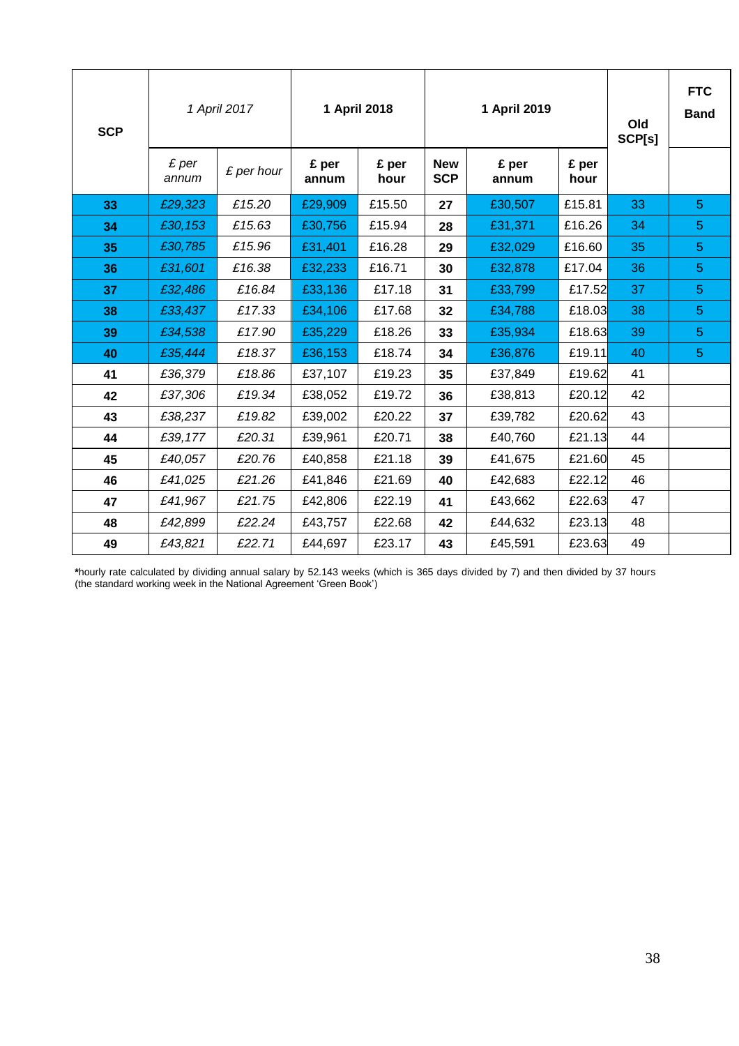| SCP | *1 April 2017* | | 1 April 2018 | | 1 April 2019 | | | Old SCP[s] | FTC Band |
|---|---|---|---|---|---|---|---|---|---|
| | *£ per annum* | *£ per hour* | **£ per annum** | **£ per hour** | **New SCP** | **£ per annum** | **£ per hour** | | |
| **33** | *£29,323* | *£15.20* | £29,909 | £15.50 | **27** | £30,507 | £15.81 | 33 | 5 |
| **34** | *£30,153* | *£15.63* | £30,756 | £15.94 | **28** | £31,371 | £16.26 | 34 | 5 |
| **35** | *£30,785* | *£15.96* | £31,401 | £16.28 | **29** | £32,029 | £16.60 | 35 | 5 |
| **36** | *£31,601* | *£16.38* | £32,233 | £16.71 | **30** | £32,878 | £17.04 | 36 | 5 |
| **37** | *£32,486* | *£16.84* | £33,136 | £17.18 | **31** | £33,799 | £17.52 | 37 | 5 |
| **38** | *£33,437* | *£17.33* | £34,106 | £17.68 | **32** | £34,788 | £18.03 | 38 | 5 |
| **39** | *£34,538* | *£17.90* | £35,229 | £18.26 | **33** | £35,934 | £18.63 | 39 | 5 |
| **40** | *£35,444* | *£18.37* | £36,153 | £18.74 | **34** | £36,876 | £19.11 | 40 | 5 |
| **41** | *£36,379* | *£18.86* | £37,107 | £19.23 | **35** | £37,849 | £19.62 | 41 | |
| **42** | *£37,306* | *£19.34* | £38,052 | £19.72 | **36** | £38,813 | £20.12 | 42 | |
| **43** | *£38,237* | *£19.82* | £39,002 | £20.22 | **37** | £39,782 | £20.62 | 43 | |
| **44** | *£39,177* | *£20.31* | £39,961 | £20.71 | **38** | £40,760 | £21.13 | 44 | |
| **45** | *£40,057* | *£20.76* | £40,858 | £21.18 | **39** | £41,675 | £21.60 | 45 | |
| **46** | *£41,025* | *£21.26* | £41,846 | £21.69 | **40** | £42,683 | £22.12 | 46 | |
| **47** | *£41,967* | *£21.75* | £42,806 | £22.19 | **41** | £43,662 | £22.63 | 47 | |
| **48** | *£42,899* | *£22.24* | £43,757 | £22.68 | **42** | £44,632 | £23.13 | 48 | |
| **49** | *£43,821* | *£22.71* | £44,697 | £23.17 | **43** | £45,591 | £23.63 | 49 | |

**\***hourly rate calculated by dividing annual salary by 52.143 weeks (which is 365 days divided by 7) and then divided by 37 hours (the standard working week in the National Agreement 'Green Book')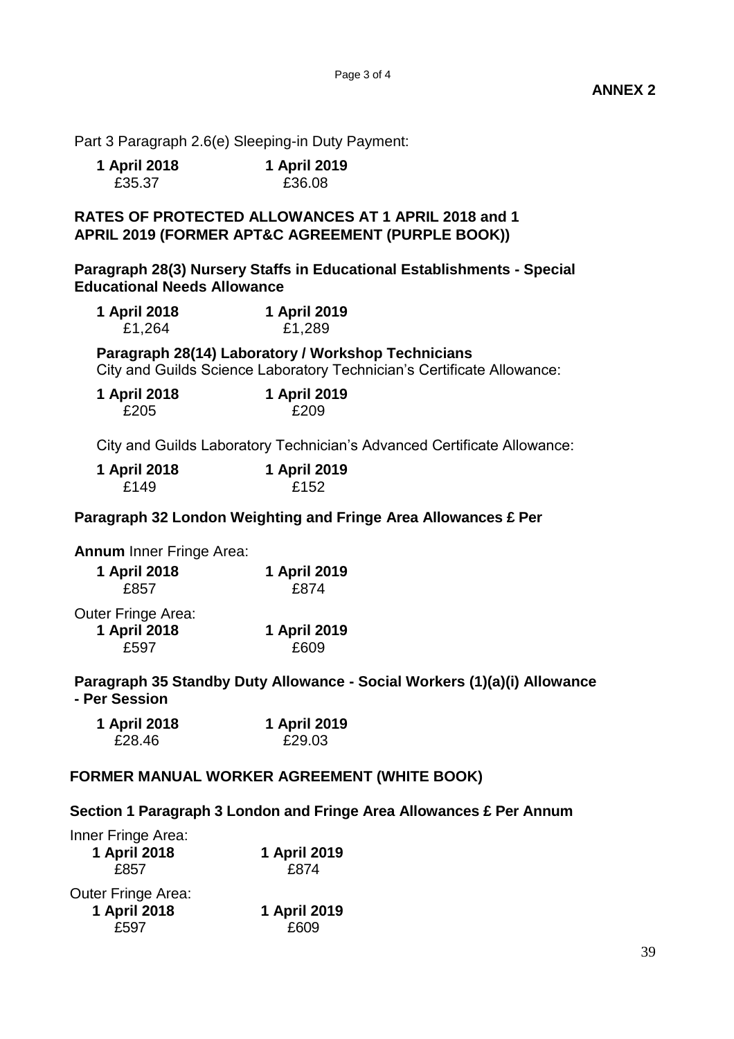**ANNEX 2**

Part 3 Paragraph 2.6(e) Sleeping-in Duty Payment:

| 1 April 2018 | 1 April 2019 |
|---|---|
| £35.37 | £36.08 |

## RATES OF PROTECTED ALLOWANCES AT 1 APRIL 2018 and 1 APRIL 2019 (FORMER APT&C AGREEMENT (PURPLE BOOK))

**Paragraph 28(3) Nursery Staffs in Educational Establishments - Special Educational Needs Allowance**

| 1 April 2018 | 1 April 2019 |
|---|---|
| £1,264 | £1,289 |

**Paragraph 28(14) Laboratory / Workshop Technicians**
City and Guilds Science Laboratory Technician's Certificate Allowance:

| 1 April 2018 | 1 April 2019 |
|---|---|
| £205 | £209 |

City and Guilds Laboratory Technician's Advanced Certificate Allowance:

| 1 April 2018 | 1 April 2019 |
|---|---|
| £149 | £152 |

**Paragraph 32 London Weighting and Fringe Area Allowances £ Per Annum**

Inner Fringe Area:

| 1 April 2018 | 1 April 2019 |
|---|---|
| £857 | £874 |

Outer Fringe Area:

| 1 April 2018 | 1 April 2019 |
|---|---|
| £597 | £609 |

**Paragraph 35 Standby Duty Allowance - Social Workers (1)(a)(i) Allowance - Per Session**

| 1 April 2018 | 1 April 2019 |
|---|---|
| £28.46 | £29.03 |

## FORMER MANUAL WORKER AGREEMENT (WHITE BOOK)

**Section 1 Paragraph 3 London and Fringe Area Allowances £ Per Annum**

Inner Fringe Area:

| 1 April 2018 | 1 April 2019 |
|---|---|
| £857 | £874 |

Outer Fringe Area:

| 1 April 2018 | 1 April 2019 |
|---|---|
| £597 | £609 |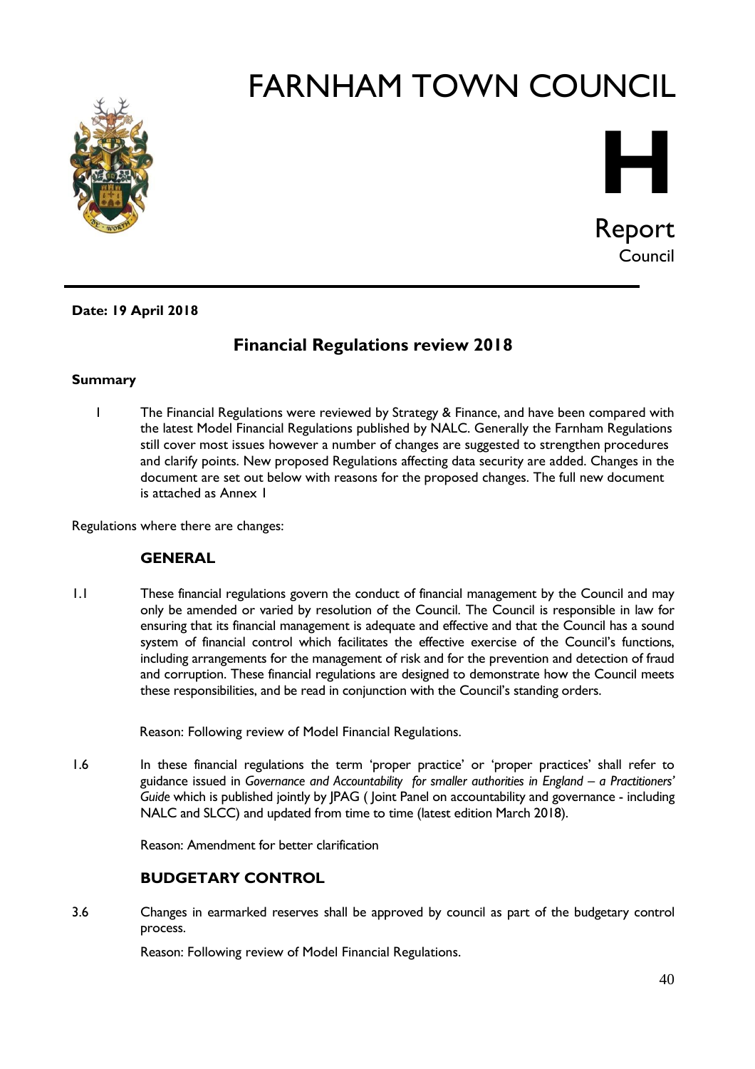# FARNHAM TOWN COUNCIL

**H**

Report
Council

**Date: 19 April 2018**

## Financial Regulations review 2018

**Summary**

1 The Financial Regulations were reviewed by Strategy & Finance, and have been compared with the latest Model Financial Regulations published by NALC. Generally the Farnham Regulations still cover most issues however a number of changes are suggested to strengthen procedures and clarify points. New proposed Regulations affecting data security are added. Changes in the document are set out below with reasons for the proposed changes. The full new document is attached as Annex 1

Regulations where there are changes:

### GENERAL

1.1 These financial regulations govern the conduct of financial management by the Council and may only be amended or varied by resolution of the Council. The Council is responsible in law for ensuring that its financial management is adequate and effective and that the Council has a sound system of financial control which facilitates the effective exercise of the Council's functions, including arrangements for the management of risk and for the prevention and detection of fraud and corruption. These financial regulations are designed to demonstrate how the Council meets these responsibilities, and be read in conjunction with the Council's standing orders.

Reason: Following review of Model Financial Regulations.

1.6 In these financial regulations the term 'proper practice' or 'proper practices' shall refer to guidance issued in *Governance and Accountability for smaller authorities in England – a Practitioners' Guide* which is published jointly by JPAG ( Joint Panel on accountability and governance - including NALC and SLCC) and updated from time to time (latest edition March 2018).

Reason: Amendment for better clarification

### BUDGETARY CONTROL

3.6 Changes in earmarked reserves shall be approved by council as part of the budgetary control process.

Reason: Following review of Model Financial Regulations.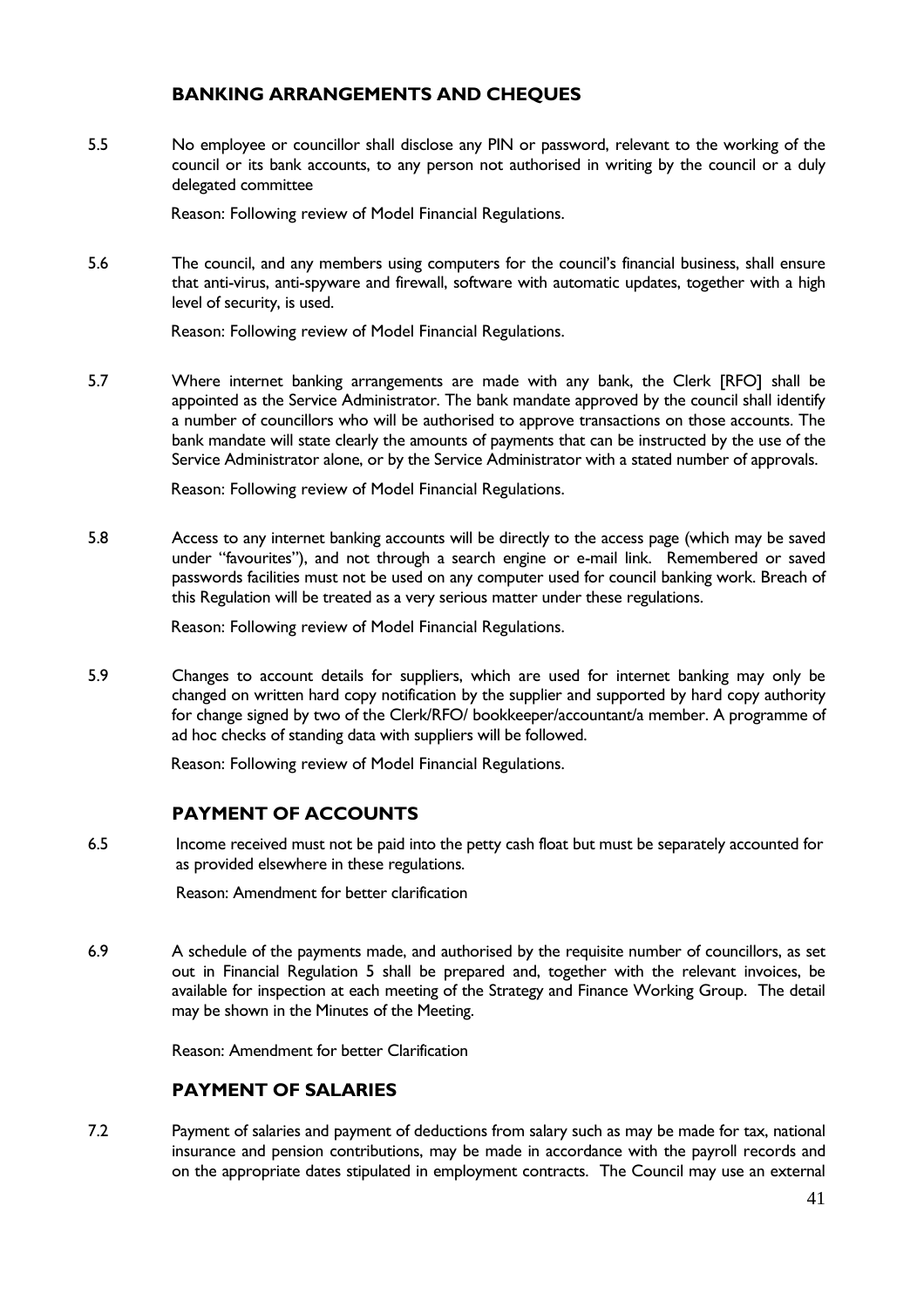## BANKING ARRANGEMENTS AND CHEQUES

5.5 No employee or councillor shall disclose any PIN or password, relevant to the working of the council or its bank accounts, to any person not authorised in writing by the council or a duly delegated committee

Reason: Following review of Model Financial Regulations.

5.6 The council, and any members using computers for the council's financial business, shall ensure that anti-virus, anti-spyware and firewall, software with automatic updates, together with a high level of security, is used.

Reason: Following review of Model Financial Regulations.

5.7 Where internet banking arrangements are made with any bank, the Clerk [RFO] shall be appointed as the Service Administrator. The bank mandate approved by the council shall identify a number of councillors who will be authorised to approve transactions on those accounts. The bank mandate will state clearly the amounts of payments that can be instructed by the use of the Service Administrator alone, or by the Service Administrator with a stated number of approvals.

Reason: Following review of Model Financial Regulations.

5.8 Access to any internet banking accounts will be directly to the access page (which may be saved under "favourites"), and not through a search engine or e-mail link. Remembered or saved passwords facilities must not be used on any computer used for council banking work. Breach of this Regulation will be treated as a very serious matter under these regulations.

Reason: Following review of Model Financial Regulations.

5.9 Changes to account details for suppliers, which are used for internet banking may only be changed on written hard copy notification by the supplier and supported by hard copy authority for change signed by two of the Clerk/RFO/ bookkeeper/accountant/a member. A programme of ad hoc checks of standing data with suppliers will be followed.

Reason: Following review of Model Financial Regulations.

## PAYMENT OF ACCOUNTS

6.5 Income received must not be paid into the petty cash float but must be separately accounted for as provided elsewhere in these regulations.

Reason: Amendment for better clarification

6.9 A schedule of the payments made, and authorised by the requisite number of councillors, as set out in Financial Regulation 5 shall be prepared and, together with the relevant invoices, be available for inspection at each meeting of the Strategy and Finance Working Group. The detail may be shown in the Minutes of the Meeting.

Reason: Amendment for better Clarification

## PAYMENT OF SALARIES

7.2 Payment of salaries and payment of deductions from salary such as may be made for tax, national insurance and pension contributions, may be made in accordance with the payroll records and on the appropriate dates stipulated in employment contracts. The Council may use an external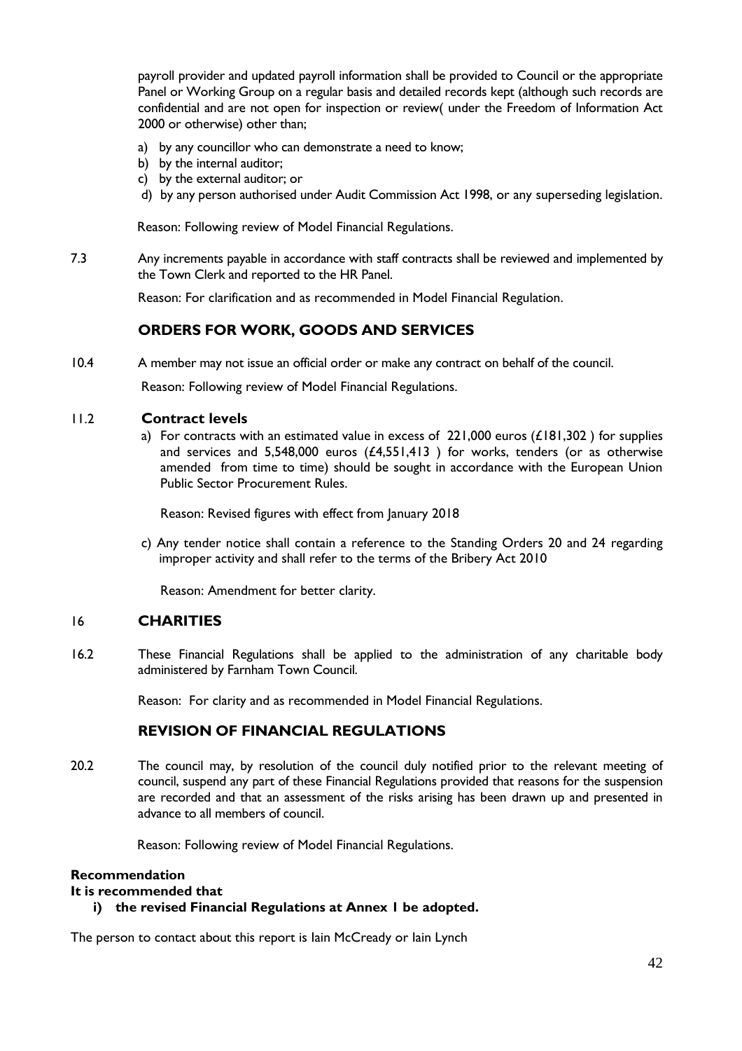payroll provider and updated payroll information shall be provided to Council or the appropriate Panel or Working Group on a regular basis and detailed records kept (although such records are confidential and are not open for inspection or review( under the Freedom of Information Act 2000 or otherwise) other than;

a) by any councillor who can demonstrate a need to know;
b) by the internal auditor;
c) by the external auditor; or
d) by any person authorised under Audit Commission Act 1998, or any superseding legislation.

Reason: Following review of Model Financial Regulations.

7.3 Any increments payable in accordance with staff contracts shall be reviewed and implemented by the Town Clerk and reported to the HR Panel.

Reason: For clarification and as recommended in Model Financial Regulation.

## ORDERS FOR WORK, GOODS AND SERVICES

10.4 A member may not issue an official order or make any contract on behalf of the council.

Reason: Following review of Model Financial Regulations.

11.2 **Contract levels**

a) For contracts with an estimated value in excess of 221,000 euros (£181,302 ) for supplies and services and 5,548,000 euros (£4,551,413 ) for works, tenders (or as otherwise amended from time to time) should be sought in accordance with the European Union Public Sector Procurement Rules.

Reason: Revised figures with effect from January 2018

c) Any tender notice shall contain a reference to the Standing Orders 20 and 24 regarding improper activity and shall refer to the terms of the Bribery Act 2010

Reason: Amendment for better clarity.

## 16 CHARITIES

16.2 These Financial Regulations shall be applied to the administration of any charitable body administered by Farnham Town Council.

Reason: For clarity and as recommended in Model Financial Regulations.

## REVISION OF FINANCIAL REGULATIONS

20.2 The council may, by resolution of the council duly notified prior to the relevant meeting of council, suspend any part of these Financial Regulations provided that reasons for the suspension are recorded and that an assessment of the risks arising has been drawn up and presented in advance to all members of council.

Reason: Following review of Model Financial Regulations.

**Recommendation**

**It is recommended that**

**i) the revised Financial Regulations at Annex 1 be adopted.**

The person to contact about this report is Iain McCready or Iain Lynch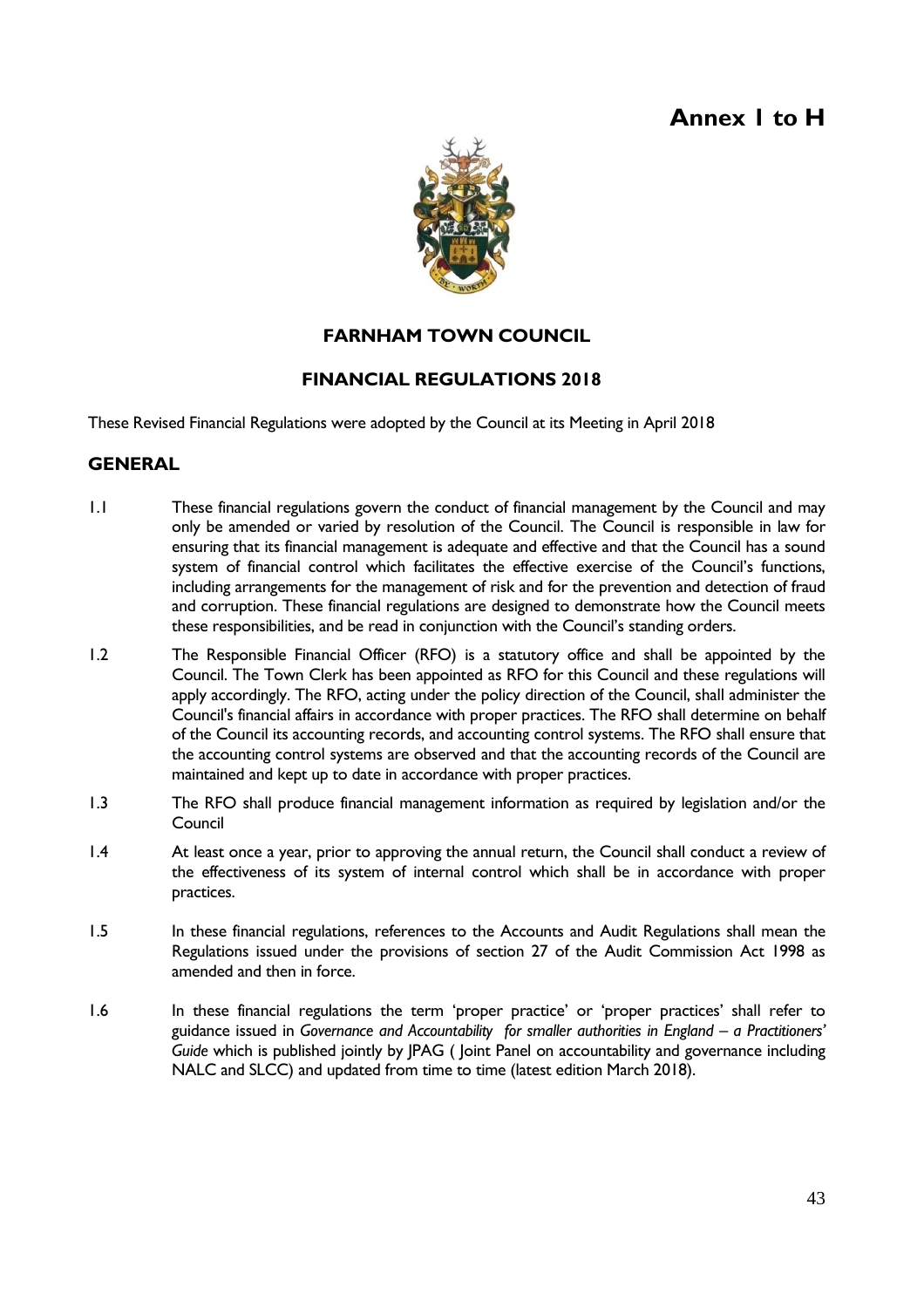**Annex 1 to H**

## FARNHAM TOWN COUNCIL

## FINANCIAL REGULATIONS 2018

These Revised Financial Regulations were adopted by the Council at its Meeting in April 2018

### GENERAL

1.1 These financial regulations govern the conduct of financial management by the Council and may only be amended or varied by resolution of the Council. The Council is responsible in law for ensuring that its financial management is adequate and effective and that the Council has a sound system of financial control which facilitates the effective exercise of the Council's functions, including arrangements for the management of risk and for the prevention and detection of fraud and corruption. These financial regulations are designed to demonstrate how the Council meets these responsibilities, and be read in conjunction with the Council's standing orders.

1.2 The Responsible Financial Officer (RFO) is a statutory office and shall be appointed by the Council. The Town Clerk has been appointed as RFO for this Council and these regulations will apply accordingly. The RFO, acting under the policy direction of the Council, shall administer the Council's financial affairs in accordance with proper practices. The RFO shall determine on behalf of the Council its accounting records, and accounting control systems. The RFO shall ensure that the accounting control systems are observed and that the accounting records of the Council are maintained and kept up to date in accordance with proper practices.

1.3 The RFO shall produce financial management information as required by legislation and/or the Council

1.4 At least once a year, prior to approving the annual return, the Council shall conduct a review of the effectiveness of its system of internal control which shall be in accordance with proper practices.

1.5 In these financial regulations, references to the Accounts and Audit Regulations shall mean the Regulations issued under the provisions of section 27 of the Audit Commission Act 1998 as amended and then in force.

1.6 In these financial regulations the term 'proper practice' or 'proper practices' shall refer to guidance issued in *Governance and Accountability for smaller authorities in England – a Practitioners' Guide* which is published jointly by JPAG ( Joint Panel on accountability and governance including NALC and SLCC) and updated from time to time (latest edition March 2018).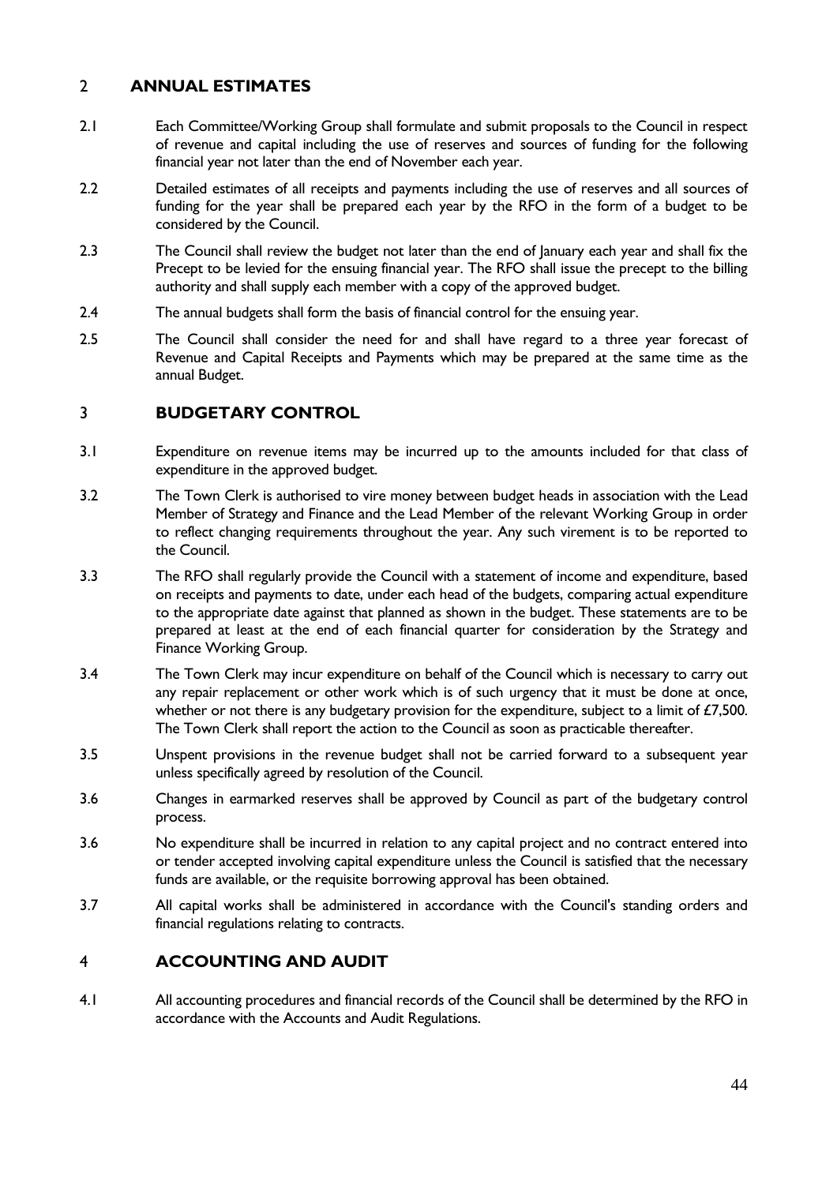## 2 ANNUAL ESTIMATES

2.1 Each Committee/Working Group shall formulate and submit proposals to the Council in respect of revenue and capital including the use of reserves and sources of funding for the following financial year not later than the end of November each year.

2.2 Detailed estimates of all receipts and payments including the use of reserves and all sources of funding for the year shall be prepared each year by the RFO in the form of a budget to be considered by the Council.

2.3 The Council shall review the budget not later than the end of January each year and shall fix the Precept to be levied for the ensuing financial year. The RFO shall issue the precept to the billing authority and shall supply each member with a copy of the approved budget.

2.4 The annual budgets shall form the basis of financial control for the ensuing year.

2.5 The Council shall consider the need for and shall have regard to a three year forecast of Revenue and Capital Receipts and Payments which may be prepared at the same time as the annual Budget.

## 3 BUDGETARY CONTROL

3.1 Expenditure on revenue items may be incurred up to the amounts included for that class of expenditure in the approved budget.

3.2 The Town Clerk is authorised to vire money between budget heads in association with the Lead Member of Strategy and Finance and the Lead Member of the relevant Working Group in order to reflect changing requirements throughout the year. Any such virement is to be reported to the Council.

3.3 The RFO shall regularly provide the Council with a statement of income and expenditure, based on receipts and payments to date, under each head of the budgets, comparing actual expenditure to the appropriate date against that planned as shown in the budget. These statements are to be prepared at least at the end of each financial quarter for consideration by the Strategy and Finance Working Group.

3.4 The Town Clerk may incur expenditure on behalf of the Council which is necessary to carry out any repair replacement or other work which is of such urgency that it must be done at once, whether or not there is any budgetary provision for the expenditure, subject to a limit of £7,500. The Town Clerk shall report the action to the Council as soon as practicable thereafter.

3.5 Unspent provisions in the revenue budget shall not be carried forward to a subsequent year unless specifically agreed by resolution of the Council.

3.6 Changes in earmarked reserves shall be approved by Council as part of the budgetary control process.

3.6 No expenditure shall be incurred in relation to any capital project and no contract entered into or tender accepted involving capital expenditure unless the Council is satisfied that the necessary funds are available, or the requisite borrowing approval has been obtained.

3.7 All capital works shall be administered in accordance with the Council's standing orders and financial regulations relating to contracts.

## 4 ACCOUNTING AND AUDIT

4.1 All accounting procedures and financial records of the Council shall be determined by the RFO in accordance with the Accounts and Audit Regulations.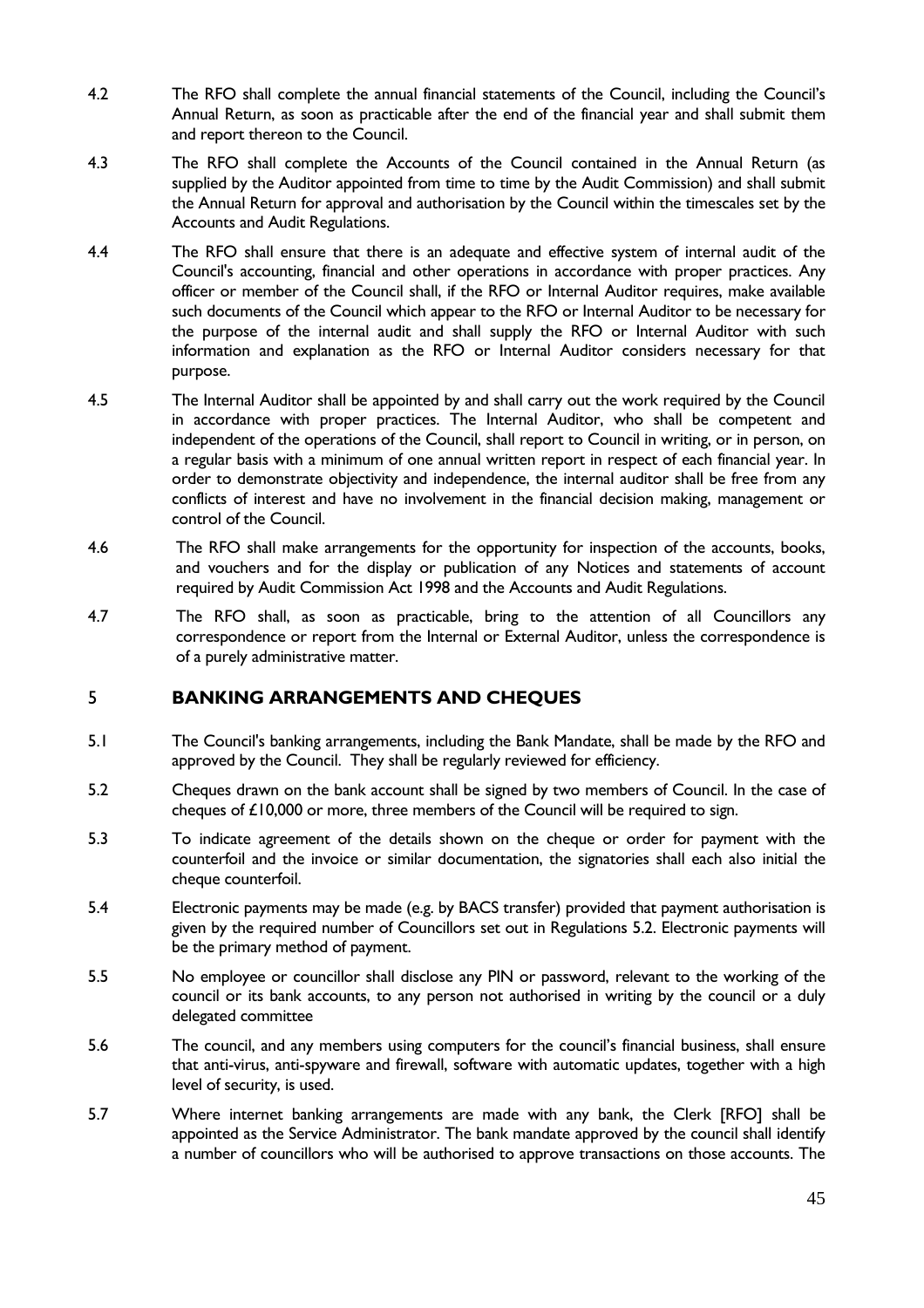4.2 The RFO shall complete the annual financial statements of the Council, including the Council's Annual Return, as soon as practicable after the end of the financial year and shall submit them and report thereon to the Council.

4.3 The RFO shall complete the Accounts of the Council contained in the Annual Return (as supplied by the Auditor appointed from time to time by the Audit Commission) and shall submit the Annual Return for approval and authorisation by the Council within the timescales set by the Accounts and Audit Regulations.

4.4 The RFO shall ensure that there is an adequate and effective system of internal audit of the Council's accounting, financial and other operations in accordance with proper practices. Any officer or member of the Council shall, if the RFO or Internal Auditor requires, make available such documents of the Council which appear to the RFO or Internal Auditor to be necessary for the purpose of the internal audit and shall supply the RFO or Internal Auditor with such information and explanation as the RFO or Internal Auditor considers necessary for that purpose.

4.5 The Internal Auditor shall be appointed by and shall carry out the work required by the Council in accordance with proper practices. The Internal Auditor, who shall be competent and independent of the operations of the Council, shall report to Council in writing, or in person, on a regular basis with a minimum of one annual written report in respect of each financial year. In order to demonstrate objectivity and independence, the internal auditor shall be free from any conflicts of interest and have no involvement in the financial decision making, management or control of the Council.

4.6 The RFO shall make arrangements for the opportunity for inspection of the accounts, books, and vouchers and for the display or publication of any Notices and statements of account required by Audit Commission Act 1998 and the Accounts and Audit Regulations.

4.7 The RFO shall, as soon as practicable, bring to the attention of all Councillors any correspondence or report from the Internal or External Auditor, unless the correspondence is of a purely administrative matter.

## 5 BANKING ARRANGEMENTS AND CHEQUES

5.1 The Council's banking arrangements, including the Bank Mandate, shall be made by the RFO and approved by the Council. They shall be regularly reviewed for efficiency.

5.2 Cheques drawn on the bank account shall be signed by two members of Council. In the case of cheques of £10,000 or more, three members of the Council will be required to sign.

5.3 To indicate agreement of the details shown on the cheque or order for payment with the counterfoil and the invoice or similar documentation, the signatories shall each also initial the cheque counterfoil.

5.4 Electronic payments may be made (e.g. by BACS transfer) provided that payment authorisation is given by the required number of Councillors set out in Regulations 5.2. Electronic payments will be the primary method of payment.

5.5 No employee or councillor shall disclose any PIN or password, relevant to the working of the council or its bank accounts, to any person not authorised in writing by the council or a duly delegated committee

5.6 The council, and any members using computers for the council's financial business, shall ensure that anti-virus, anti-spyware and firewall, software with automatic updates, together with a high level of security, is used.

5.7 Where internet banking arrangements are made with any bank, the Clerk [RFO] shall be appointed as the Service Administrator. The bank mandate approved by the council shall identify a number of councillors who will be authorised to approve transactions on those accounts. The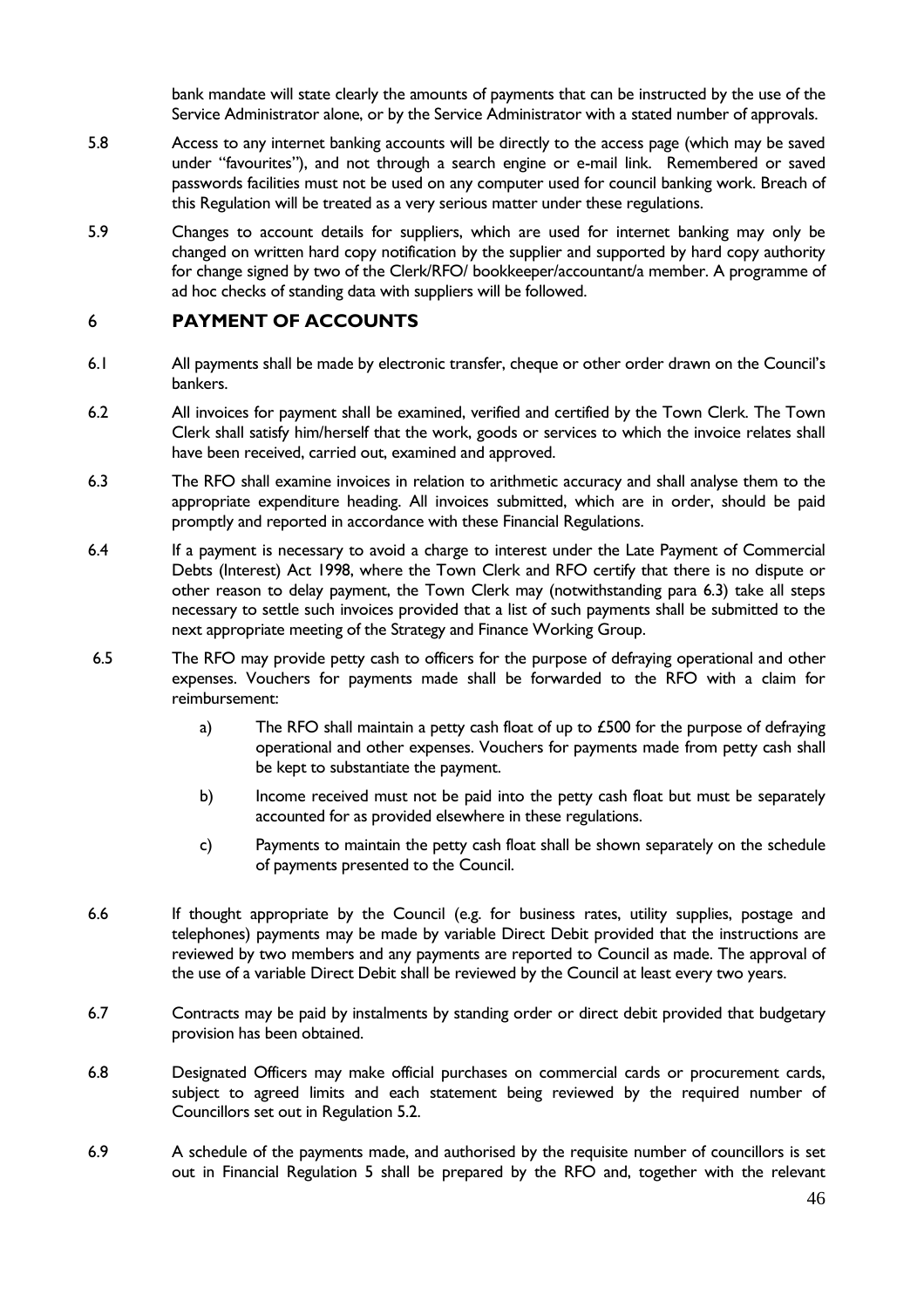bank mandate will state clearly the amounts of payments that can be instructed by the use of the Service Administrator alone, or by the Service Administrator with a stated number of approvals.

5.8 Access to any internet banking accounts will be directly to the access page (which may be saved under "favourites"), and not through a search engine or e-mail link. Remembered or saved passwords facilities must not be used on any computer used for council banking work. Breach of this Regulation will be treated as a very serious matter under these regulations.

5.9 Changes to account details for suppliers, which are used for internet banking may only be changed on written hard copy notification by the supplier and supported by hard copy authority for change signed by two of the Clerk/RFO/ bookkeeper/accountant/a member. A programme of ad hoc checks of standing data with suppliers will be followed.

## 6 PAYMENT OF ACCOUNTS

6.1 All payments shall be made by electronic transfer, cheque or other order drawn on the Council's bankers.

6.2 All invoices for payment shall be examined, verified and certified by the Town Clerk. The Town Clerk shall satisfy him/herself that the work, goods or services to which the invoice relates shall have been received, carried out, examined and approved.

6.3 The RFO shall examine invoices in relation to arithmetic accuracy and shall analyse them to the appropriate expenditure heading. All invoices submitted, which are in order, should be paid promptly and reported in accordance with these Financial Regulations.

6.4 If a payment is necessary to avoid a charge to interest under the Late Payment of Commercial Debts (Interest) Act 1998, where the Town Clerk and RFO certify that there is no dispute or other reason to delay payment, the Town Clerk may (notwithstanding para 6.3) take all steps necessary to settle such invoices provided that a list of such payments shall be submitted to the next appropriate meeting of the Strategy and Finance Working Group.

6.5 The RFO may provide petty cash to officers for the purpose of defraying operational and other expenses. Vouchers for payments made shall be forwarded to the RFO with a claim for reimbursement:

a) The RFO shall maintain a petty cash float of up to £500 for the purpose of defraying operational and other expenses. Vouchers for payments made from petty cash shall be kept to substantiate the payment.

b) Income received must not be paid into the petty cash float but must be separately accounted for as provided elsewhere in these regulations.

c) Payments to maintain the petty cash float shall be shown separately on the schedule of payments presented to the Council.

6.6 If thought appropriate by the Council (e.g. for business rates, utility supplies, postage and telephones) payments may be made by variable Direct Debit provided that the instructions are reviewed by two members and any payments are reported to Council as made. The approval of the use of a variable Direct Debit shall be reviewed by the Council at least every two years.

6.7 Contracts may be paid by instalments by standing order or direct debit provided that budgetary provision has been obtained.

6.8 Designated Officers may make official purchases on commercial cards or procurement cards, subject to agreed limits and each statement being reviewed by the required number of Councillors set out in Regulation 5.2.

6.9 A schedule of the payments made, and authorised by the requisite number of councillors is set out in Financial Regulation 5 shall be prepared by the RFO and, together with the relevant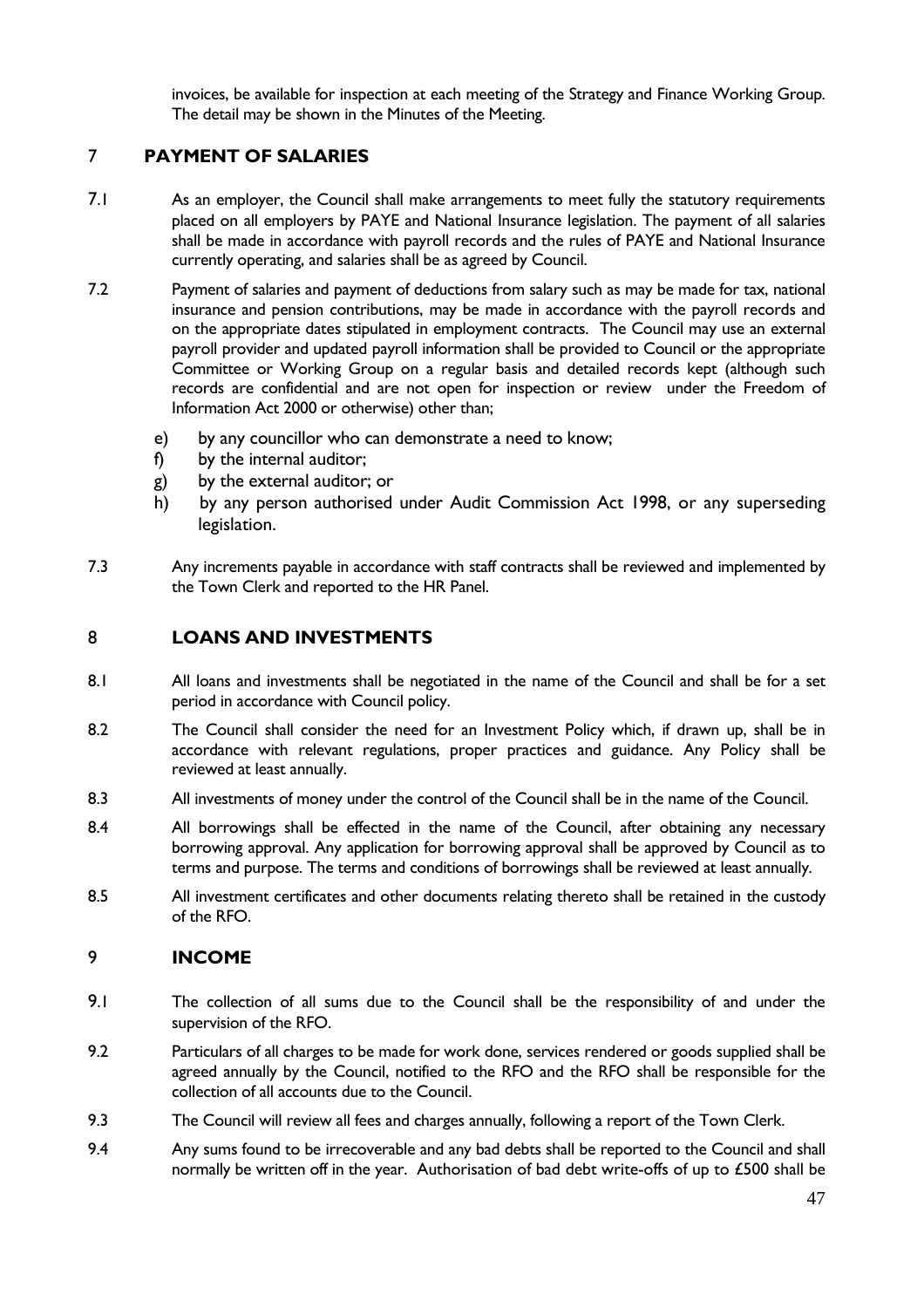invoices, be available for inspection at each meeting of the Strategy and Finance Working Group. The detail may be shown in the Minutes of the Meeting.

## 7 PAYMENT OF SALARIES

7.1 As an employer, the Council shall make arrangements to meet fully the statutory requirements placed on all employers by PAYE and National Insurance legislation. The payment of all salaries shall be made in accordance with payroll records and the rules of PAYE and National Insurance currently operating, and salaries shall be as agreed by Council.

7.2 Payment of salaries and payment of deductions from salary such as may be made for tax, national insurance and pension contributions, may be made in accordance with the payroll records and on the appropriate dates stipulated in employment contracts. The Council may use an external payroll provider and updated payroll information shall be provided to Council or the appropriate Committee or Working Group on a regular basis and detailed records kept (although such records are confidential and are not open for inspection or review under the Freedom of Information Act 2000 or otherwise) other than;

e) by any councillor who can demonstrate a need to know;
f) by the internal auditor;
g) by the external auditor; or
h) by any person authorised under Audit Commission Act 1998, or any superseding legislation.

7.3 Any increments payable in accordance with staff contracts shall be reviewed and implemented by the Town Clerk and reported to the HR Panel.

## 8 LOANS AND INVESTMENTS

8.1 All loans and investments shall be negotiated in the name of the Council and shall be for a set period in accordance with Council policy.

8.2 The Council shall consider the need for an Investment Policy which, if drawn up, shall be in accordance with relevant regulations, proper practices and guidance. Any Policy shall be reviewed at least annually.

8.3 All investments of money under the control of the Council shall be in the name of the Council.

8.4 All borrowings shall be effected in the name of the Council, after obtaining any necessary borrowing approval. Any application for borrowing approval shall be approved by Council as to terms and purpose. The terms and conditions of borrowings shall be reviewed at least annually.

8.5 All investment certificates and other documents relating thereto shall be retained in the custody of the RFO.

## 9 INCOME

9.1 The collection of all sums due to the Council shall be the responsibility of and under the supervision of the RFO.

9.2 Particulars of all charges to be made for work done, services rendered or goods supplied shall be agreed annually by the Council, notified to the RFO and the RFO shall be responsible for the collection of all accounts due to the Council.

9.3 The Council will review all fees and charges annually, following a report of the Town Clerk.

9.4 Any sums found to be irrecoverable and any bad debts shall be reported to the Council and shall normally be written off in the year. Authorisation of bad debt write-offs of up to £500 shall be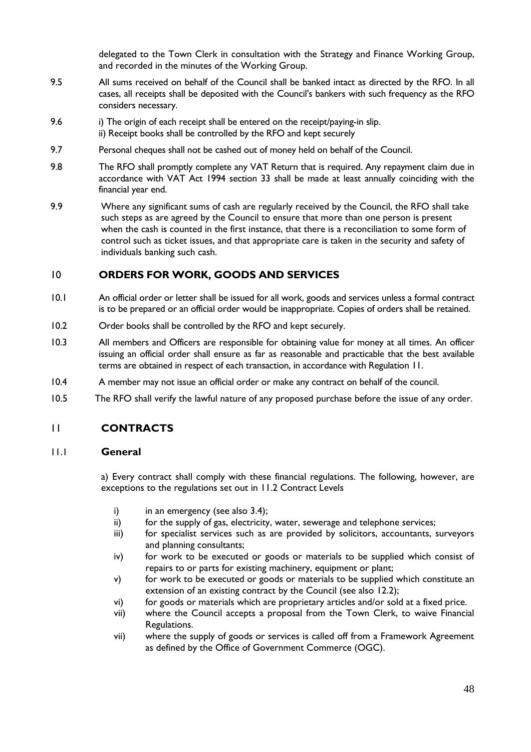delegated to the Town Clerk in consultation with the Strategy and Finance Working Group, and recorded in the minutes of the Working Group.

9.5 All sums received on behalf of the Council shall be banked intact as directed by the RFO. In all cases, all receipts shall be deposited with the Council's bankers with such frequency as the RFO considers necessary.

9.6 i) The origin of each receipt shall be entered on the receipt/paying-in slip.
ii) Receipt books shall be controlled by the RFO and kept securely

9.7 Personal cheques shall not be cashed out of money held on behalf of the Council.

9.8 The RFO shall promptly complete any VAT Return that is required. Any repayment claim due in accordance with VAT Act 1994 section 33 shall be made at least annually coinciding with the financial year end.

9.9 Where any significant sums of cash are regularly received by the Council, the RFO shall take such steps as are agreed by the Council to ensure that more than one person is present when the cash is counted in the first instance, that there is a reconciliation to some form of control such as ticket issues, and that appropriate care is taken in the security and safety of individuals banking such cash.

## 10 ORDERS FOR WORK, GOODS AND SERVICES

10.1 An official order or letter shall be issued for all work, goods and services unless a formal contract is to be prepared or an official order would be inappropriate. Copies of orders shall be retained.

10.2 Order books shall be controlled by the RFO and kept securely.

10.3 All members and Officers are responsible for obtaining value for money at all times. An officer issuing an official order shall ensure as far as reasonable and practicable that the best available terms are obtained in respect of each transaction, in accordance with Regulation 11.

10.4 A member may not issue an official order or make any contract on behalf of the council.

10.5 The RFO shall verify the lawful nature of any proposed purchase before the issue of any order.

## 11 CONTRACTS

### 11.1 General

a) Every contract shall comply with these financial regulations. The following, however, are exceptions to the regulations set out in 11.2 Contract Levels

i) in an emergency (see also 3.4);
ii) for the supply of gas, electricity, water, sewerage and telephone services;
iii) for specialist services such as are provided by solicitors, accountants, surveyors and planning consultants;
iv) for work to be executed or goods or materials to be supplied which consist of repairs to or parts for existing machinery, equipment or plant;
v) for work to be executed or goods or materials to be supplied which constitute an extension of an existing contract by the Council (see also 12.2);
vi) for goods or materials which are proprietary articles and/or sold at a fixed price.
vii) where the Council accepts a proposal from the Town Clerk, to waive Financial Regulations.
vii) where the supply of goods or services is called off from a Framework Agreement as defined by the Office of Government Commerce (OGC).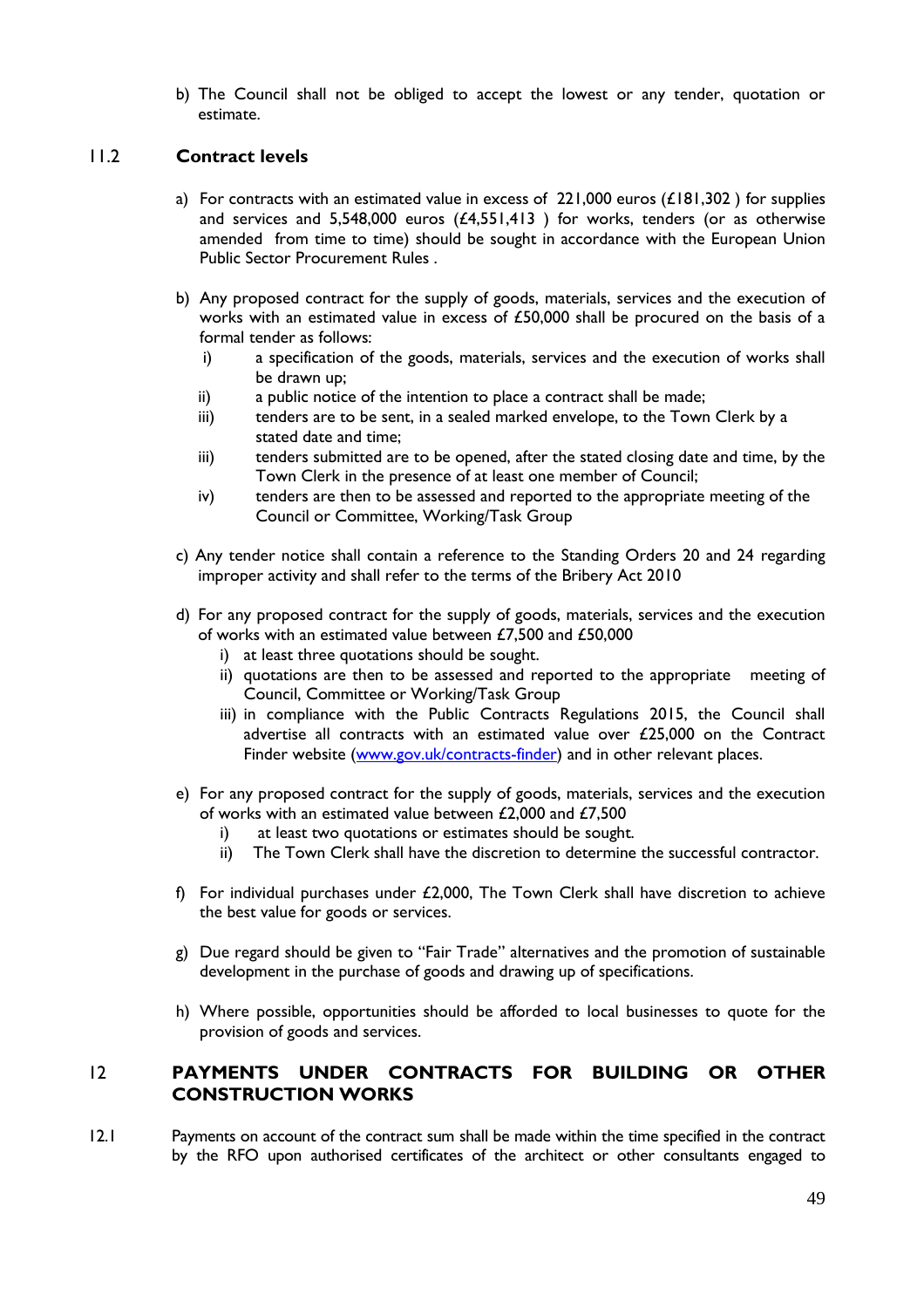b) The Council shall not be obliged to accept the lowest or any tender, quotation or estimate.

## 11.2 Contract levels

a) For contracts with an estimated value in excess of 221,000 euros (£181,302 ) for supplies and services and 5,548,000 euros (£4,551,413 ) for works, tenders (or as otherwise amended from time to time) should be sought in accordance with the European Union Public Sector Procurement Rules .

b) Any proposed contract for the supply of goods, materials, services and the execution of works with an estimated value in excess of £50,000 shall be procured on the basis of a formal tender as follows:
   - i) a specification of the goods, materials, services and the execution of works shall be drawn up;
   - ii) a public notice of the intention to place a contract shall be made;
   - iii) tenders are to be sent, in a sealed marked envelope, to the Town Clerk by a stated date and time;
   - iii) tenders submitted are to be opened, after the stated closing date and time, by the Town Clerk in the presence of at least one member of Council;
   - iv) tenders are then to be assessed and reported to the appropriate meeting of the Council or Committee, Working/Task Group

c) Any tender notice shall contain a reference to the Standing Orders 20 and 24 regarding improper activity and shall refer to the terms of the Bribery Act 2010

d) For any proposed contract for the supply of goods, materials, services and the execution of works with an estimated value between £7,500 and £50,000
   - i) at least three quotations should be sought.
   - ii) quotations are then to be assessed and reported to the appropriate meeting of Council, Committee or Working/Task Group
   - iii) in compliance with the Public Contracts Regulations 2015, the Council shall advertise all contracts with an estimated value over £25,000 on the Contract Finder website (www.gov.uk/contracts-finder) and in other relevant places.

e) For any proposed contract for the supply of goods, materials, services and the execution of works with an estimated value between £2,000 and £7,500
   - i) at least two quotations or estimates should be sought.
   - ii) The Town Clerk shall have the discretion to determine the successful contractor.

f) For individual purchases under £2,000, The Town Clerk shall have discretion to achieve the best value for goods or services.

g) Due regard should be given to "Fair Trade" alternatives and the promotion of sustainable development in the purchase of goods and drawing up of specifications.

h) Where possible, opportunities should be afforded to local businesses to quote for the provision of goods and services.

# 12 PAYMENTS UNDER CONTRACTS FOR BUILDING OR OTHER CONSTRUCTION WORKS

12.1 Payments on account of the contract sum shall be made within the time specified in the contract by the RFO upon authorised certificates of the architect or other consultants engaged to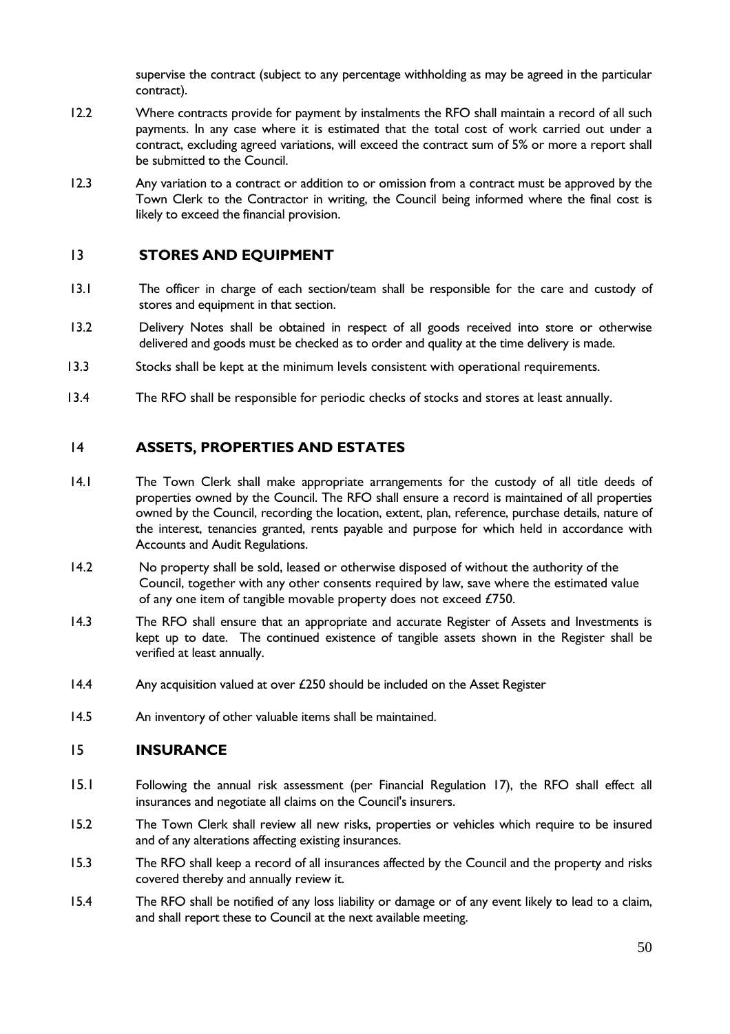supervise the contract (subject to any percentage withholding as may be agreed in the particular contract).

12.2 Where contracts provide for payment by instalments the RFO shall maintain a record of all such payments. In any case where it is estimated that the total cost of work carried out under a contract, excluding agreed variations, will exceed the contract sum of 5% or more a report shall be submitted to the Council.

12.3 Any variation to a contract or addition to or omission from a contract must be approved by the Town Clerk to the Contractor in writing, the Council being informed where the final cost is likely to exceed the financial provision.

## 13 STORES AND EQUIPMENT

13.1 The officer in charge of each section/team shall be responsible for the care and custody of stores and equipment in that section.

13.2 Delivery Notes shall be obtained in respect of all goods received into store or otherwise delivered and goods must be checked as to order and quality at the time delivery is made.

13.3 Stocks shall be kept at the minimum levels consistent with operational requirements.

13.4 The RFO shall be responsible for periodic checks of stocks and stores at least annually.

## 14 ASSETS, PROPERTIES AND ESTATES

14.1 The Town Clerk shall make appropriate arrangements for the custody of all title deeds of properties owned by the Council. The RFO shall ensure a record is maintained of all properties owned by the Council, recording the location, extent, plan, reference, purchase details, nature of the interest, tenancies granted, rents payable and purpose for which held in accordance with Accounts and Audit Regulations.

14.2 No property shall be sold, leased or otherwise disposed of without the authority of the Council, together with any other consents required by law, save where the estimated value of any one item of tangible movable property does not exceed £750.

14.3 The RFO shall ensure that an appropriate and accurate Register of Assets and Investments is kept up to date. The continued existence of tangible assets shown in the Register shall be verified at least annually.

14.4 Any acquisition valued at over £250 should be included on the Asset Register

14.5 An inventory of other valuable items shall be maintained.

## 15 INSURANCE

15.1 Following the annual risk assessment (per Financial Regulation 17), the RFO shall effect all insurances and negotiate all claims on the Council's insurers.

15.2 The Town Clerk shall review all new risks, properties or vehicles which require to be insured and of any alterations affecting existing insurances.

15.3 The RFO shall keep a record of all insurances affected by the Council and the property and risks covered thereby and annually review it.

15.4 The RFO shall be notified of any loss liability or damage or of any event likely to lead to a claim, and shall report these to Council at the next available meeting.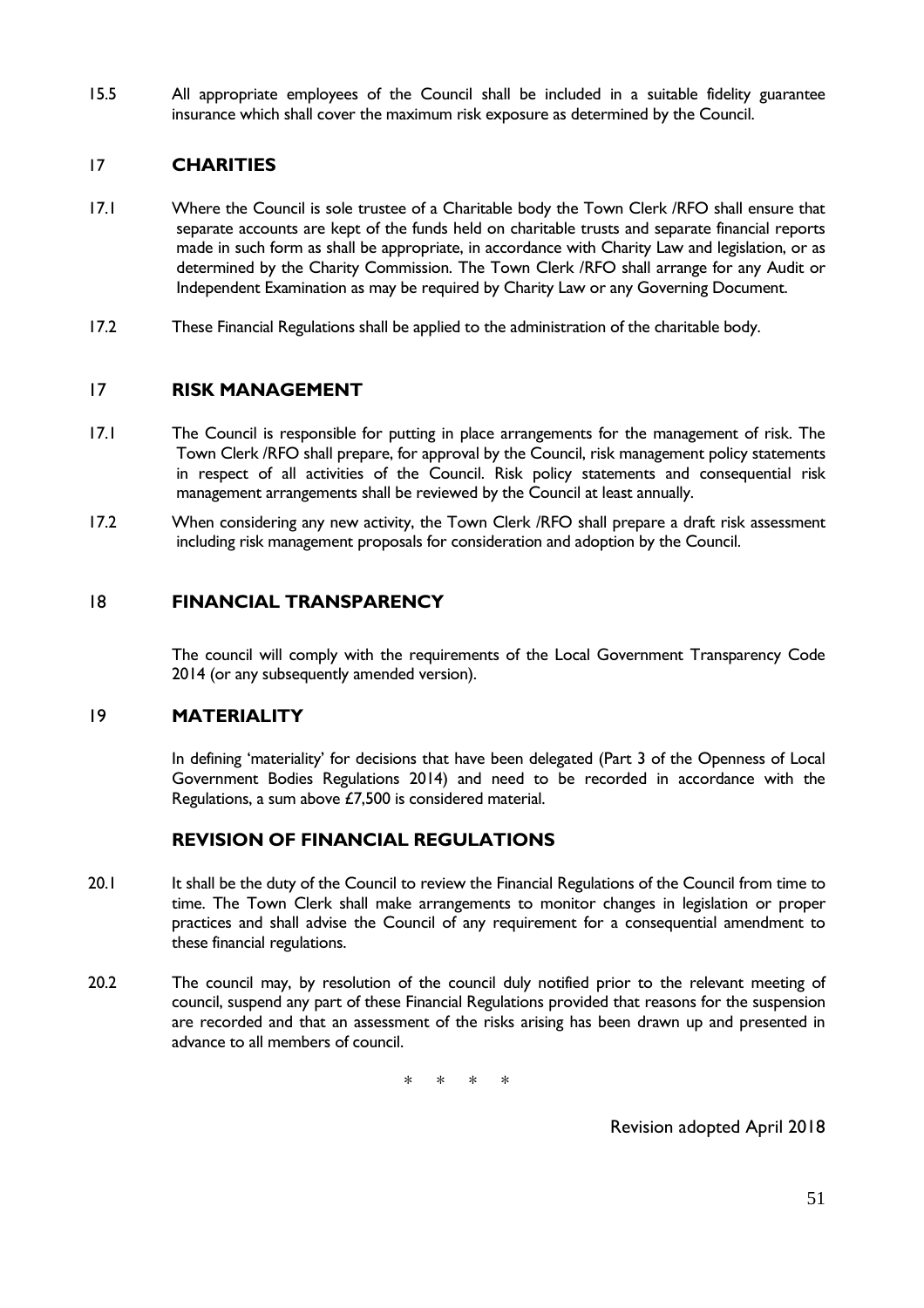15.5 All appropriate employees of the Council shall be included in a suitable fidelity guarantee insurance which shall cover the maximum risk exposure as determined by the Council.

## 17 CHARITIES

17.1 Where the Council is sole trustee of a Charitable body the Town Clerk /RFO shall ensure that separate accounts are kept of the funds held on charitable trusts and separate financial reports made in such form as shall be appropriate, in accordance with Charity Law and legislation, or as determined by the Charity Commission. The Town Clerk /RFO shall arrange for any Audit or Independent Examination as may be required by Charity Law or any Governing Document.

17.2 These Financial Regulations shall be applied to the administration of the charitable body.

## 17 RISK MANAGEMENT

17.1 The Council is responsible for putting in place arrangements for the management of risk. The Town Clerk /RFO shall prepare, for approval by the Council, risk management policy statements in respect of all activities of the Council. Risk policy statements and consequential risk management arrangements shall be reviewed by the Council at least annually.

17.2 When considering any new activity, the Town Clerk /RFO shall prepare a draft risk assessment including risk management proposals for consideration and adoption by the Council.

## 18 FINANCIAL TRANSPARENCY

The council will comply with the requirements of the Local Government Transparency Code 2014 (or any subsequently amended version).

## 19 MATERIALITY

In defining 'materiality' for decisions that have been delegated (Part 3 of the Openness of Local Government Bodies Regulations 2014) and need to be recorded in accordance with the Regulations, a sum above £7,500 is considered material.

## REVISION OF FINANCIAL REGULATIONS

20.1 It shall be the duty of the Council to review the Financial Regulations of the Council from time to time. The Town Clerk shall make arrangements to monitor changes in legislation or proper practices and shall advise the Council of any requirement for a consequential amendment to these financial regulations.

20.2 The council may, by resolution of the council duly notified prior to the relevant meeting of council, suspend any part of these Financial Regulations provided that reasons for the suspension are recorded and that an assessment of the risks arising has been drawn up and presented in advance to all members of council.

\* \* \* \*

Revision adopted April 2018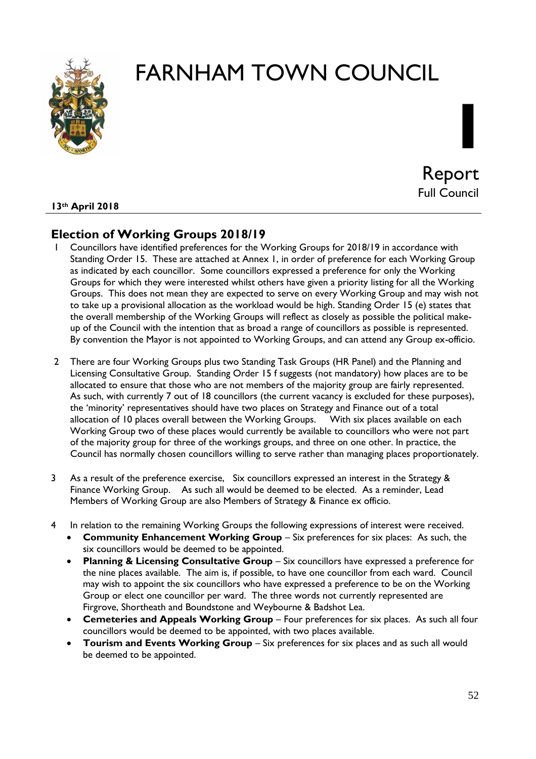# FARNHAM TOWN COUNCIL

I

Report
Full Council

**13th April 2018**

## Election of Working Groups 2018/19

1 Councillors have identified preferences for the Working Groups for 2018/19 in accordance with Standing Order 15. These are attached at Annex 1, in order of preference for each Working Group as indicated by each councillor. Some councillors expressed a preference for only the Working Groups for which they were interested whilst others have given a priority listing for all the Working Groups. This does not mean they are expected to serve on every Working Group and may wish not to take up a provisional allocation as the workload would be high. Standing Order 15 (e) states that the overall membership of the Working Groups will reflect as closely as possible the political make-up of the Council with the intention that as broad a range of councillors as possible is represented. By convention the Mayor is not appointed to Working Groups, and can attend any Group ex-officio.

2 There are four Working Groups plus two Standing Task Groups (HR Panel) and the Planning and Licensing Consultative Group. Standing Order 15 f suggests (not mandatory) how places are to be allocated to ensure that those who are not members of the majority group are fairly represented. As such, with currently 7 out of 18 councillors (the current vacancy is excluded for these purposes), the 'minority' representatives should have two places on Strategy and Finance out of a total allocation of 10 places overall between the Working Groups. With six places available on each Working Group two of these places would currently be available to councillors who were not part of the majority group for three of the workings groups, and three on one other. In practice, the Council has normally chosen councillors willing to serve rather than managing places proportionately.

3 As a result of the preference exercise, Six councillors expressed an interest in the Strategy & Finance Working Group. As such all would be deemed to be elected. As a reminder, Lead Members of Working Group are also Members of Strategy & Finance ex officio.

4 In relation to the remaining Working Groups the following expressions of interest were received.

- **Community Enhancement Working Group** – Six preferences for six places: As such, the six councillors would be deemed to be appointed.
- **Planning & Licensing Consultative Group** – Six councillors have expressed a preference for the nine places available. The aim is, if possible, to have one councillor from each ward. Council may wish to appoint the six councillors who have expressed a preference to be on the Working Group or elect one councillor per ward. The three words not currently represented are Firgrove, Shortheath and Boundstone and Weybourne & Badshot Lea.
- **Cemeteries and Appeals Working Group** – Four preferences for six places. As such all four councillors would be deemed to be appointed, with two places available.
- **Tourism and Events Working Group** – Six preferences for six places and as such all would be deemed to be appointed.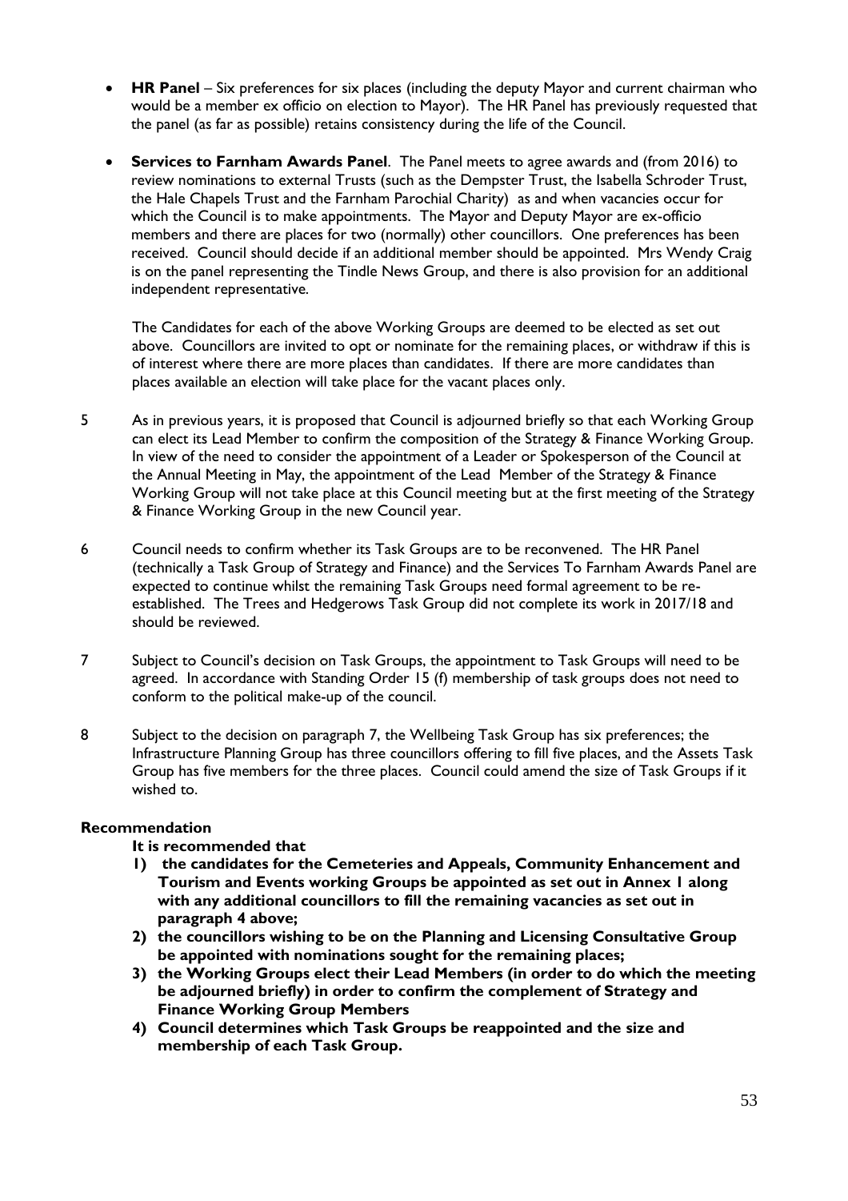- **HR Panel** – Six preferences for six places (including the deputy Mayor and current chairman who would be a member ex officio on election to Mayor). The HR Panel has previously requested that the panel (as far as possible) retains consistency during the life of the Council.

- **Services to Farnham Awards Panel**. The Panel meets to agree awards and (from 2016) to review nominations to external Trusts (such as the Dempster Trust, the Isabella Schroder Trust, the Hale Chapels Trust and the Farnham Parochial Charity) as and when vacancies occur for which the Council is to make appointments. The Mayor and Deputy Mayor are ex-officio members and there are places for two (normally) other councillors. One preferences has been received. Council should decide if an additional member should be appointed. Mrs Wendy Craig is on the panel representing the Tindle News Group, and there is also provision for an additional independent representative.

  The Candidates for each of the above Working Groups are deemed to be elected as set out above. Councillors are invited to opt or nominate for the remaining places, or withdraw if this is of interest where there are more places than candidates. If there are more candidates than places available an election will take place for the vacant places only.

5 As in previous years, it is proposed that Council is adjourned briefly so that each Working Group can elect its Lead Member to confirm the composition of the Strategy & Finance Working Group. In view of the need to consider the appointment of a Leader or Spokesperson of the Council at the Annual Meeting in May, the appointment of the Lead Member of the Strategy & Finance Working Group will not take place at this Council meeting but at the first meeting of the Strategy & Finance Working Group in the new Council year.

6 Council needs to confirm whether its Task Groups are to be reconvened. The HR Panel (technically a Task Group of Strategy and Finance) and the Services To Farnham Awards Panel are expected to continue whilst the remaining Task Groups need formal agreement to be re-established. The Trees and Hedgerows Task Group did not complete its work in 2017/18 and should be reviewed.

7 Subject to Council's decision on Task Groups, the appointment to Task Groups will need to be agreed. In accordance with Standing Order 15 (f) membership of task groups does not need to conform to the political make-up of the council.

8 Subject to the decision on paragraph 7, the Wellbeing Task Group has six preferences; the Infrastructure Planning Group has three councillors offering to fill five places, and the Assets Task Group has five members for the three places. Council could amend the size of Task Groups if it wished to.

**Recommendation**

**It is recommended that**

1) **the candidates for the Cemeteries and Appeals, Community Enhancement and Tourism and Events working Groups be appointed as set out in Annex 1 along with any additional councillors to fill the remaining vacancies as set out in paragraph 4 above;**
2) **the councillors wishing to be on the Planning and Licensing Consultative Group be appointed with nominations sought for the remaining places;**
3) **the Working Groups elect their Lead Members (in order to do which the meeting be adjourned briefly) in order to confirm the complement of Strategy and Finance Working Group Members**
4) **Council determines which Task Groups be reappointed and the size and membership of each Task Group.**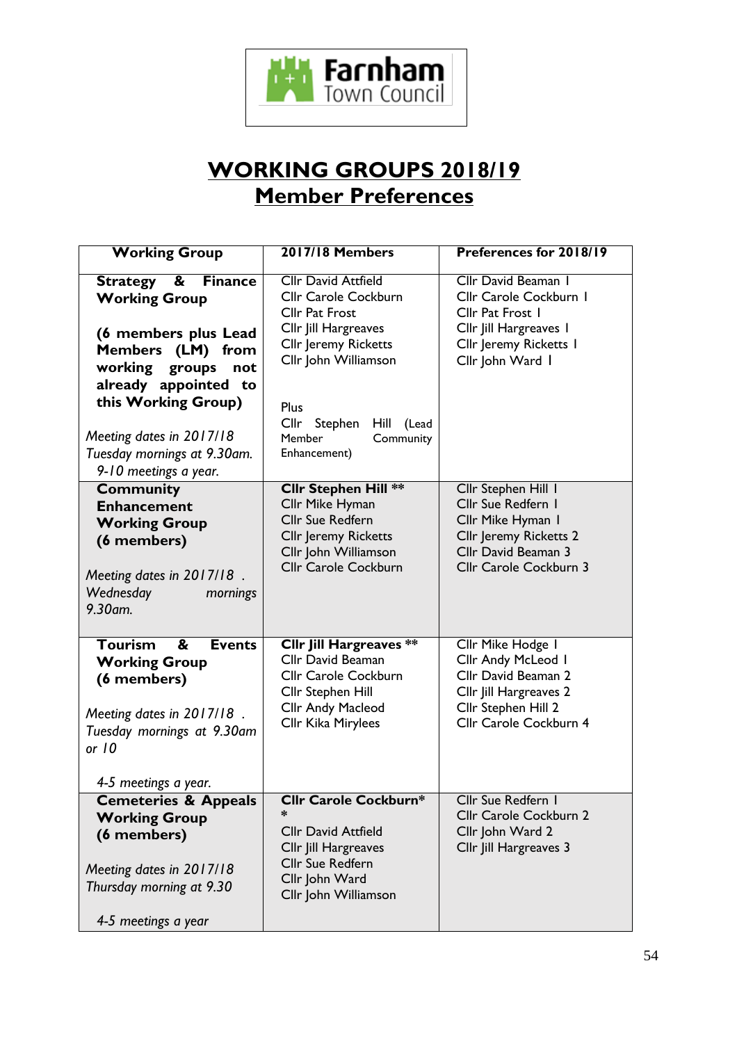Farnham Town Council

# WORKING GROUPS 2018/19
## Member Preferences

| Working Group | 2017/18 Members | Preferences for 2018/19 |
|---|---|---|
| **Strategy & Finance Working Group**<br><br>**(6 members plus Lead Members (LM) from working groups not already appointed to this Working Group)**<br><br>*Meeting dates in 2017/18 Tuesday mornings at 9.30am. 9-10 meetings a year.* | Cllr David Attfield<br>Cllr Carole Cockburn<br>Cllr Pat Frost<br>Cllr Jill Hargreaves<br>Cllr Jeremy Ricketts<br>Cllr John Williamson<br><br>Plus<br>Cllr Stephen Hill (Lead Member Community Enhancement) | Cllr David Beaman 1<br>Cllr Carole Cockburn 1<br>Cllr Pat Frost 1<br>Cllr Jill Hargreaves 1<br>Cllr Jeremy Ricketts 1<br>Cllr John Ward 1 |
| **Community Enhancement Working Group (6 members)**<br><br>*Meeting dates in 2017/18 . Wednesday mornings 9.30am.* | **Cllr Stephen Hill** \*\*<br>Cllr Mike Hyman<br>Cllr Sue Redfern<br>Cllr Jeremy Ricketts<br>Cllr John Williamson<br>Cllr Carole Cockburn | Cllr Stephen Hill 1<br>Cllr Sue Redfern 1<br>Cllr Mike Hyman 1<br>Cllr Jeremy Ricketts 2<br>Cllr David Beaman 3<br>Cllr Carole Cockburn 3 |
| **Tourism & Events Working Group (6 members)**<br><br>*Meeting dates in 2017/18 . Tuesday mornings at 9.30am or 10*<br><br>*4-5 meetings a year.* | **Cllr Jill Hargreaves** \*\*<br>Cllr David Beaman<br>Cllr Carole Cockburn<br>Cllr Stephen Hill<br>Cllr Andy Macleod<br>Cllr Kika Mirylees | Cllr Mike Hodge 1<br>Cllr Andy McLeod 1<br>Cllr David Beaman 2<br>Cllr Jill Hargreaves 2<br>Cllr Stephen Hill 2<br>Cllr Carole Cockburn 4 |
| **Cemeteries & Appeals Working Group (6 members)**<br><br>*Meeting dates in 2017/18 Thursday morning at 9.30*<br><br>*4-5 meetings a year* | **Cllr Carole Cockburn**\*\*<br>Cllr David Attfield<br>Cllr Jill Hargreaves<br>Cllr Sue Redfern<br>Cllr John Ward<br>Cllr John Williamson | Cllr Sue Redfern 1<br>Cllr Carole Cockburn 2<br>Cllr John Ward 2<br>Cllr Jill Hargreaves 3 |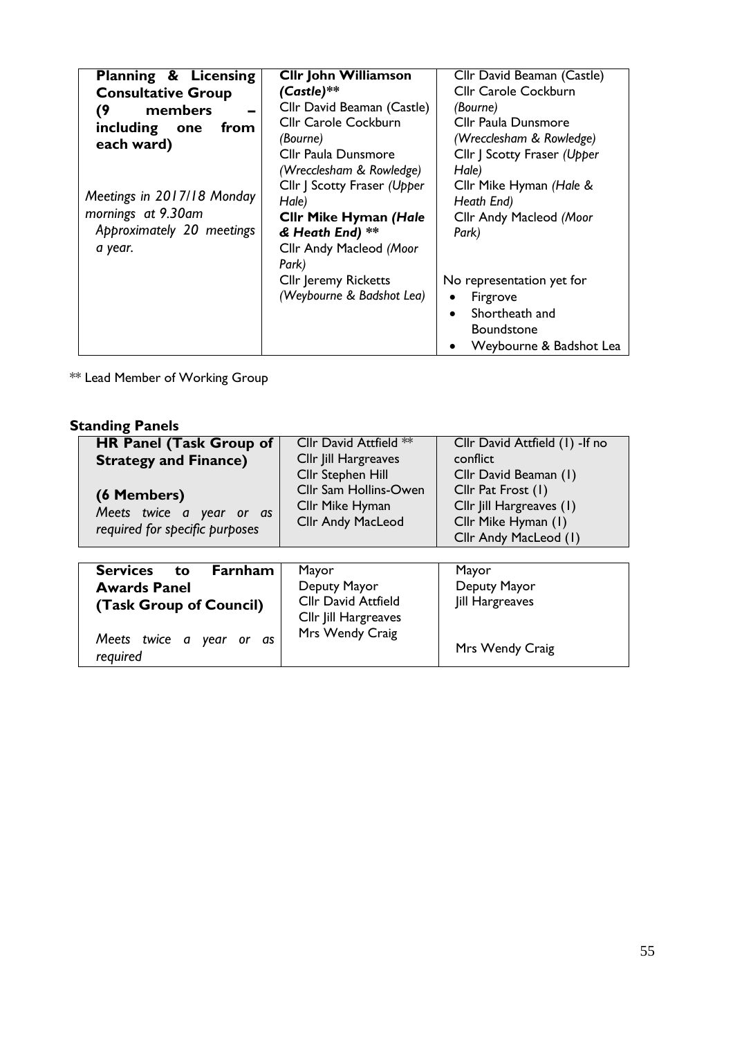| **Planning & Licensing Consultative Group (9 members – including one from each ward)**<br><br>*Meetings in 2017/18 Monday mornings at 9.30am Approximately 20 meetings a year.* | **Cllr John Williamson *(Castle)*\*\***<br>Cllr David Beaman (Castle)<br>Cllr Carole Cockburn *(Bourne)*<br>Cllr Paula Dunsmore *(Wrecclesham & Rowledge)*<br>Cllr J Scotty Fraser *(Upper Hale)*<br>**Cllr Mike Hyman *(Hale & Heath End)* \*\***<br>Cllr Andy Macleod *(Moor Park)*<br>Cllr Jeremy Ricketts *(Weybourne & Badshot Lea)* | Cllr David Beaman (Castle)<br>Cllr Carole Cockburn *(Bourne)*<br>Cllr Paula Dunsmore *(Wrecclesham & Rowledge)*<br>Cllr J Scotty Fraser *(Upper Hale)*<br>Cllr Mike Hyman *(Hale & Heath End)*<br>Cllr Andy Macleod *(Moor Park)*<br><br>No representation yet for<br>• Firgrove<br>• Shortheath and Boundstone<br>• Weybourne & Badshot Lea |
|---|---|---|

** Lead Member of Working Group

## Standing Panels

| **HR Panel (Task Group of Strategy and Finance)**<br><br>**(6 Members)**<br>*Meets twice a year or as required for specific purposes* | Cllr David Attfield **<br>Cllr Jill Hargreaves<br>Cllr Stephen Hill<br>Cllr Sam Hollins-Owen<br>Cllr Mike Hyman<br>Cllr Andy MacLeod | Cllr David Attfield (1) -If no conflict<br>Cllr David Beaman (1)<br>Cllr Pat Frost (1)<br>Cllr Jill Hargreaves (1)<br>Cllr Mike Hyman (1)<br>Cllr Andy MacLeod (1) |
|---|---|---|

| **Services to Farnham Awards Panel (Task Group of Council)**<br><br>*Meets twice a year or as required* | Mayor<br>Deputy Mayor<br>Cllr David Attfield<br>Cllr Jill Hargreaves<br>Mrs Wendy Craig | Mayor<br>Deputy Mayor<br>Jill Hargreaves<br><br>Mrs Wendy Craig |
|---|---|---|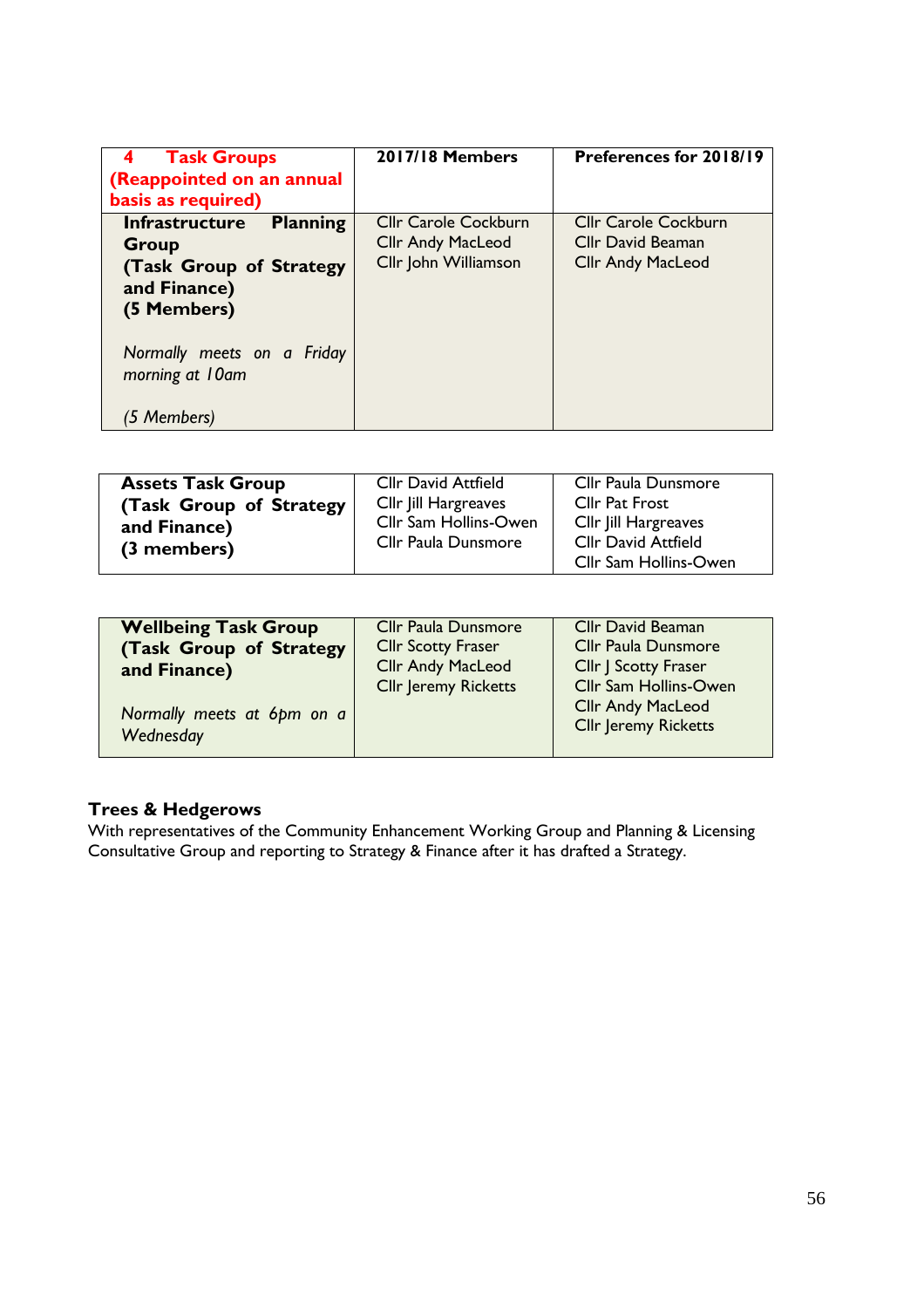| **4 Task Groups (Reappointed on an annual basis as required)** | **2017/18 Members** | **Preferences for 2018/19** |
|---|---|---|
| **Infrastructure Planning Group (Task Group of Strategy and Finance) (5 Members)**<br><br>*Normally meets on a Friday morning at 10am*<br><br>*(5 Members)* | Cllr Carole Cockburn<br>Cllr Andy MacLeod<br>Cllr John Williamson | Cllr Carole Cockburn<br>Cllr David Beaman<br>Cllr Andy MacLeod |

| | | |
|---|---|---|
| **Assets Task Group (Task Group of Strategy and Finance) (3 members)** | Cllr David Attfield<br>Cllr Jill Hargreaves<br>Cllr Sam Hollins-Owen<br>Cllr Paula Dunsmore | Cllr Paula Dunsmore<br>Cllr Pat Frost<br>Cllr Jill Hargreaves<br>Cllr David Attfield<br>Cllr Sam Hollins-Owen |

| | | |
|---|---|---|
| **Wellbeing Task Group (Task Group of Strategy and Finance)**<br><br>*Normally meets at 6pm on a Wednesday* | Cllr Paula Dunsmore<br>Cllr Scotty Fraser<br>Cllr Andy MacLeod<br>Cllr Jeremy Ricketts | Cllr David Beaman<br>Cllr Paula Dunsmore<br>Cllr J Scotty Fraser<br>Cllr Sam Hollins-Owen<br>Cllr Andy MacLeod<br>Cllr Jeremy Ricketts |

**Trees & Hedgerows**

With representatives of the Community Enhancement Working Group and Planning & Licensing Consultative Group and reporting to Strategy & Finance after it has drafted a Strategy.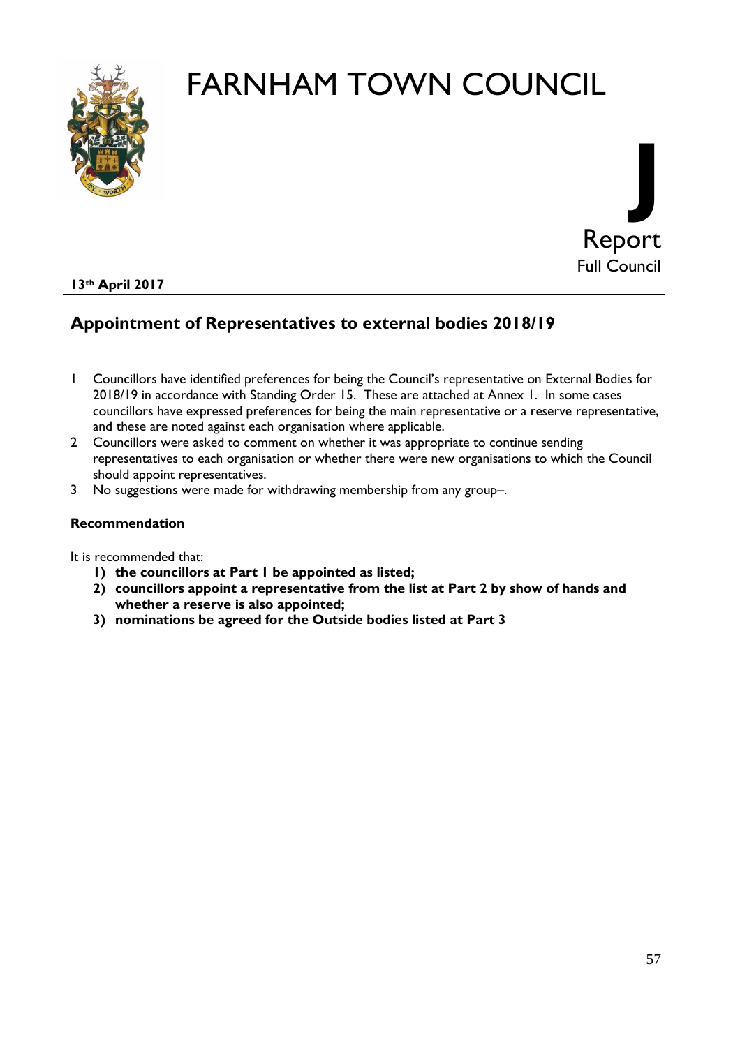# FARNHAM TOWN COUNCIL

**J**

Report
Full Council

**13th April 2017**

## Appointment of Representatives to external bodies 2018/19

1. Councillors have identified preferences for being the Council's representative on External Bodies for 2018/19 in accordance with Standing Order 15. These are attached at Annex 1. In some cases councillors have expressed preferences for being the main representative or a reserve representative, and these are noted against each organisation where applicable.
2. Councillors were asked to comment on whether it was appropriate to continue sending representatives to each organisation or whether there were new organisations to which the Council should appoint representatives.
3. No suggestions were made for withdrawing membership from any group–.

**Recommendation**

It is recommended that:

1) **the councillors at Part 1 be appointed as listed;**
2) **councillors appoint a representative from the list at Part 2 by show of hands and whether a reserve is also appointed;**
3) **nominations be agreed for the Outside bodies listed at Part 3**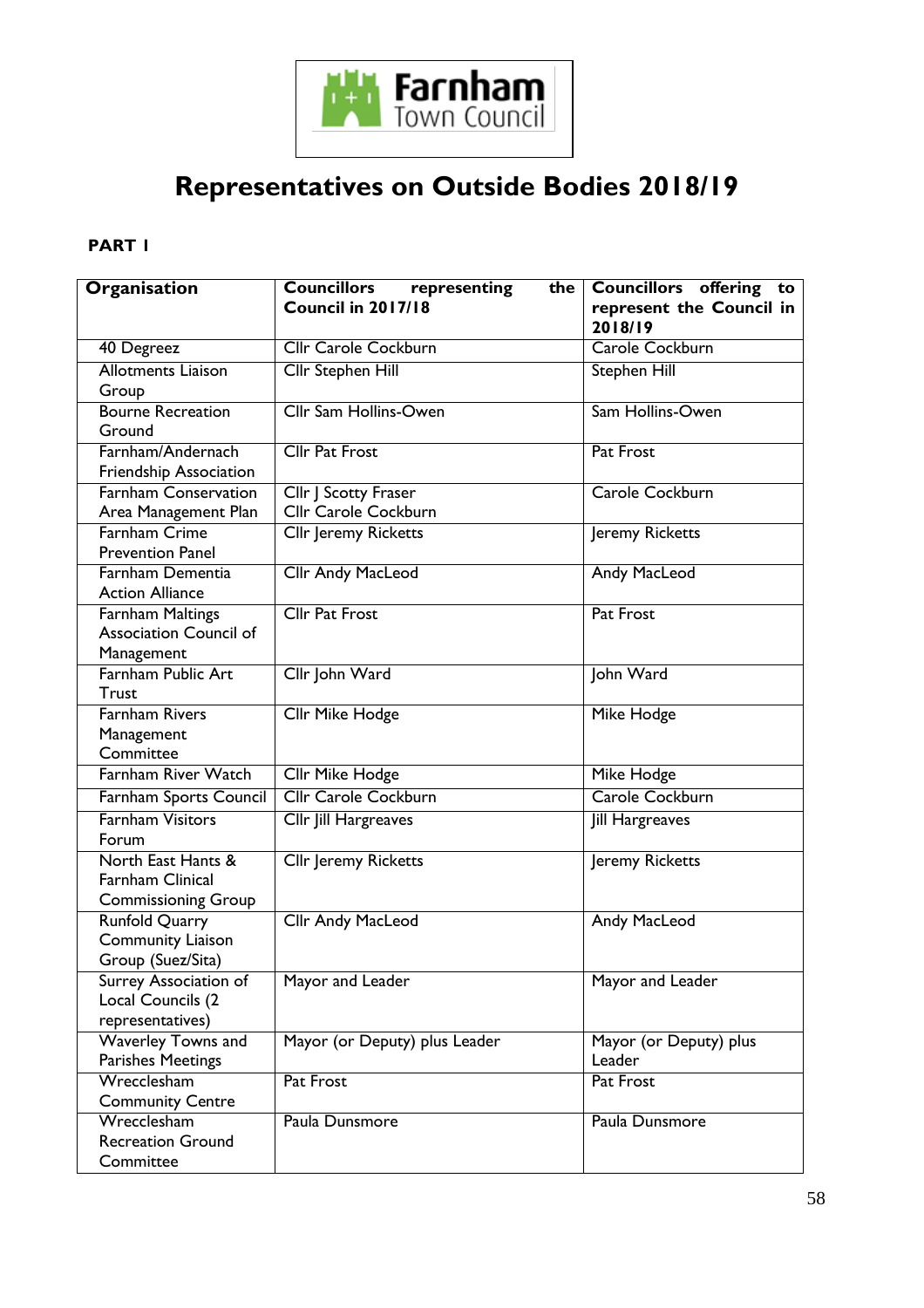Farnham Town Council

# Representatives on Outside Bodies 2018/19

**PART 1**

| Organisation | Councillors representing the Council in 2017/18 | Councillors offering to represent the Council in 2018/19 |
|---|---|---|
| 40 Degreez | Cllr Carole Cockburn | Carole Cockburn |
| Allotments Liaison Group | Cllr Stephen Hill | Stephen Hill |
| Bourne Recreation Ground | Cllr Sam Hollins-Owen | Sam Hollins-Owen |
| Farnham/Andernach Friendship Association | Cllr Pat Frost | Pat Frost |
| Farnham Conservation Area Management Plan | Cllr J Scotty Fraser<br>Cllr Carole Cockburn | Carole Cockburn |
| Farnham Crime Prevention Panel | Cllr Jeremy Ricketts | Jeremy Ricketts |
| Farnham Dementia Action Alliance | Cllr Andy MacLeod | Andy MacLeod |
| Farnham Maltings Association Council of Management | Cllr Pat Frost | Pat Frost |
| Farnham Public Art Trust | Cllr John Ward | John Ward |
| Farnham Rivers Management Committee | Cllr Mike Hodge | Mike Hodge |
| Farnham River Watch | Cllr Mike Hodge | Mike Hodge |
| Farnham Sports Council | Cllr Carole Cockburn | Carole Cockburn |
| Farnham Visitors Forum | Cllr Jill Hargreaves | Jill Hargreaves |
| North East Hants & Farnham Clinical Commissioning Group | Cllr Jeremy Ricketts | Jeremy Ricketts |
| Runfold Quarry Community Liaison Group (Suez/Sita) | Cllr Andy MacLeod | Andy MacLeod |
| Surrey Association of Local Councils (2 representatives) | Mayor and Leader | Mayor and Leader |
| Waverley Towns and Parishes Meetings | Mayor (or Deputy) plus Leader | Mayor (or Deputy) plus Leader |
| Wrecclesham Community Centre | Pat Frost | Pat Frost |
| Wrecclesham Recreation Ground Committee | Paula Dunsmore | Paula Dunsmore |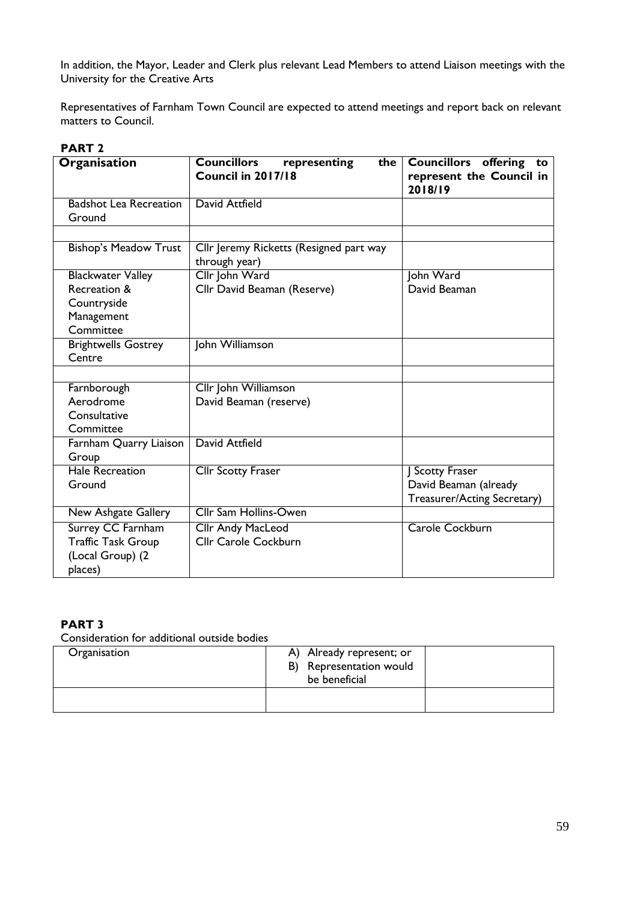In addition, the Mayor, Leader and Clerk plus relevant Lead Members to attend Liaison meetings with the University for the Creative Arts

Representatives of Farnham Town Council are expected to attend meetings and report back on relevant matters to Council.

**PART 2**

| Organisation | Councillors representing the Council in 2017/18 | Councillors offering to represent the Council in 2018/19 |
|---|---|---|
| Badshot Lea Recreation Ground | David Attfield | |
| | | |
| Bishop's Meadow Trust | Cllr Jeremy Ricketts (Resigned part way through year) | |
| Blackwater Valley Recreation & Countryside Management Committee | Cllr John Ward<br>Cllr David Beaman (Reserve) | John Ward<br>David Beaman |
| Brightwells Gostrey Centre | John Williamson | |
| | | |
| Farnborough Aerodrome Consultative Committee | Cllr John Williamson<br>David Beaman (reserve) | |
| Farnham Quarry Liaison Group | David Attfield | |
| Hale Recreation Ground | Cllr Scotty Fraser | J Scotty Fraser<br>David Beaman (already Treasurer/Acting Secretary) |
| New Ashgate Gallery | Cllr Sam Hollins-Owen | |
| Surrey CC Farnham Traffic Task Group (Local Group) (2 places) | Cllr Andy MacLeod<br>Cllr Carole Cockburn | Carole Cockburn |

**PART 3**

Consideration for additional outside bodies

| Organisation | A) Already represent; or<br>B) Representation would be beneficial | |
|---|---|---|
| | | |